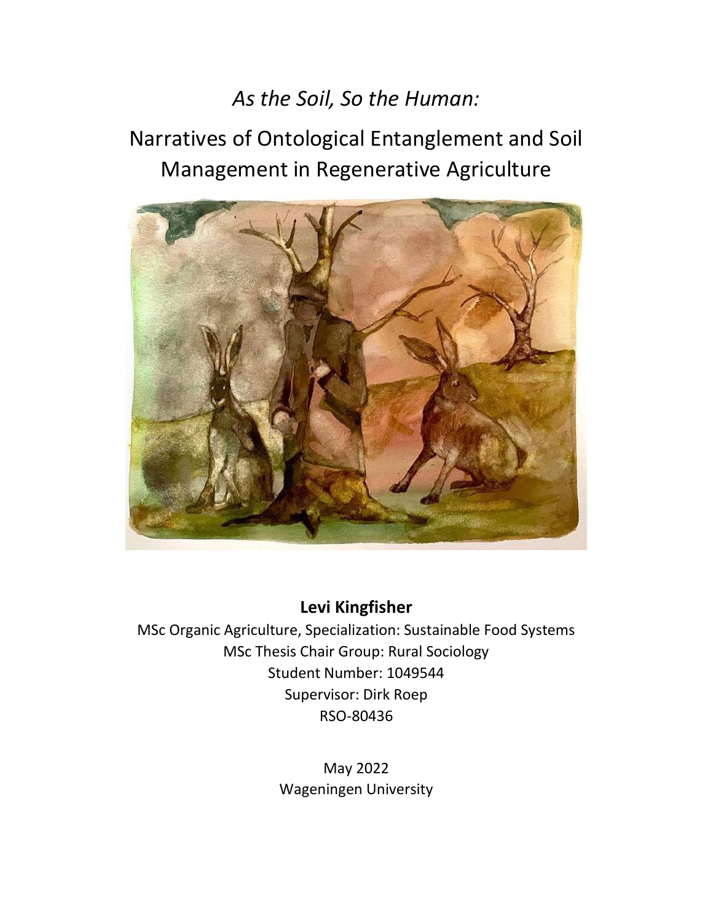# *As the Soil, So the Human:*

## Narratives of Ontological Entanglement and Soil Management in Regenerative Agriculture

**Levi Kingfisher**

MSc Organic Agriculture, Specialization: Sustainable Food Systems
MSc Thesis Chair Group: Rural Sociology
Student Number: 1049544
Supervisor: Dirk Roep
RSO-80436

May 2022
Wageningen University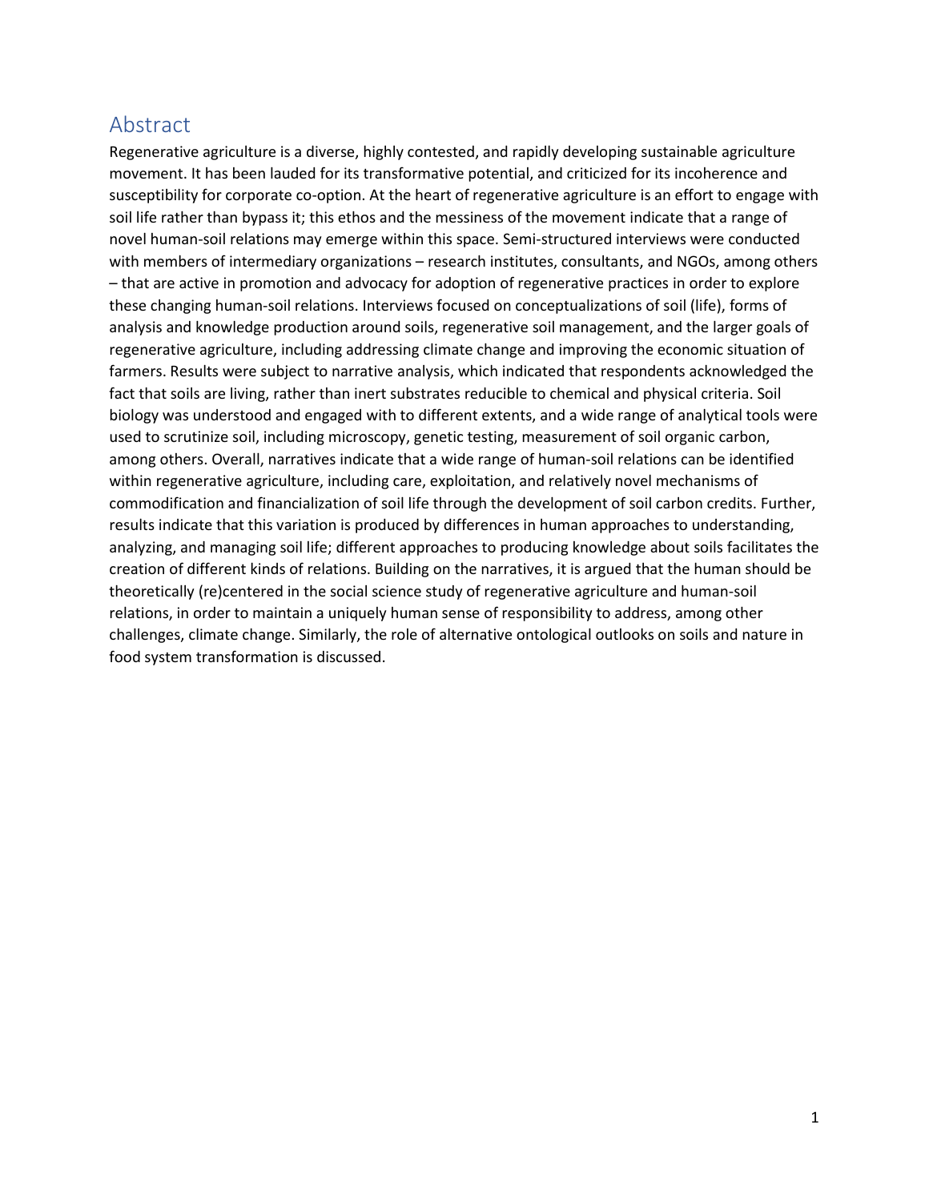## Abstract

Regenerative agriculture is a diverse, highly contested, and rapidly developing sustainable agriculture movement. It has been lauded for its transformative potential, and criticized for its incoherence and susceptibility for corporate co-option. At the heart of regenerative agriculture is an effort to engage with soil life rather than bypass it; this ethos and the messiness of the movement indicate that a range of novel human-soil relations may emerge within this space. Semi-structured interviews were conducted with members of intermediary organizations – research institutes, consultants, and NGOs, among others – that are active in promotion and advocacy for adoption of regenerative practices in order to explore these changing human-soil relations. Interviews focused on conceptualizations of soil (life), forms of analysis and knowledge production around soils, regenerative soil management, and the larger goals of regenerative agriculture, including addressing climate change and improving the economic situation of farmers. Results were subject to narrative analysis, which indicated that respondents acknowledged the fact that soils are living, rather than inert substrates reducible to chemical and physical criteria. Soil biology was understood and engaged with to different extents, and a wide range of analytical tools were used to scrutinize soil, including microscopy, genetic testing, measurement of soil organic carbon, among others. Overall, narratives indicate that a wide range of human-soil relations can be identified within regenerative agriculture, including care, exploitation, and relatively novel mechanisms of commodification and financialization of soil life through the development of soil carbon credits. Further, results indicate that this variation is produced by differences in human approaches to understanding, analyzing, and managing soil life; different approaches to producing knowledge about soils facilitates the creation of different kinds of relations. Building on the narratives, it is argued that the human should be theoretically (re)centered in the social science study of regenerative agriculture and human-soil relations, in order to maintain a uniquely human sense of responsibility to address, among other challenges, climate change. Similarly, the role of alternative ontological outlooks on soils and nature in food system transformation is discussed.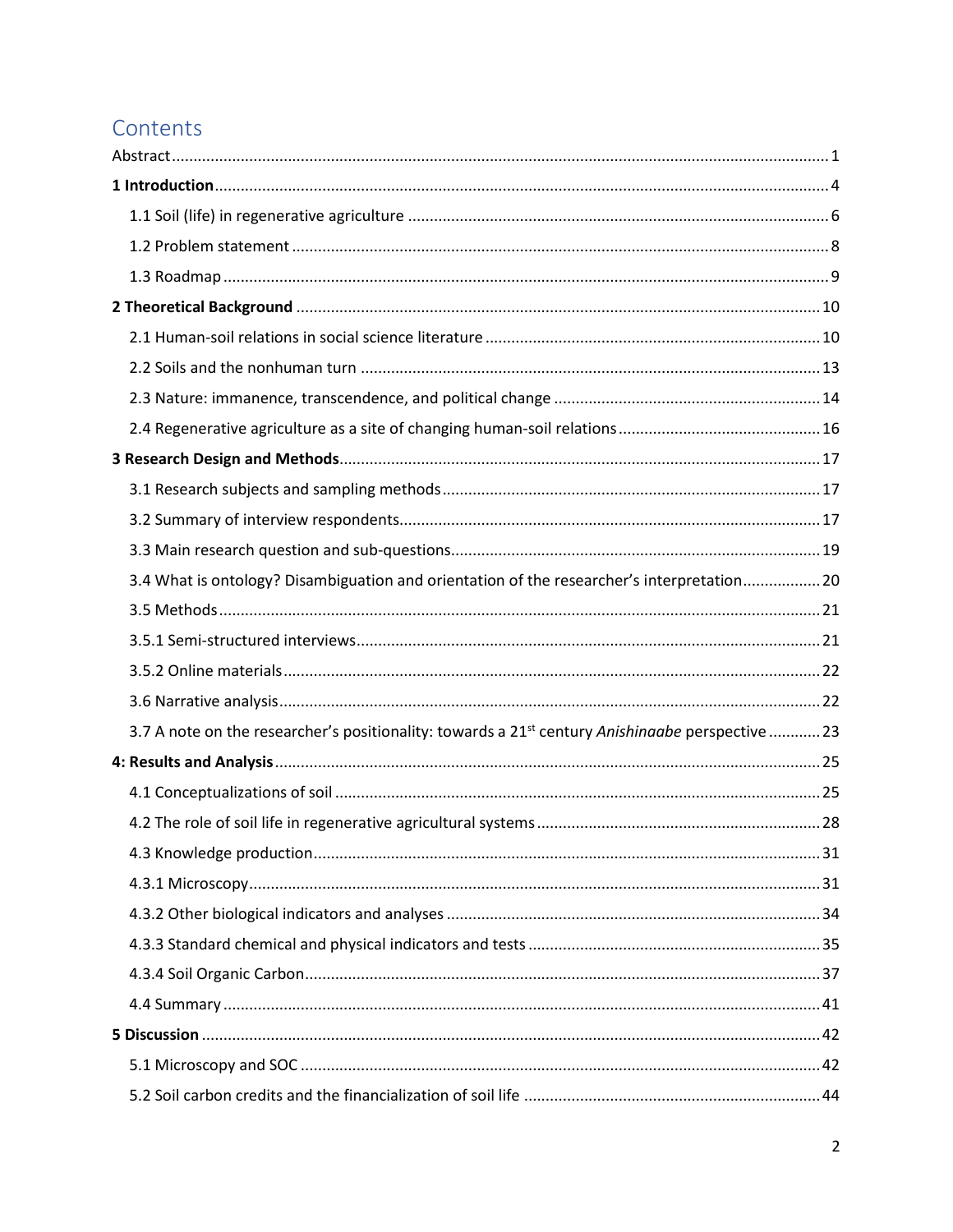# Contents

Abstract ........ 1

**1 Introduction** ........ 4

1.1 Soil (life) in regenerative agriculture ........ 6

1.2 Problem statement ........ 8

1.3 Roadmap ........ 9

**2 Theoretical Background** ........ 10

2.1 Human-soil relations in social science literature ........ 10

2.2 Soils and the nonhuman turn ........ 13

2.3 Nature: immanence, transcendence, and political change ........ 14

2.4 Regenerative agriculture as a site of changing human-soil relations ........ 16

**3 Research Design and Methods** ........ 17

3.1 Research subjects and sampling methods ........ 17

3.2 Summary of interview respondents ........ 17

3.3 Main research question and sub-questions ........ 19

3.4 What is ontology? Disambiguation and orientation of the researcher's interpretation ........ 20

3.5 Methods ........ 21

3.5.1 Semi-structured interviews ........ 21

3.5.2 Online materials ........ 22

3.6 Narrative analysis ........ 22

3.7 A note on the researcher's positionality: towards a 21st century *Anishinaabe* perspective ........ 23

**4: Results and Analysis** ........ 25

4.1 Conceptualizations of soil ........ 25

4.2 The role of soil life in regenerative agricultural systems ........ 28

4.3 Knowledge production ........ 31

4.3.1 Microscopy ........ 31

4.3.2 Other biological indicators and analyses ........ 34

4.3.3 Standard chemical and physical indicators and tests ........ 35

4.3.4 Soil Organic Carbon ........ 37

4.4 Summary ........ 41

**5 Discussion** ........ 42

5.1 Microscopy and SOC ........ 42

5.2 Soil carbon credits and the financialization of soil life ........ 44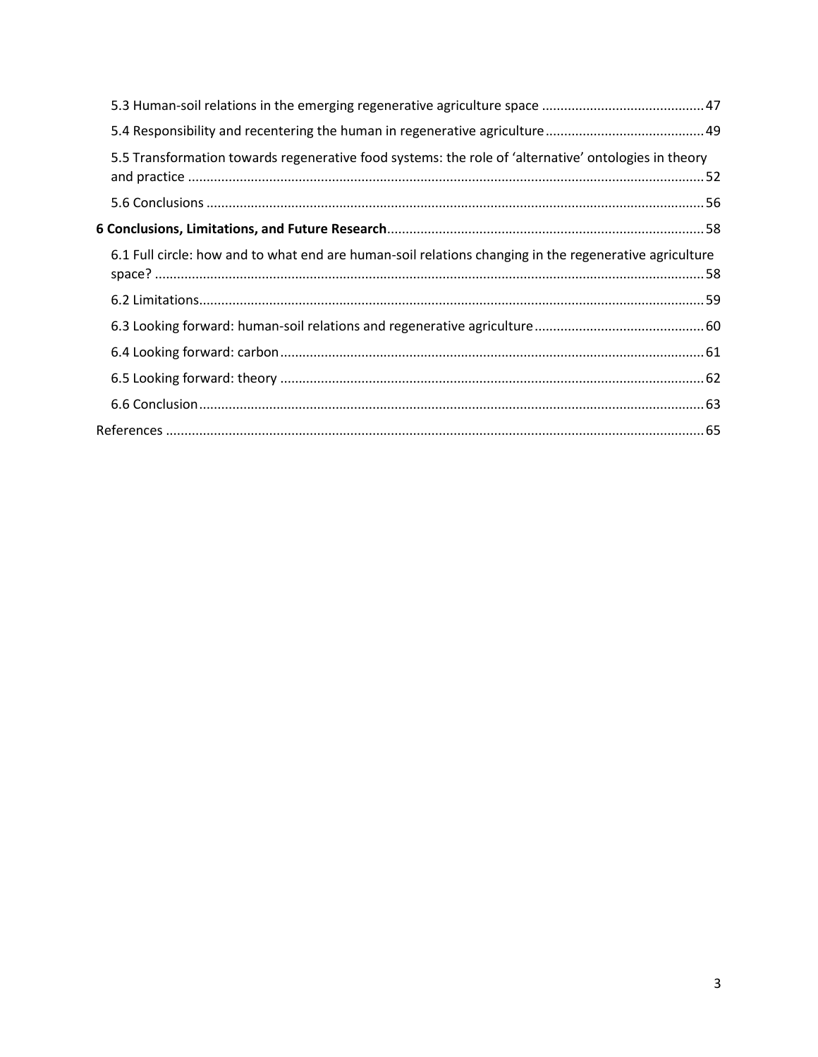5.3 Human-soil relations in the emerging regenerative agriculture space ........................................... 47

5.4 Responsibility and recentering the human in regenerative agriculture ........................................... 49

5.5 Transformation towards regenerative food systems: the role of 'alternative' ontologies in theory and practice ........................................................................................................................................ 52

5.6 Conclusions ....................................................................................................................................... 56

**6 Conclusions, Limitations, and Future Research** ..................................................................................... 58

6.1 Full circle: how and to what end are human-soil relations changing in the regenerative agriculture space? .................................................................................................................................................. 58

6.2 Limitations ......................................................................................................................................... 59

6.3 Looking forward: human-soil relations and regenerative agriculture ............................................. 60

6.4 Looking forward: carbon ................................................................................................................... 61

6.5 Looking forward: theory ................................................................................................................... 62

6.6 Conclusion .......................................................................................................................................... 63

References .................................................................................................................................................. 65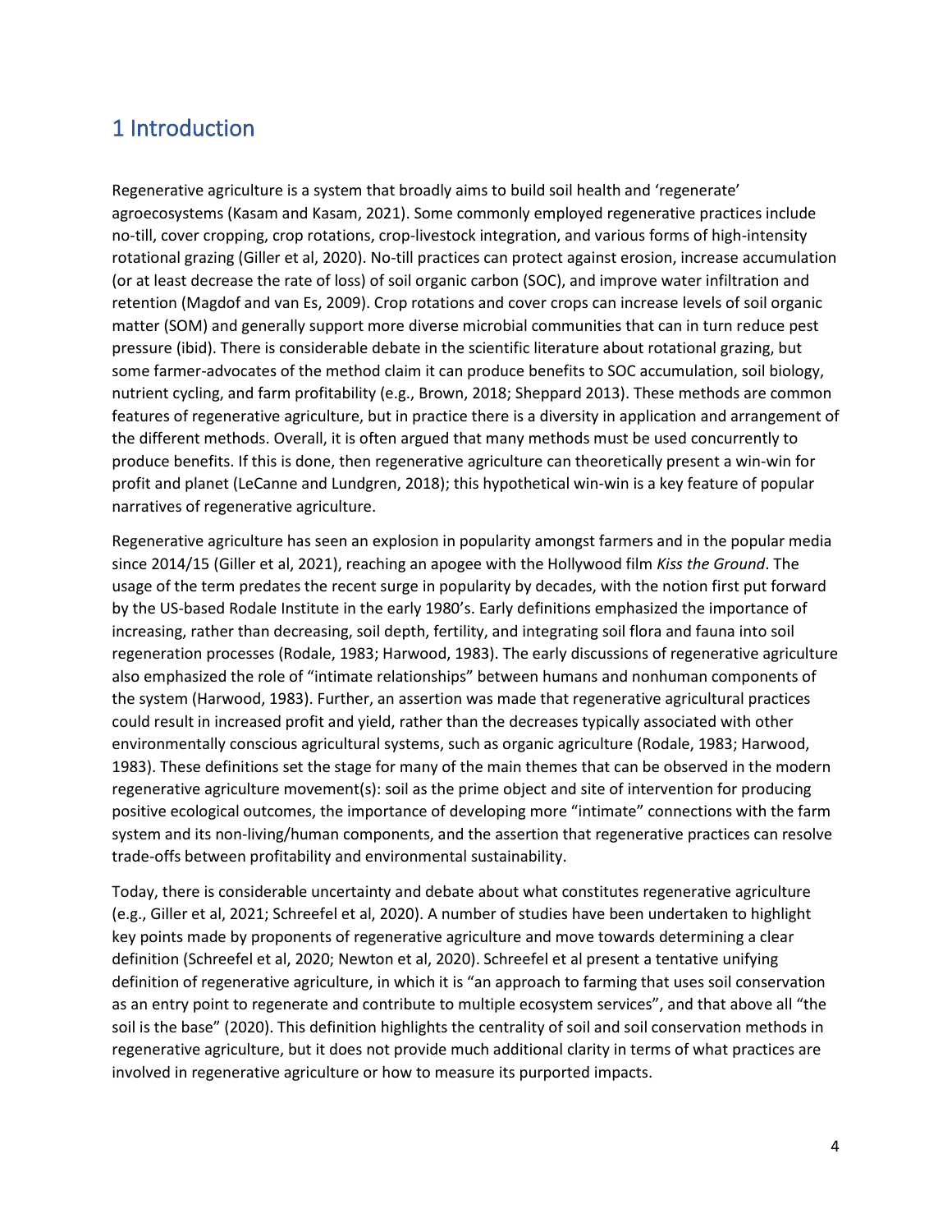# 1 Introduction

Regenerative agriculture is a system that broadly aims to build soil health and 'regenerate' agroecosystems (Kasam and Kasam, 2021). Some commonly employed regenerative practices include no-till, cover cropping, crop rotations, crop-livestock integration, and various forms of high-intensity rotational grazing (Giller et al, 2020). No-till practices can protect against erosion, increase accumulation (or at least decrease the rate of loss) of soil organic carbon (SOC), and improve water infiltration and retention (Magdof and van Es, 2009). Crop rotations and cover crops can increase levels of soil organic matter (SOM) and generally support more diverse microbial communities that can in turn reduce pest pressure (ibid). There is considerable debate in the scientific literature about rotational grazing, but some farmer-advocates of the method claim it can produce benefits to SOC accumulation, soil biology, nutrient cycling, and farm profitability (e.g., Brown, 2018; Sheppard 2013). These methods are common features of regenerative agriculture, but in practice there is a diversity in application and arrangement of the different methods. Overall, it is often argued that many methods must be used concurrently to produce benefits. If this is done, then regenerative agriculture can theoretically present a win-win for profit and planet (LeCanne and Lundgren, 2018); this hypothetical win-win is a key feature of popular narratives of regenerative agriculture.

Regenerative agriculture has seen an explosion in popularity amongst farmers and in the popular media since 2014/15 (Giller et al, 2021), reaching an apogee with the Hollywood film *Kiss the Ground*. The usage of the term predates the recent surge in popularity by decades, with the notion first put forward by the US-based Rodale Institute in the early 1980's. Early definitions emphasized the importance of increasing, rather than decreasing, soil depth, fertility, and integrating soil flora and fauna into soil regeneration processes (Rodale, 1983; Harwood, 1983). The early discussions of regenerative agriculture also emphasized the role of "intimate relationships" between humans and nonhuman components of the system (Harwood, 1983). Further, an assertion was made that regenerative agricultural practices could result in increased profit and yield, rather than the decreases typically associated with other environmentally conscious agricultural systems, such as organic agriculture (Rodale, 1983; Harwood, 1983). These definitions set the stage for many of the main themes that can be observed in the modern regenerative agriculture movement(s): soil as the prime object and site of intervention for producing positive ecological outcomes, the importance of developing more "intimate" connections with the farm system and its non-living/human components, and the assertion that regenerative practices can resolve trade-offs between profitability and environmental sustainability.

Today, there is considerable uncertainty and debate about what constitutes regenerative agriculture (e.g., Giller et al, 2021; Schreefel et al, 2020). A number of studies have been undertaken to highlight key points made by proponents of regenerative agriculture and move towards determining a clear definition (Schreefel et al, 2020; Newton et al, 2020). Schreefel et al present a tentative unifying definition of regenerative agriculture, in which it is "an approach to farming that uses soil conservation as an entry point to regenerate and contribute to multiple ecosystem services", and that above all "the soil is the base" (2020). This definition highlights the centrality of soil and soil conservation methods in regenerative agriculture, but it does not provide much additional clarity in terms of what practices are involved in regenerative agriculture or how to measure its purported impacts.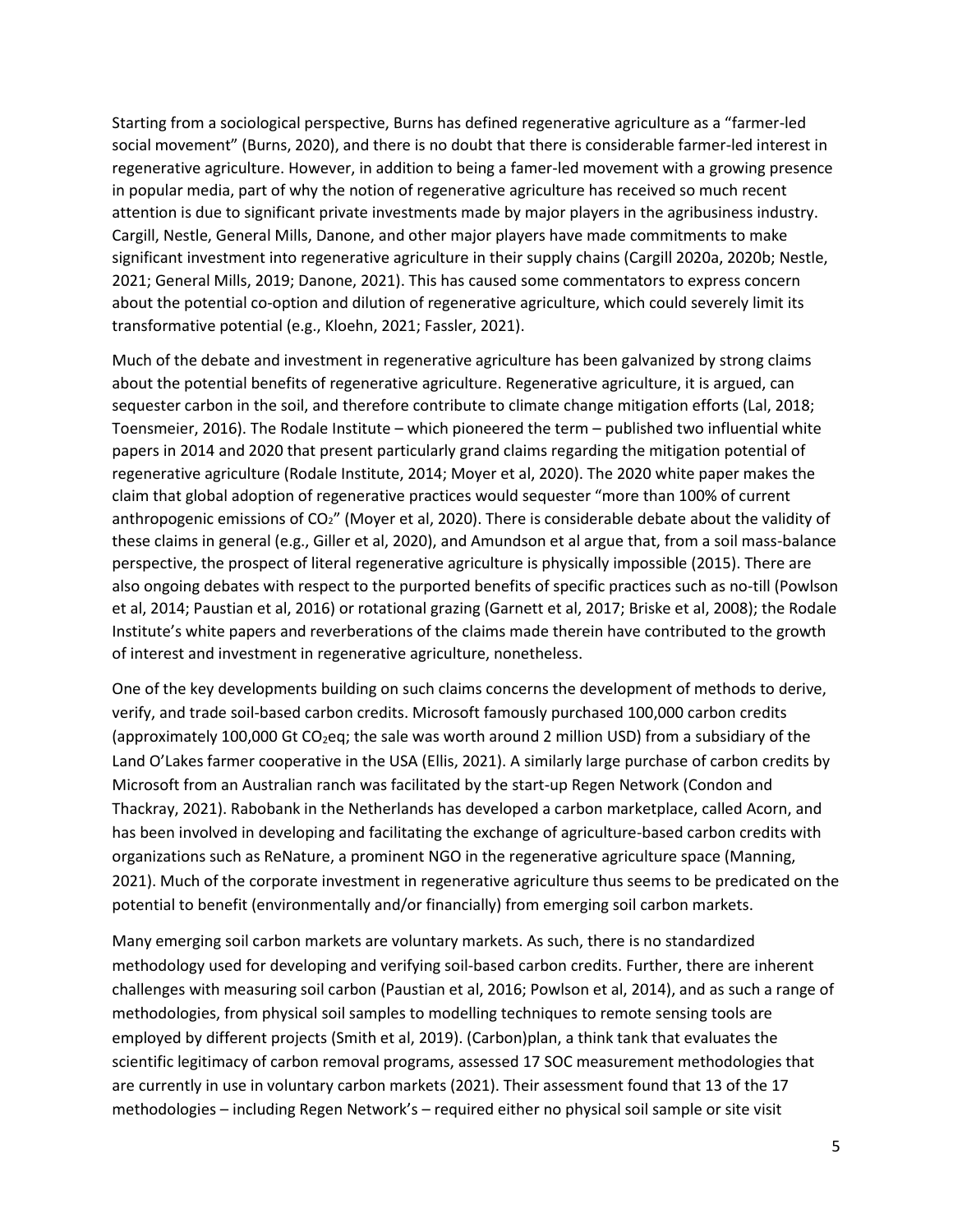Starting from a sociological perspective, Burns has defined regenerative agriculture as a "farmer-led social movement" (Burns, 2020), and there is no doubt that there is considerable farmer-led interest in regenerative agriculture. However, in addition to being a famer-led movement with a growing presence in popular media, part of why the notion of regenerative agriculture has received so much recent attention is due to significant private investments made by major players in the agribusiness industry. Cargill, Nestle, General Mills, Danone, and other major players have made commitments to make significant investment into regenerative agriculture in their supply chains (Cargill 2020a, 2020b; Nestle, 2021; General Mills, 2019; Danone, 2021). This has caused some commentators to express concern about the potential co-option and dilution of regenerative agriculture, which could severely limit its transformative potential (e.g., Kloehn, 2021; Fassler, 2021).

Much of the debate and investment in regenerative agriculture has been galvanized by strong claims about the potential benefits of regenerative agriculture. Regenerative agriculture, it is argued, can sequester carbon in the soil, and therefore contribute to climate change mitigation efforts (Lal, 2018; Toensmeier, 2016). The Rodale Institute – which pioneered the term – published two influential white papers in 2014 and 2020 that present particularly grand claims regarding the mitigation potential of regenerative agriculture (Rodale Institute, 2014; Moyer et al, 2020). The 2020 white paper makes the claim that global adoption of regenerative practices would sequester "more than 100% of current anthropogenic emissions of $CO_2$" (Moyer et al, 2020). There is considerable debate about the validity of these claims in general (e.g., Giller et al, 2020), and Amundson et al argue that, from a soil mass-balance perspective, the prospect of literal regenerative agriculture is physically impossible (2015). There are also ongoing debates with respect to the purported benefits of specific practices such as no-till (Powlson et al, 2014; Paustian et al, 2016) or rotational grazing (Garnett et al, 2017; Briske et al, 2008); the Rodale Institute's white papers and reverberations of the claims made therein have contributed to the growth of interest and investment in regenerative agriculture, nonetheless.

One of the key developments building on such claims concerns the development of methods to derive, verify, and trade soil-based carbon credits. Microsoft famously purchased 100,000 carbon credits (approximately 100,000 Gt $CO_2$eq; the sale was worth around 2 million USD) from a subsidiary of the Land O'Lakes farmer cooperative in the USA (Ellis, 2021). A similarly large purchase of carbon credits by Microsoft from an Australian ranch was facilitated by the start-up Regen Network (Condon and Thackray, 2021). Rabobank in the Netherlands has developed a carbon marketplace, called Acorn, and has been involved in developing and facilitating the exchange of agriculture-based carbon credits with organizations such as ReNature, a prominent NGO in the regenerative agriculture space (Manning, 2021). Much of the corporate investment in regenerative agriculture thus seems to be predicated on the potential to benefit (environmentally and/or financially) from emerging soil carbon markets.

Many emerging soil carbon markets are voluntary markets. As such, there is no standardized methodology used for developing and verifying soil-based carbon credits. Further, there are inherent challenges with measuring soil carbon (Paustian et al, 2016; Powlson et al, 2014), and as such a range of methodologies, from physical soil samples to modelling techniques to remote sensing tools are employed by different projects (Smith et al, 2019). (Carbon)plan, a think tank that evaluates the scientific legitimacy of carbon removal programs, assessed 17 SOC measurement methodologies that are currently in use in voluntary carbon markets (2021). Their assessment found that 13 of the 17 methodologies – including Regen Network's – required either no physical soil sample or site visit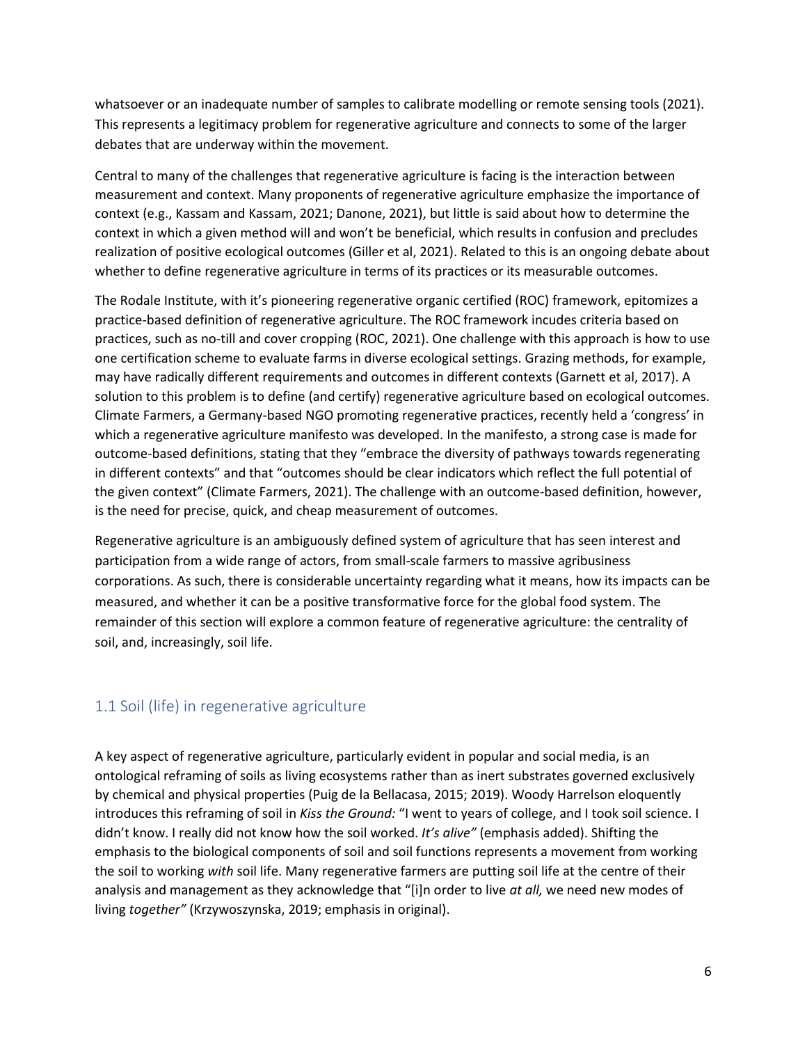whatsoever or an inadequate number of samples to calibrate modelling or remote sensing tools (2021). This represents a legitimacy problem for regenerative agriculture and connects to some of the larger debates that are underway within the movement.

Central to many of the challenges that regenerative agriculture is facing is the interaction between measurement and context. Many proponents of regenerative agriculture emphasize the importance of context (e.g., Kassam and Kassam, 2021; Danone, 2021), but little is said about how to determine the context in which a given method will and won't be beneficial, which results in confusion and precludes realization of positive ecological outcomes (Giller et al, 2021). Related to this is an ongoing debate about whether to define regenerative agriculture in terms of its practices or its measurable outcomes.

The Rodale Institute, with it's pioneering regenerative organic certified (ROC) framework, epitomizes a practice-based definition of regenerative agriculture. The ROC framework incudes criteria based on practices, such as no-till and cover cropping (ROC, 2021). One challenge with this approach is how to use one certification scheme to evaluate farms in diverse ecological settings. Grazing methods, for example, may have radically different requirements and outcomes in different contexts (Garnett et al, 2017). A solution to this problem is to define (and certify) regenerative agriculture based on ecological outcomes. Climate Farmers, a Germany-based NGO promoting regenerative practices, recently held a 'congress' in which a regenerative agriculture manifesto was developed. In the manifesto, a strong case is made for outcome-based definitions, stating that they "embrace the diversity of pathways towards regenerating in different contexts" and that "outcomes should be clear indicators which reflect the full potential of the given context" (Climate Farmers, 2021). The challenge with an outcome-based definition, however, is the need for precise, quick, and cheap measurement of outcomes.

Regenerative agriculture is an ambiguously defined system of agriculture that has seen interest and participation from a wide range of actors, from small-scale farmers to massive agribusiness corporations. As such, there is considerable uncertainty regarding what it means, how its impacts can be measured, and whether it can be a positive transformative force for the global food system. The remainder of this section will explore a common feature of regenerative agriculture: the centrality of soil, and, increasingly, soil life.

## 1.1 Soil (life) in regenerative agriculture

A key aspect of regenerative agriculture, particularly evident in popular and social media, is an ontological reframing of soils as living ecosystems rather than as inert substrates governed exclusively by chemical and physical properties (Puig de la Bellacasa, 2015; 2019). Woody Harrelson eloquently introduces this reframing of soil in *Kiss the Ground:* "I went to years of college, and I took soil science. I didn't know. I really did not know how the soil worked. *It's alive"* (emphasis added). Shifting the emphasis to the biological components of soil and soil functions represents a movement from working the soil to working *with* soil life. Many regenerative farmers are putting soil life at the centre of their analysis and management as they acknowledge that "[i]n order to live *at all,* we need new modes of living *together"* (Krzywoszynska, 2019; emphasis in original).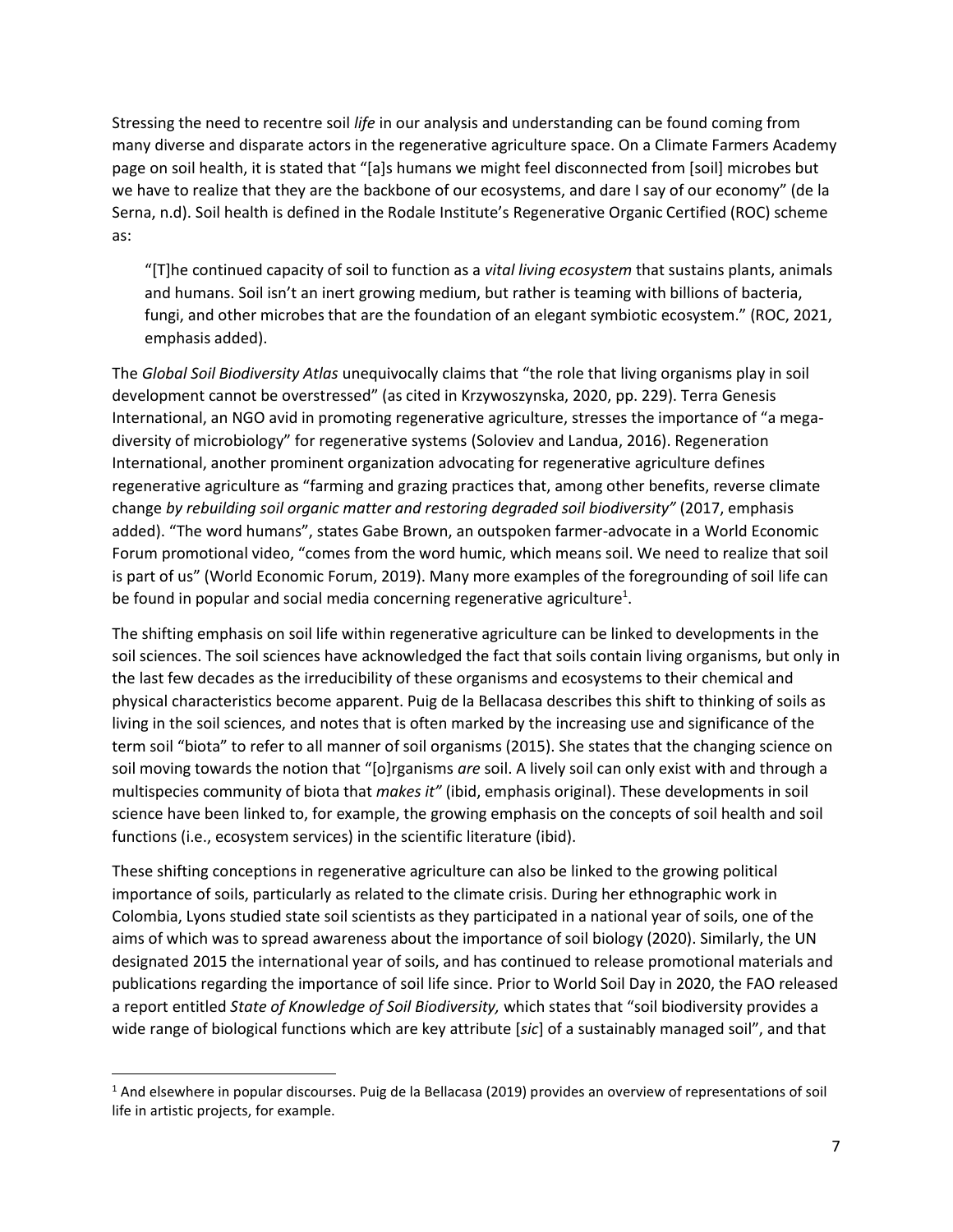Stressing the need to recentre soil *life* in our analysis and understanding can be found coming from many diverse and disparate actors in the regenerative agriculture space. On a Climate Farmers Academy page on soil health, it is stated that "[a]s humans we might feel disconnected from [soil] microbes but we have to realize that they are the backbone of our ecosystems, and dare I say of our economy" (de la Serna, n.d). Soil health is defined in the Rodale Institute's Regenerative Organic Certified (ROC) scheme as:

> "[T]he continued capacity of soil to function as a *vital living ecosystem* that sustains plants, animals and humans. Soil isn't an inert growing medium, but rather is teaming with billions of bacteria, fungi, and other microbes that are the foundation of an elegant symbiotic ecosystem." (ROC, 2021, emphasis added).

The *Global Soil Biodiversity Atlas* unequivocally claims that "the role that living organisms play in soil development cannot be overstressed" (as cited in Krzywoszynska, 2020, pp. 229). Terra Genesis International, an NGO avid in promoting regenerative agriculture, stresses the importance of "a mega-diversity of microbiology" for regenerative systems (Soloviev and Landua, 2016). Regeneration International, another prominent organization advocating for regenerative agriculture defines regenerative agriculture as "farming and grazing practices that, among other benefits, reverse climate change *by rebuilding soil organic matter and restoring degraded soil biodiversity"* (2017, emphasis added). "The word humans", states Gabe Brown, an outspoken farmer-advocate in a World Economic Forum promotional video, "comes from the word humic, which means soil. We need to realize that soil is part of us" (World Economic Forum, 2019). Many more examples of the foregrounding of soil life can be found in popular and social media concerning regenerative agriculture[1].

The shifting emphasis on soil life within regenerative agriculture can be linked to developments in the soil sciences. The soil sciences have acknowledged the fact that soils contain living organisms, but only in the last few decades as the irreducibility of these organisms and ecosystems to their chemical and physical characteristics become apparent. Puig de la Bellacasa describes this shift to thinking of soils as living in the soil sciences, and notes that is often marked by the increasing use and significance of the term soil "biota" to refer to all manner of soil organisms (2015). She states that the changing science on soil moving towards the notion that "[o]rganisms *are* soil. A lively soil can only exist with and through a multispecies community of biota that *makes it"* (ibid, emphasis original). These developments in soil science have been linked to, for example, the growing emphasis on the concepts of soil health and soil functions (i.e., ecosystem services) in the scientific literature (ibid).

These shifting conceptions in regenerative agriculture can also be linked to the growing political importance of soils, particularly as related to the climate crisis. During her ethnographic work in Colombia, Lyons studied state soil scientists as they participated in a national year of soils, one of the aims of which was to spread awareness about the importance of soil biology (2020). Similarly, the UN designated 2015 the international year of soils, and has continued to release promotional materials and publications regarding the importance of soil life since. Prior to World Soil Day in 2020, the FAO released a report entitled *State of Knowledge of Soil Biodiversity,* which states that "soil biodiversity provides a wide range of biological functions which are key attribute [*sic*] of a sustainably managed soil", and that

[1] And elsewhere in popular discourses. Puig de la Bellacasa (2019) provides an overview of representations of soil life in artistic projects, for example.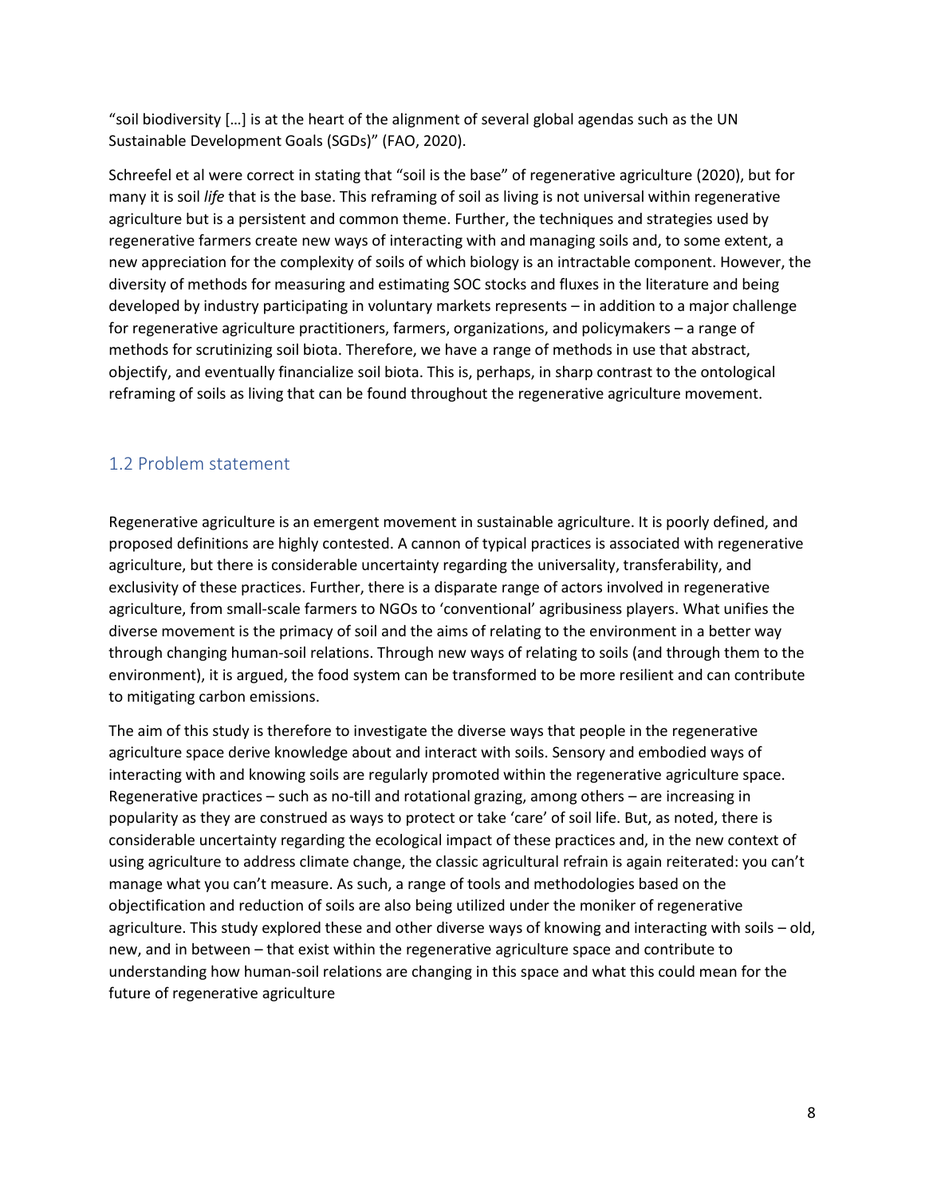“soil biodiversity […] is at the heart of the alignment of several global agendas such as the UN Sustainable Development Goals (SGDs)” (FAO, 2020).

Schreefel et al were correct in stating that “soil is the base” of regenerative agriculture (2020), but for many it is soil *life* that is the base. This reframing of soil as living is not universal within regenerative agriculture but is a persistent and common theme. Further, the techniques and strategies used by regenerative farmers create new ways of interacting with and managing soils and, to some extent, a new appreciation for the complexity of soils of which biology is an intractable component. However, the diversity of methods for measuring and estimating SOC stocks and fluxes in the literature and being developed by industry participating in voluntary markets represents – in addition to a major challenge for regenerative agriculture practitioners, farmers, organizations, and policymakers – a range of methods for scrutinizing soil biota. Therefore, we have a range of methods in use that abstract, objectify, and eventually financialize soil biota. This is, perhaps, in sharp contrast to the ontological reframing of soils as living that can be found throughout the regenerative agriculture movement.

## 1.2 Problem statement

Regenerative agriculture is an emergent movement in sustainable agriculture. It is poorly defined, and proposed definitions are highly contested. A cannon of typical practices is associated with regenerative agriculture, but there is considerable uncertainty regarding the universality, transferability, and exclusivity of these practices. Further, there is a disparate range of actors involved in regenerative agriculture, from small-scale farmers to NGOs to ‘conventional’ agribusiness players. What unifies the diverse movement is the primacy of soil and the aims of relating to the environment in a better way through changing human-soil relations. Through new ways of relating to soils (and through them to the environment), it is argued, the food system can be transformed to be more resilient and can contribute to mitigating carbon emissions.

The aim of this study is therefore to investigate the diverse ways that people in the regenerative agriculture space derive knowledge about and interact with soils. Sensory and embodied ways of interacting with and knowing soils are regularly promoted within the regenerative agriculture space. Regenerative practices – such as no-till and rotational grazing, among others – are increasing in popularity as they are construed as ways to protect or take ‘care’ of soil life. But, as noted, there is considerable uncertainty regarding the ecological impact of these practices and, in the new context of using agriculture to address climate change, the classic agricultural refrain is again reiterated: you can’t manage what you can’t measure. As such, a range of tools and methodologies based on the objectification and reduction of soils are also being utilized under the moniker of regenerative agriculture. This study explored these and other diverse ways of knowing and interacting with soils – old, new, and in between – that exist within the regenerative agriculture space and contribute to understanding how human-soil relations are changing in this space and what this could mean for the future of regenerative agriculture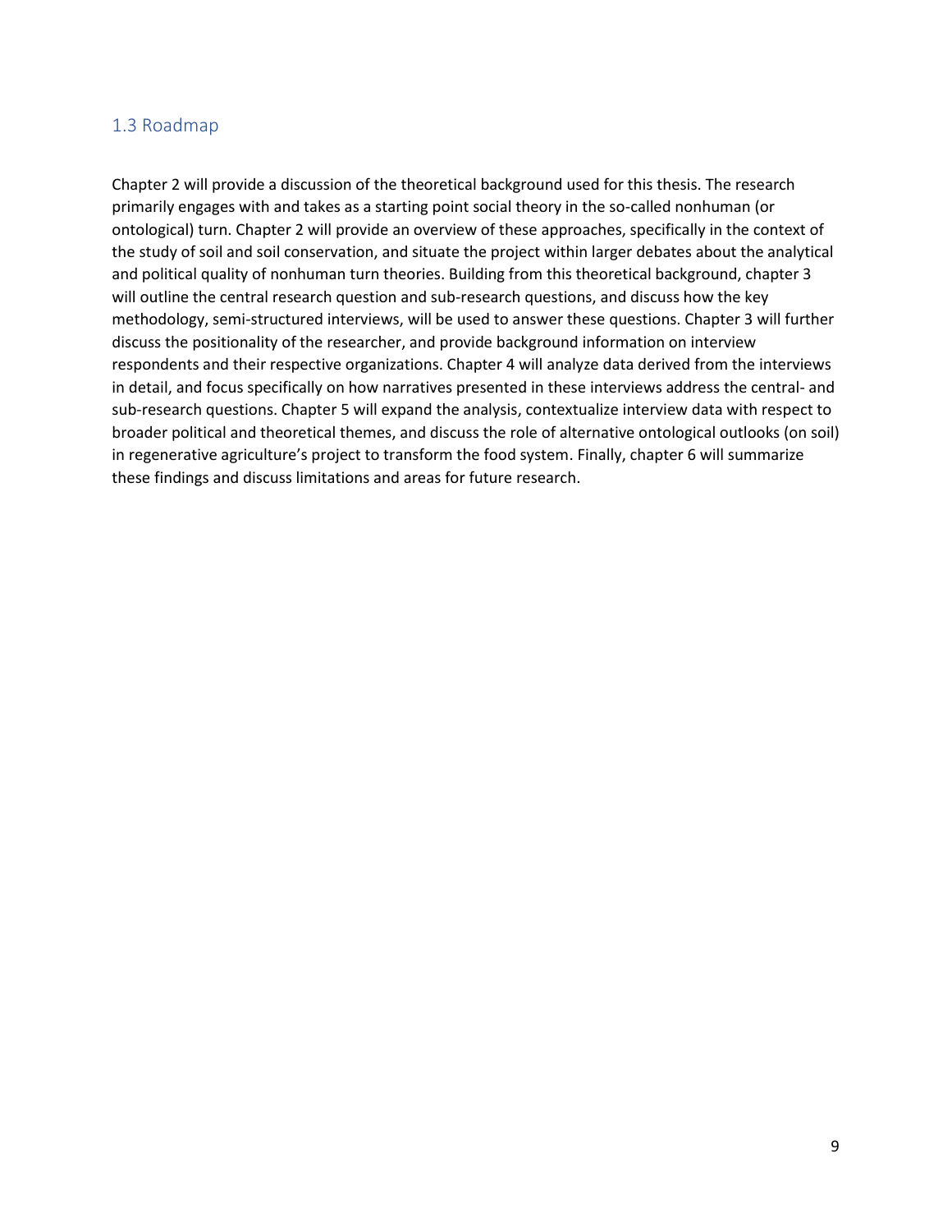## 1.3 Roadmap

Chapter 2 will provide a discussion of the theoretical background used for this thesis. The research primarily engages with and takes as a starting point social theory in the so-called nonhuman (or ontological) turn. Chapter 2 will provide an overview of these approaches, specifically in the context of the study of soil and soil conservation, and situate the project within larger debates about the analytical and political quality of nonhuman turn theories. Building from this theoretical background, chapter 3 will outline the central research question and sub-research questions, and discuss how the key methodology, semi-structured interviews, will be used to answer these questions. Chapter 3 will further discuss the positionality of the researcher, and provide background information on interview respondents and their respective organizations. Chapter 4 will analyze data derived from the interviews in detail, and focus specifically on how narratives presented in these interviews address the central- and sub-research questions. Chapter 5 will expand the analysis, contextualize interview data with respect to broader political and theoretical themes, and discuss the role of alternative ontological outlooks (on soil) in regenerative agriculture's project to transform the food system. Finally, chapter 6 will summarize these findings and discuss limitations and areas for future research.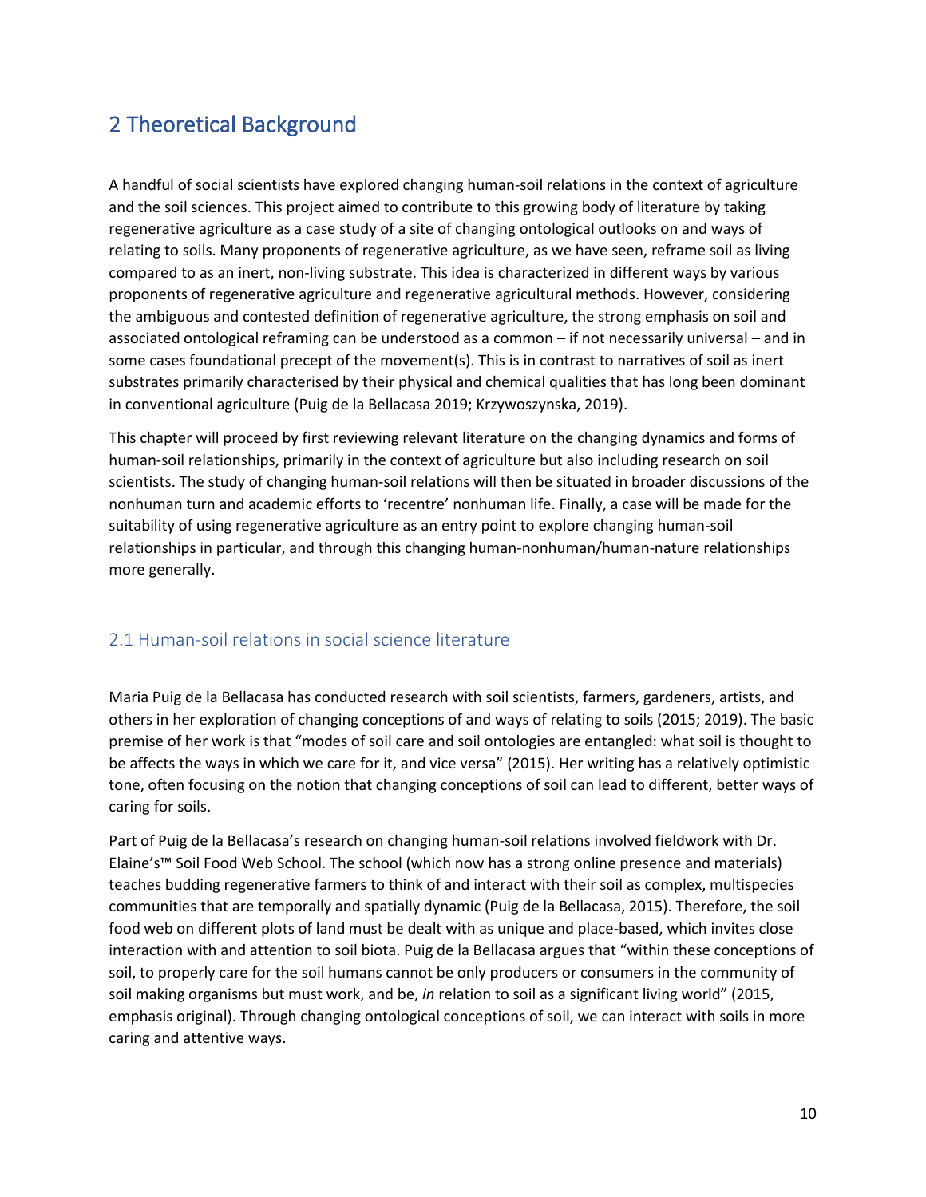# 2 Theoretical Background

A handful of social scientists have explored changing human-soil relations in the context of agriculture and the soil sciences. This project aimed to contribute to this growing body of literature by taking regenerative agriculture as a case study of a site of changing ontological outlooks on and ways of relating to soils. Many proponents of regenerative agriculture, as we have seen, reframe soil as living compared to as an inert, non-living substrate. This idea is characterized in different ways by various proponents of regenerative agriculture and regenerative agricultural methods. However, considering the ambiguous and contested definition of regenerative agriculture, the strong emphasis on soil and associated ontological reframing can be understood as a common – if not necessarily universal – and in some cases foundational precept of the movement(s). This is in contrast to narratives of soil as inert substrates primarily characterised by their physical and chemical qualities that has long been dominant in conventional agriculture (Puig de la Bellacasa 2019; Krzywoszynska, 2019).

This chapter will proceed by first reviewing relevant literature on the changing dynamics and forms of human-soil relationships, primarily in the context of agriculture but also including research on soil scientists. The study of changing human-soil relations will then be situated in broader discussions of the nonhuman turn and academic efforts to 'recentre' nonhuman life. Finally, a case will be made for the suitability of using regenerative agriculture as an entry point to explore changing human-soil relationships in particular, and through this changing human-nonhuman/human-nature relationships more generally.

## 2.1 Human-soil relations in social science literature

Maria Puig de la Bellacasa has conducted research with soil scientists, farmers, gardeners, artists, and others in her exploration of changing conceptions of and ways of relating to soils (2015; 2019). The basic premise of her work is that "modes of soil care and soil ontologies are entangled: what soil is thought to be affects the ways in which we care for it, and vice versa" (2015). Her writing has a relatively optimistic tone, often focusing on the notion that changing conceptions of soil can lead to different, better ways of caring for soils.

Part of Puig de la Bellacasa's research on changing human-soil relations involved fieldwork with Dr. Elaine's™ Soil Food Web School. The school (which now has a strong online presence and materials) teaches budding regenerative farmers to think of and interact with their soil as complex, multispecies communities that are temporally and spatially dynamic (Puig de la Bellacasa, 2015). Therefore, the soil food web on different plots of land must be dealt with as unique and place-based, which invites close interaction with and attention to soil biota. Puig de la Bellacasa argues that "within these conceptions of soil, to properly care for the soil humans cannot be only producers or consumers in the community of soil making organisms but must work, and be, *in* relation to soil as a significant living world" (2015, emphasis original). Through changing ontological conceptions of soil, we can interact with soils in more caring and attentive ways.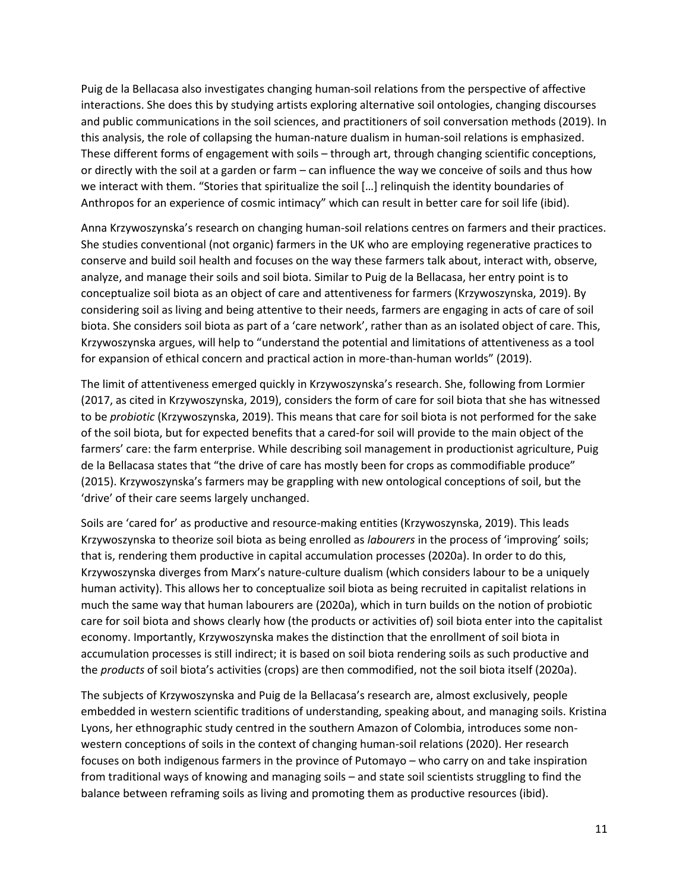Puig de la Bellacasa also investigates changing human-soil relations from the perspective of affective interactions. She does this by studying artists exploring alternative soil ontologies, changing discourses and public communications in the soil sciences, and practitioners of soil conversation methods (2019). In this analysis, the role of collapsing the human-nature dualism in human-soil relations is emphasized. These different forms of engagement with soils – through art, through changing scientific conceptions, or directly with the soil at a garden or farm – can influence the way we conceive of soils and thus how we interact with them. "Stories that spiritualize the soil […] relinquish the identity boundaries of Anthropos for an experience of cosmic intimacy" which can result in better care for soil life (ibid).

Anna Krzywoszynska's research on changing human-soil relations centres on farmers and their practices. She studies conventional (not organic) farmers in the UK who are employing regenerative practices to conserve and build soil health and focuses on the way these farmers talk about, interact with, observe, analyze, and manage their soils and soil biota. Similar to Puig de la Bellacasa, her entry point is to conceptualize soil biota as an object of care and attentiveness for farmers (Krzywoszynska, 2019). By considering soil as living and being attentive to their needs, farmers are engaging in acts of care of soil biota. She considers soil biota as part of a 'care network', rather than as an isolated object of care. This, Krzywoszynska argues, will help to "understand the potential and limitations of attentiveness as a tool for expansion of ethical concern and practical action in more-than-human worlds" (2019).

The limit of attentiveness emerged quickly in Krzywoszynska's research. She, following from Lormier (2017, as cited in Krzywoszynska, 2019), considers the form of care for soil biota that she has witnessed to be *probiotic* (Krzywoszynska, 2019). This means that care for soil biota is not performed for the sake of the soil biota, but for expected benefits that a cared-for soil will provide to the main object of the farmers' care: the farm enterprise. While describing soil management in productionist agriculture, Puig de la Bellacasa states that "the drive of care has mostly been for crops as commodifiable produce" (2015). Krzywoszynska's farmers may be grappling with new ontological conceptions of soil, but the 'drive' of their care seems largely unchanged.

Soils are 'cared for' as productive and resource-making entities (Krzywoszynska, 2019). This leads Krzywoszynska to theorize soil biota as being enrolled as *labourers* in the process of 'improving' soils; that is, rendering them productive in capital accumulation processes (2020a). In order to do this, Krzywoszynska diverges from Marx's nature-culture dualism (which considers labour to be a uniquely human activity). This allows her to conceptualize soil biota as being recruited in capitalist relations in much the same way that human labourers are (2020a), which in turn builds on the notion of probiotic care for soil biota and shows clearly how (the products or activities of) soil biota enter into the capitalist economy. Importantly, Krzywoszynska makes the distinction that the enrollment of soil biota in accumulation processes is still indirect; it is based on soil biota rendering soils as such productive and the *products* of soil biota's activities (crops) are then commodified, not the soil biota itself (2020a).

The subjects of Krzywoszynska and Puig de la Bellacasa's research are, almost exclusively, people embedded in western scientific traditions of understanding, speaking about, and managing soils. Kristina Lyons, her ethnographic study centred in the southern Amazon of Colombia, introduces some non-western conceptions of soils in the context of changing human-soil relations (2020). Her research focuses on both indigenous farmers in the province of Putomayo – who carry on and take inspiration from traditional ways of knowing and managing soils – and state soil scientists struggling to find the balance between reframing soils as living and promoting them as productive resources (ibid).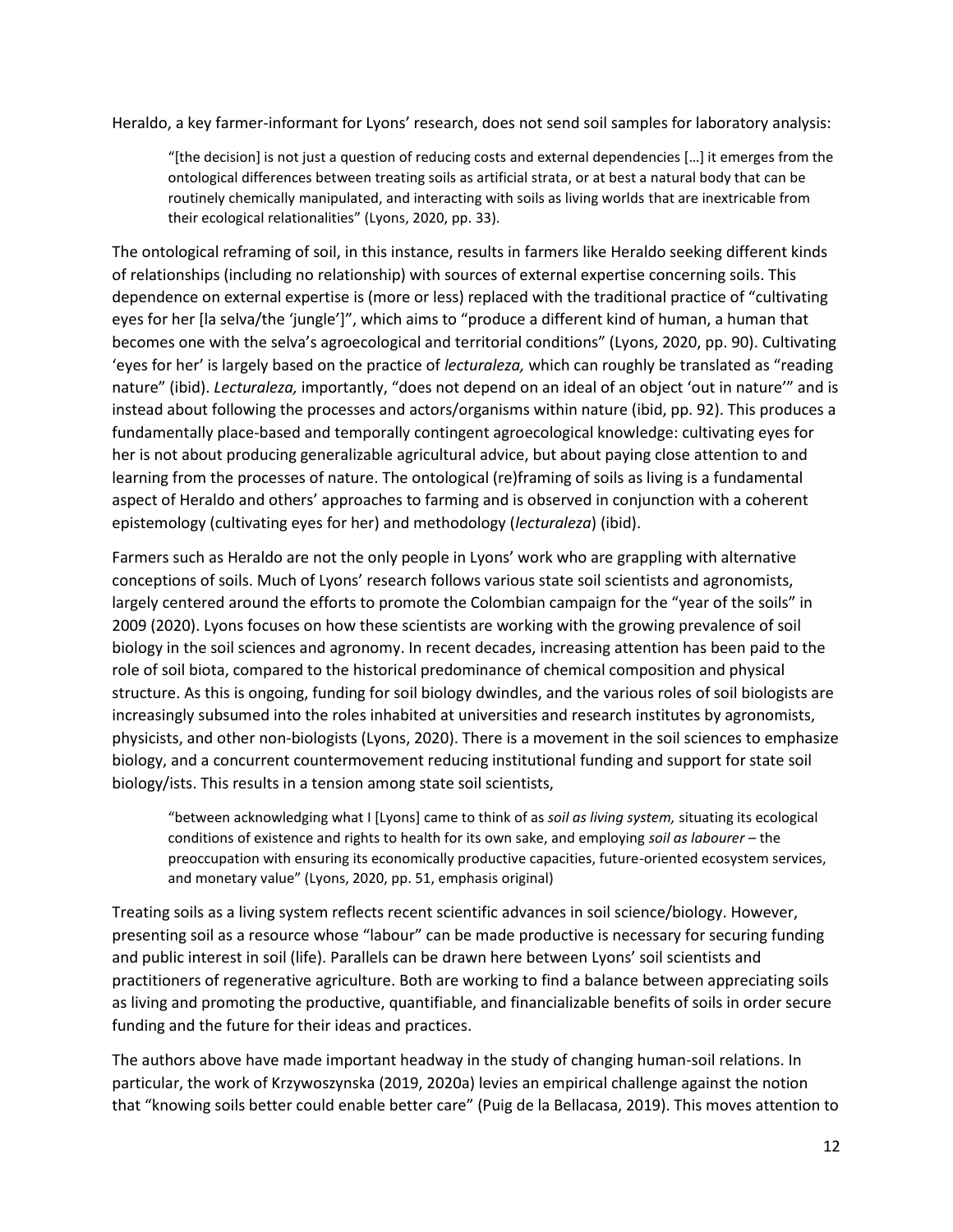Heraldo, a key farmer-informant for Lyons' research, does not send soil samples for laboratory analysis:

> "[the decision] is not just a question of reducing costs and external dependencies […] it emerges from the ontological differences between treating soils as artificial strata, or at best a natural body that can be routinely chemically manipulated, and interacting with soils as living worlds that are inextricable from their ecological relationalities" (Lyons, 2020, pp. 33).

The ontological reframing of soil, in this instance, results in farmers like Heraldo seeking different kinds of relationships (including no relationship) with sources of external expertise concerning soils. This dependence on external expertise is (more or less) replaced with the traditional practice of "cultivating eyes for her [la selva/the 'jungle']", which aims to "produce a different kind of human, a human that becomes one with the selva's agroecological and territorial conditions" (Lyons, 2020, pp. 90). Cultivating 'eyes for her' is largely based on the practice of *lecturaleza,* which can roughly be translated as "reading nature" (ibid). *Lecturaleza,* importantly, "does not depend on an ideal of an object 'out in nature'" and is instead about following the processes and actors/organisms within nature (ibid, pp. 92). This produces a fundamentally place-based and temporally contingent agroecological knowledge: cultivating eyes for her is not about producing generalizable agricultural advice, but about paying close attention to and learning from the processes of nature. The ontological (re)framing of soils as living is a fundamental aspect of Heraldo and others' approaches to farming and is observed in conjunction with a coherent epistemology (cultivating eyes for her) and methodology (*lecturaleza*) (ibid).

Farmers such as Heraldo are not the only people in Lyons' work who are grappling with alternative conceptions of soils. Much of Lyons' research follows various state soil scientists and agronomists, largely centered around the efforts to promote the Colombian campaign for the "year of the soils" in 2009 (2020). Lyons focuses on how these scientists are working with the growing prevalence of soil biology in the soil sciences and agronomy. In recent decades, increasing attention has been paid to the role of soil biota, compared to the historical predominance of chemical composition and physical structure. As this is ongoing, funding for soil biology dwindles, and the various roles of soil biologists are increasingly subsumed into the roles inhabited at universities and research institutes by agronomists, physicists, and other non-biologists (Lyons, 2020). There is a movement in the soil sciences to emphasize biology, and a concurrent countermovement reducing institutional funding and support for state soil biology/ists. This results in a tension among state soil scientists,

> "between acknowledging what I [Lyons] came to think of as *soil as living system,* situating its ecological conditions of existence and rights to health for its own sake, and employing *soil as labourer* – the preoccupation with ensuring its economically productive capacities, future-oriented ecosystem services, and monetary value" (Lyons, 2020, pp. 51, emphasis original)

Treating soils as a living system reflects recent scientific advances in soil science/biology. However, presenting soil as a resource whose "labour" can be made productive is necessary for securing funding and public interest in soil (life). Parallels can be drawn here between Lyons' soil scientists and practitioners of regenerative agriculture. Both are working to find a balance between appreciating soils as living and promoting the productive, quantifiable, and financializable benefits of soils in order secure funding and the future for their ideas and practices.

The authors above have made important headway in the study of changing human-soil relations. In particular, the work of Krzywoszynska (2019, 2020a) levies an empirical challenge against the notion that "knowing soils better could enable better care" (Puig de la Bellacasa, 2019). This moves attention to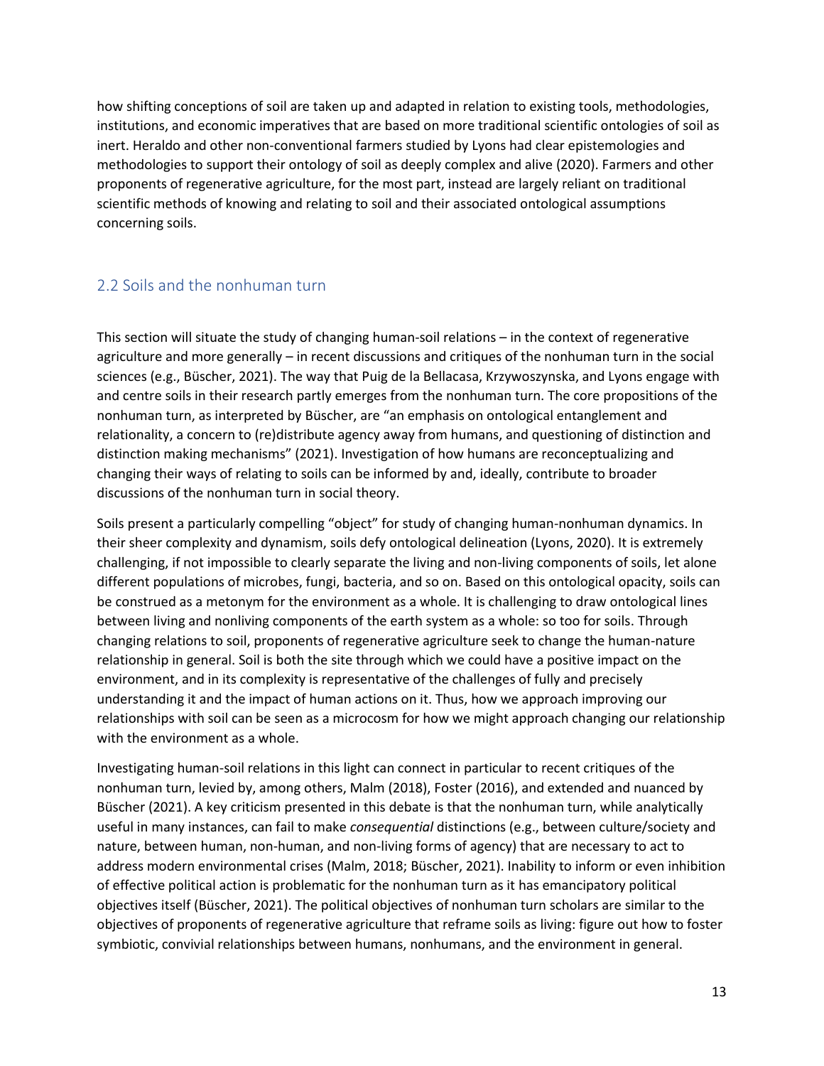how shifting conceptions of soil are taken up and adapted in relation to existing tools, methodologies, institutions, and economic imperatives that are based on more traditional scientific ontologies of soil as inert. Heraldo and other non-conventional farmers studied by Lyons had clear epistemologies and methodologies to support their ontology of soil as deeply complex and alive (2020). Farmers and other proponents of regenerative agriculture, for the most part, instead are largely reliant on traditional scientific methods of knowing and relating to soil and their associated ontological assumptions concerning soils.

## 2.2 Soils and the nonhuman turn

This section will situate the study of changing human-soil relations – in the context of regenerative agriculture and more generally – in recent discussions and critiques of the nonhuman turn in the social sciences (e.g., Büscher, 2021). The way that Puig de la Bellacasa, Krzywoszynska, and Lyons engage with and centre soils in their research partly emerges from the nonhuman turn. The core propositions of the nonhuman turn, as interpreted by Büscher, are "an emphasis on ontological entanglement and relationality, a concern to (re)distribute agency away from humans, and questioning of distinction and distinction making mechanisms" (2021). Investigation of how humans are reconceptualizing and changing their ways of relating to soils can be informed by and, ideally, contribute to broader discussions of the nonhuman turn in social theory.

Soils present a particularly compelling "object" for study of changing human-nonhuman dynamics. In their sheer complexity and dynamism, soils defy ontological delineation (Lyons, 2020). It is extremely challenging, if not impossible to clearly separate the living and non-living components of soils, let alone different populations of microbes, fungi, bacteria, and so on. Based on this ontological opacity, soils can be construed as a metonym for the environment as a whole. It is challenging to draw ontological lines between living and nonliving components of the earth system as a whole: so too for soils. Through changing relations to soil, proponents of regenerative agriculture seek to change the human-nature relationship in general. Soil is both the site through which we could have a positive impact on the environment, and in its complexity is representative of the challenges of fully and precisely understanding it and the impact of human actions on it. Thus, how we approach improving our relationships with soil can be seen as a microcosm for how we might approach changing our relationship with the environment as a whole.

Investigating human-soil relations in this light can connect in particular to recent critiques of the nonhuman turn, levied by, among others, Malm (2018), Foster (2016), and extended and nuanced by Büscher (2021). A key criticism presented in this debate is that the nonhuman turn, while analytically useful in many instances, can fail to make *consequential* distinctions (e.g., between culture/society and nature, between human, non-human, and non-living forms of agency) that are necessary to act to address modern environmental crises (Malm, 2018; Büscher, 2021). Inability to inform or even inhibition of effective political action is problematic for the nonhuman turn as it has emancipatory political objectives itself (Büscher, 2021). The political objectives of nonhuman turn scholars are similar to the objectives of proponents of regenerative agriculture that reframe soils as living: figure out how to foster symbiotic, convivial relationships between humans, nonhumans, and the environment in general.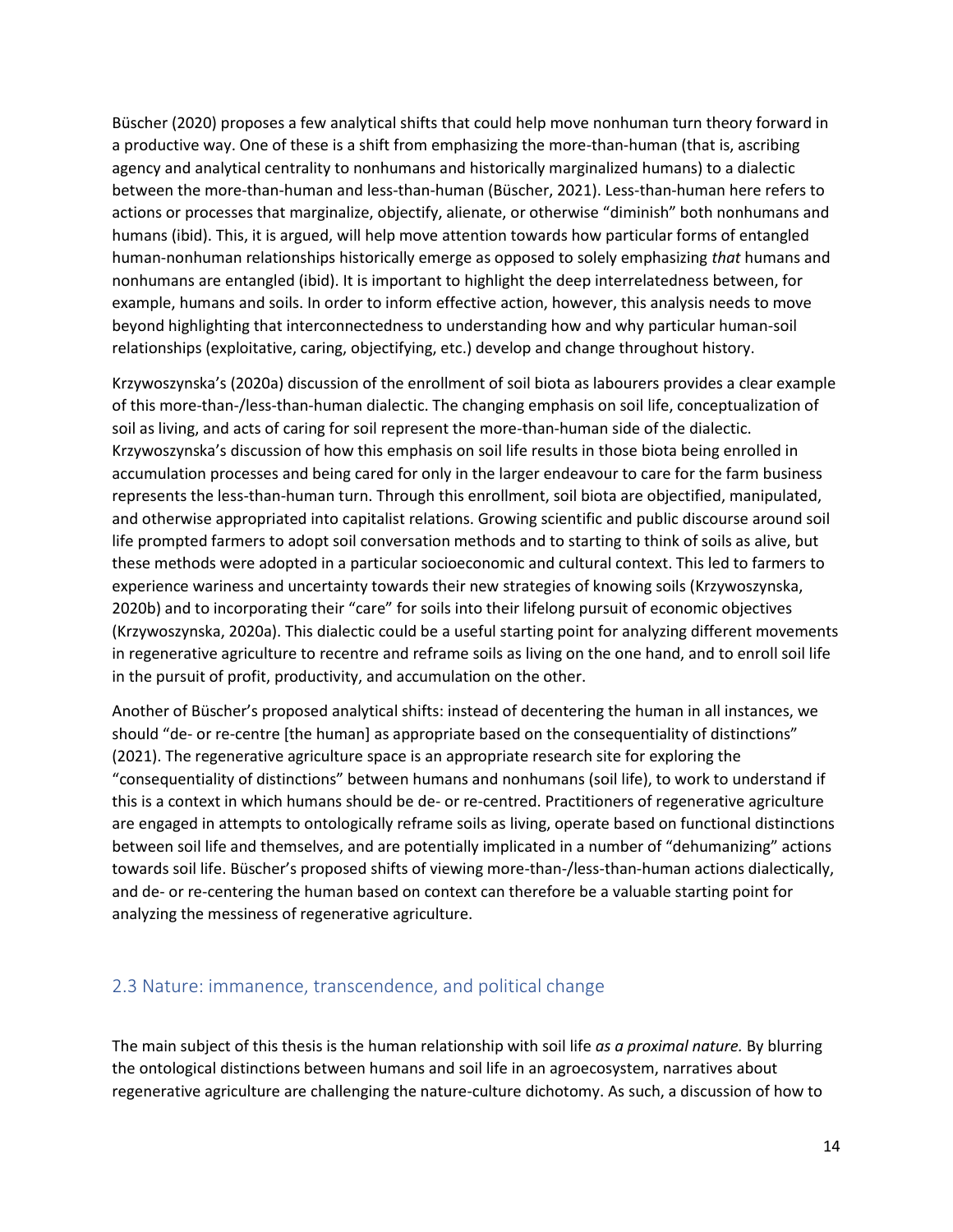Büscher (2020) proposes a few analytical shifts that could help move nonhuman turn theory forward in a productive way. One of these is a shift from emphasizing the more-than-human (that is, ascribing agency and analytical centrality to nonhumans and historically marginalized humans) to a dialectic between the more-than-human and less-than-human (Büscher, 2021). Less-than-human here refers to actions or processes that marginalize, objectify, alienate, or otherwise "diminish" both nonhumans and humans (ibid). This, it is argued, will help move attention towards how particular forms of entangled human-nonhuman relationships historically emerge as opposed to solely emphasizing *that* humans and nonhumans are entangled (ibid). It is important to highlight the deep interrelatedness between, for example, humans and soils. In order to inform effective action, however, this analysis needs to move beyond highlighting that interconnectedness to understanding how and why particular human-soil relationships (exploitative, caring, objectifying, etc.) develop and change throughout history.

Krzywoszynska's (2020a) discussion of the enrollment of soil biota as labourers provides a clear example of this more-than-/less-than-human dialectic. The changing emphasis on soil life, conceptualization of soil as living, and acts of caring for soil represent the more-than-human side of the dialectic. Krzywoszynska's discussion of how this emphasis on soil life results in those biota being enrolled in accumulation processes and being cared for only in the larger endeavour to care for the farm business represents the less-than-human turn. Through this enrollment, soil biota are objectified, manipulated, and otherwise appropriated into capitalist relations. Growing scientific and public discourse around soil life prompted farmers to adopt soil conversation methods and to starting to think of soils as alive, but these methods were adopted in a particular socioeconomic and cultural context. This led to farmers to experience wariness and uncertainty towards their new strategies of knowing soils (Krzywoszynska, 2020b) and to incorporating their "care" for soils into their lifelong pursuit of economic objectives (Krzywoszynska, 2020a). This dialectic could be a useful starting point for analyzing different movements in regenerative agriculture to recentre and reframe soils as living on the one hand, and to enroll soil life in the pursuit of profit, productivity, and accumulation on the other.

Another of Büscher's proposed analytical shifts: instead of decentering the human in all instances, we should "de- or re-centre [the human] as appropriate based on the consequentiality of distinctions" (2021). The regenerative agriculture space is an appropriate research site for exploring the "consequentiality of distinctions" between humans and nonhumans (soil life), to work to understand if this is a context in which humans should be de- or re-centred. Practitioners of regenerative agriculture are engaged in attempts to ontologically reframe soils as living, operate based on functional distinctions between soil life and themselves, and are potentially implicated in a number of "dehumanizing" actions towards soil life. Büscher's proposed shifts of viewing more-than-/less-than-human actions dialectically, and de- or re-centering the human based on context can therefore be a valuable starting point for analyzing the messiness of regenerative agriculture.

## 2.3 Nature: immanence, transcendence, and political change

The main subject of this thesis is the human relationship with soil life *as a proximal nature.* By blurring the ontological distinctions between humans and soil life in an agroecosystem, narratives about regenerative agriculture are challenging the nature-culture dichotomy. As such, a discussion of how to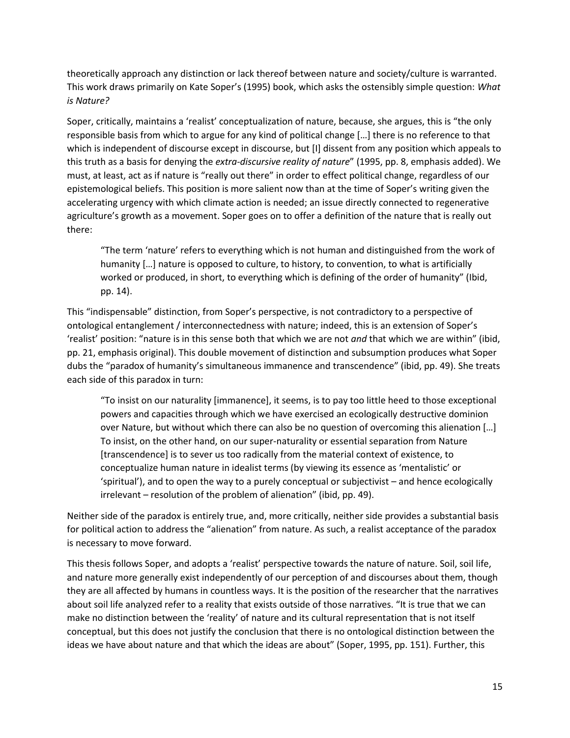theoretically approach any distinction or lack thereof between nature and society/culture is warranted. This work draws primarily on Kate Soper's (1995) book, which asks the ostensibly simple question: *What is Nature?*

Soper, critically, maintains a 'realist' conceptualization of nature, because, she argues, this is "the only responsible basis from which to argue for any kind of political change […] there is no reference to that which is independent of discourse except in discourse, but [I] dissent from any position which appeals to this truth as a basis for denying the *extra-discursive reality of nature*" (1995, pp. 8, emphasis added). We must, at least, act as if nature is "really out there" in order to effect political change, regardless of our epistemological beliefs. This position is more salient now than at the time of Soper's writing given the accelerating urgency with which climate action is needed; an issue directly connected to regenerative agriculture's growth as a movement. Soper goes on to offer a definition of the nature that is really out there:

> "The term 'nature' refers to everything which is not human and distinguished from the work of humanity […] nature is opposed to culture, to history, to convention, to what is artificially worked or produced, in short, to everything which is defining of the order of humanity" (Ibid, pp. 14).

This "indispensable" distinction, from Soper's perspective, is not contradictory to a perspective of ontological entanglement / interconnectedness with nature; indeed, this is an extension of Soper's 'realist' position: "nature is in this sense both that which we are not *and* that which we are within" (ibid, pp. 21, emphasis original). This double movement of distinction and subsumption produces what Soper dubs the "paradox of humanity's simultaneous immanence and transcendence" (ibid, pp. 49). She treats each side of this paradox in turn:

> "To insist on our naturality [immanence], it seems, is to pay too little heed to those exceptional powers and capacities through which we have exercised an ecologically destructive dominion over Nature, but without which there can also be no question of overcoming this alienation […] To insist, on the other hand, on our super-naturality or essential separation from Nature [transcendence] is to sever us too radically from the material context of existence, to conceptualize human nature in idealist terms (by viewing its essence as 'mentalistic' or 'spiritual'), and to open the way to a purely conceptual or subjectivist – and hence ecologically irrelevant – resolution of the problem of alienation" (ibid, pp. 49).

Neither side of the paradox is entirely true, and, more critically, neither side provides a substantial basis for political action to address the "alienation" from nature. As such, a realist acceptance of the paradox is necessary to move forward.

This thesis follows Soper, and adopts a 'realist' perspective towards the nature of nature. Soil, soil life, and nature more generally exist independently of our perception of and discourses about them, though they are all affected by humans in countless ways. It is the position of the researcher that the narratives about soil life analyzed refer to a reality that exists outside of those narratives. "It is true that we can make no distinction between the 'reality' of nature and its cultural representation that is not itself conceptual, but this does not justify the conclusion that there is no ontological distinction between the ideas we have about nature and that which the ideas are about" (Soper, 1995, pp. 151). Further, this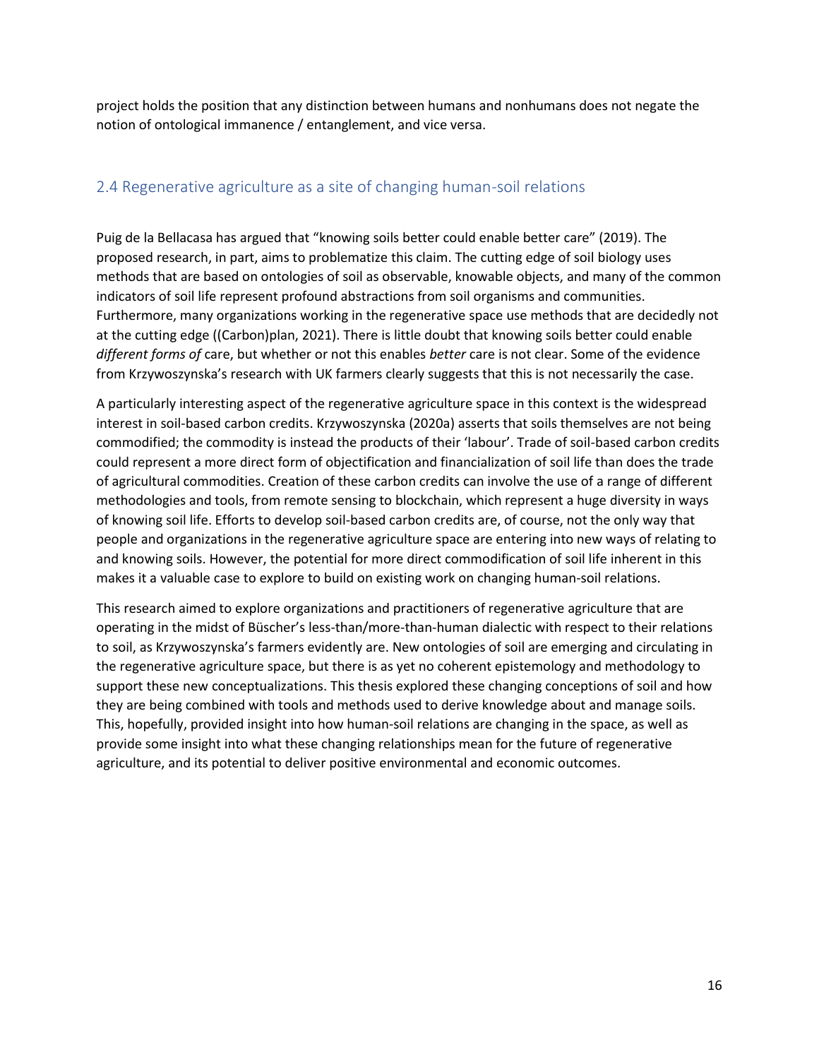project holds the position that any distinction between humans and nonhumans does not negate the notion of ontological immanence / entanglement, and vice versa.

## 2.4 Regenerative agriculture as a site of changing human-soil relations

Puig de la Bellacasa has argued that "knowing soils better could enable better care" (2019). The proposed research, in part, aims to problematize this claim. The cutting edge of soil biology uses methods that are based on ontologies of soil as observable, knowable objects, and many of the common indicators of soil life represent profound abstractions from soil organisms and communities. Furthermore, many organizations working in the regenerative space use methods that are decidedly not at the cutting edge ((Carbon)plan, 2021). There is little doubt that knowing soils better could enable *different forms of* care, but whether or not this enables *better* care is not clear. Some of the evidence from Krzywoszynska's research with UK farmers clearly suggests that this is not necessarily the case.

A particularly interesting aspect of the regenerative agriculture space in this context is the widespread interest in soil-based carbon credits. Krzywoszynska (2020a) asserts that soils themselves are not being commodified; the commodity is instead the products of their 'labour'. Trade of soil-based carbon credits could represent a more direct form of objectification and financialization of soil life than does the trade of agricultural commodities. Creation of these carbon credits can involve the use of a range of different methodologies and tools, from remote sensing to blockchain, which represent a huge diversity in ways of knowing soil life. Efforts to develop soil-based carbon credits are, of course, not the only way that people and organizations in the regenerative agriculture space are entering into new ways of relating to and knowing soils. However, the potential for more direct commodification of soil life inherent in this makes it a valuable case to explore to build on existing work on changing human-soil relations.

This research aimed to explore organizations and practitioners of regenerative agriculture that are operating in the midst of Büscher's less-than/more-than-human dialectic with respect to their relations to soil, as Krzywoszynska's farmers evidently are. New ontologies of soil are emerging and circulating in the regenerative agriculture space, but there is as yet no coherent epistemology and methodology to support these new conceptualizations. This thesis explored these changing conceptions of soil and how they are being combined with tools and methods used to derive knowledge about and manage soils. This, hopefully, provided insight into how human-soil relations are changing in the space, as well as provide some insight into what these changing relationships mean for the future of regenerative agriculture, and its potential to deliver positive environmental and economic outcomes.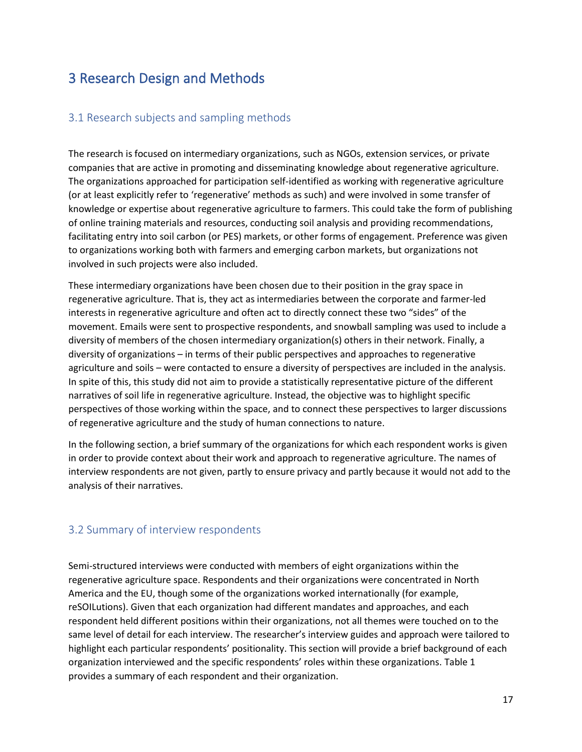# 3 Research Design and Methods

## 3.1 Research subjects and sampling methods

The research is focused on intermediary organizations, such as NGOs, extension services, or private companies that are active in promoting and disseminating knowledge about regenerative agriculture. The organizations approached for participation self-identified as working with regenerative agriculture (or at least explicitly refer to 'regenerative' methods as such) and were involved in some transfer of knowledge or expertise about regenerative agriculture to farmers. This could take the form of publishing of online training materials and resources, conducting soil analysis and providing recommendations, facilitating entry into soil carbon (or PES) markets, or other forms of engagement. Preference was given to organizations working both with farmers and emerging carbon markets, but organizations not involved in such projects were also included.

These intermediary organizations have been chosen due to their position in the gray space in regenerative agriculture. That is, they act as intermediaries between the corporate and farmer-led interests in regenerative agriculture and often act to directly connect these two "sides" of the movement. Emails were sent to prospective respondents, and snowball sampling was used to include a diversity of members of the chosen intermediary organization(s) others in their network. Finally, a diversity of organizations – in terms of their public perspectives and approaches to regenerative agriculture and soils – were contacted to ensure a diversity of perspectives are included in the analysis. In spite of this, this study did not aim to provide a statistically representative picture of the different narratives of soil life in regenerative agriculture. Instead, the objective was to highlight specific perspectives of those working within the space, and to connect these perspectives to larger discussions of regenerative agriculture and the study of human connections to nature.

In the following section, a brief summary of the organizations for which each respondent works is given in order to provide context about their work and approach to regenerative agriculture. The names of interview respondents are not given, partly to ensure privacy and partly because it would not add to the analysis of their narratives.

## 3.2 Summary of interview respondents

Semi-structured interviews were conducted with members of eight organizations within the regenerative agriculture space. Respondents and their organizations were concentrated in North America and the EU, though some of the organizations worked internationally (for example, reSOILutions). Given that each organization had different mandates and approaches, and each respondent held different positions within their organizations, not all themes were touched on to the same level of detail for each interview. The researcher's interview guides and approach were tailored to highlight each particular respondents' positionality. This section will provide a brief background of each organization interviewed and the specific respondents' roles within these organizations. Table 1 provides a summary of each respondent and their organization.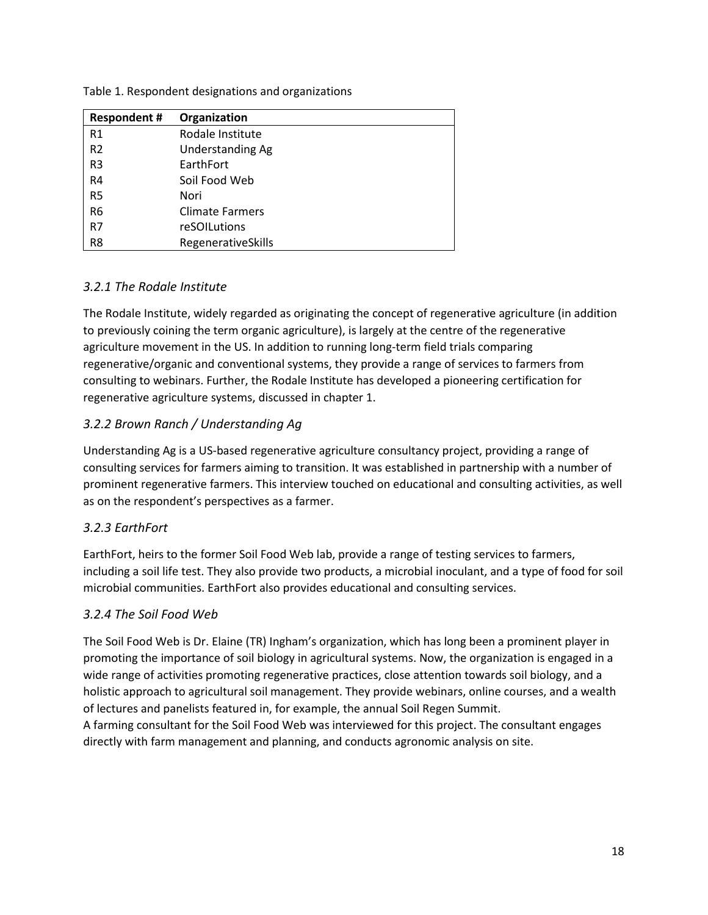Table 1. Respondent designations and organizations

| Respondent # | Organization |
|---|---|
| R1 | Rodale Institute |
| R2 | Understanding Ag |
| R3 | EarthFort |
| R4 | Soil Food Web |
| R5 | Nori |
| R6 | Climate Farmers |
| R7 | reSOILutions |
| R8 | RegenerativeSkills |

### *3.2.1 The Rodale Institute*

The Rodale Institute, widely regarded as originating the concept of regenerative agriculture (in addition to previously coining the term organic agriculture), is largely at the centre of the regenerative agriculture movement in the US. In addition to running long-term field trials comparing regenerative/organic and conventional systems, they provide a range of services to farmers from consulting to webinars. Further, the Rodale Institute has developed a pioneering certification for regenerative agriculture systems, discussed in chapter 1.

### *3.2.2 Brown Ranch / Understanding Ag*

Understanding Ag is a US-based regenerative agriculture consultancy project, providing a range of consulting services for farmers aiming to transition. It was established in partnership with a number of prominent regenerative farmers. This interview touched on educational and consulting activities, as well as on the respondent's perspectives as a farmer.

### *3.2.3 EarthFort*

EarthFort, heirs to the former Soil Food Web lab, provide a range of testing services to farmers, including a soil life test. They also provide two products, a microbial inoculant, and a type of food for soil microbial communities. EarthFort also provides educational and consulting services.

### *3.2.4 The Soil Food Web*

The Soil Food Web is Dr. Elaine (TR) Ingham's organization, which has long been a prominent player in promoting the importance of soil biology in agricultural systems. Now, the organization is engaged in a wide range of activities promoting regenerative practices, close attention towards soil biology, and a holistic approach to agricultural soil management. They provide webinars, online courses, and a wealth of lectures and panelists featured in, for example, the annual Soil Regen Summit.

A farming consultant for the Soil Food Web was interviewed for this project. The consultant engages directly with farm management and planning, and conducts agronomic analysis on site.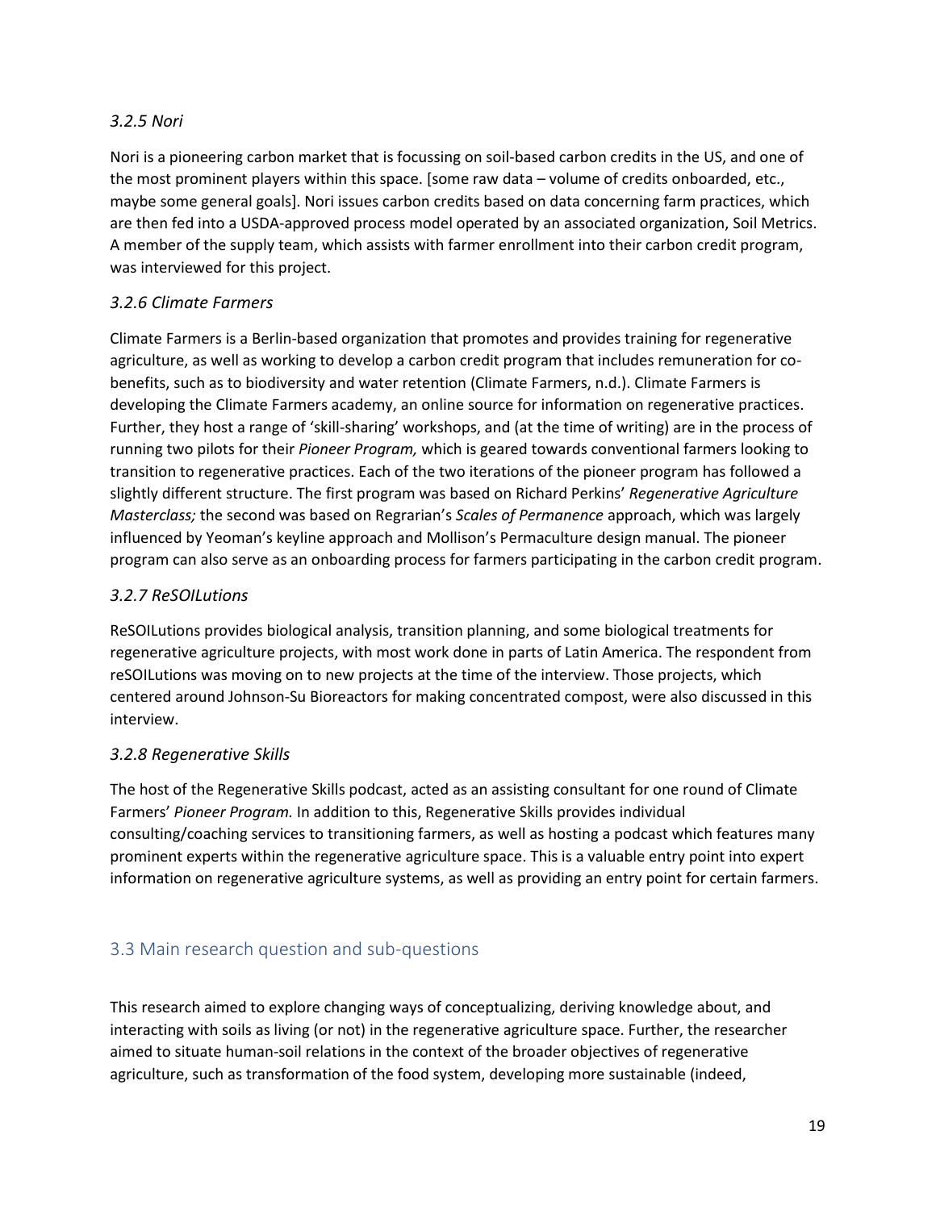### *3.2.5 Nori*

Nori is a pioneering carbon market that is focussing on soil-based carbon credits in the US, and one of the most prominent players within this space. [some raw data – volume of credits onboarded, etc., maybe some general goals]. Nori issues carbon credits based on data concerning farm practices, which are then fed into a USDA-approved process model operated by an associated organization, Soil Metrics. A member of the supply team, which assists with farmer enrollment into their carbon credit program, was interviewed for this project.

### *3.2.6 Climate Farmers*

Climate Farmers is a Berlin-based organization that promotes and provides training for regenerative agriculture, as well as working to develop a carbon credit program that includes remuneration for co-benefits, such as to biodiversity and water retention (Climate Farmers, n.d.). Climate Farmers is developing the Climate Farmers academy, an online source for information on regenerative practices. Further, they host a range of 'skill-sharing' workshops, and (at the time of writing) are in the process of running two pilots for their *Pioneer Program,* which is geared towards conventional farmers looking to transition to regenerative practices. Each of the two iterations of the pioneer program has followed a slightly different structure. The first program was based on Richard Perkins' *Regenerative Agriculture Masterclass;* the second was based on Regrarian's *Scales of Permanence* approach, which was largely influenced by Yeoman's keyline approach and Mollison's Permaculture design manual. The pioneer program can also serve as an onboarding process for farmers participating in the carbon credit program.

### *3.2.7 ReSOILutions*

ReSOILutions provides biological analysis, transition planning, and some biological treatments for regenerative agriculture projects, with most work done in parts of Latin America. The respondent from reSOILutions was moving on to new projects at the time of the interview. Those projects, which centered around Johnson-Su Bioreactors for making concentrated compost, were also discussed in this interview.

### *3.2.8 Regenerative Skills*

The host of the Regenerative Skills podcast, acted as an assisting consultant for one round of Climate Farmers' *Pioneer Program.* In addition to this, Regenerative Skills provides individual consulting/coaching services to transitioning farmers, as well as hosting a podcast which features many prominent experts within the regenerative agriculture space. This is a valuable entry point into expert information on regenerative agriculture systems, as well as providing an entry point for certain farmers.

## 3.3 Main research question and sub-questions

This research aimed to explore changing ways of conceptualizing, deriving knowledge about, and interacting with soils as living (or not) in the regenerative agriculture space. Further, the researcher aimed to situate human-soil relations in the context of the broader objectives of regenerative agriculture, such as transformation of the food system, developing more sustainable (indeed,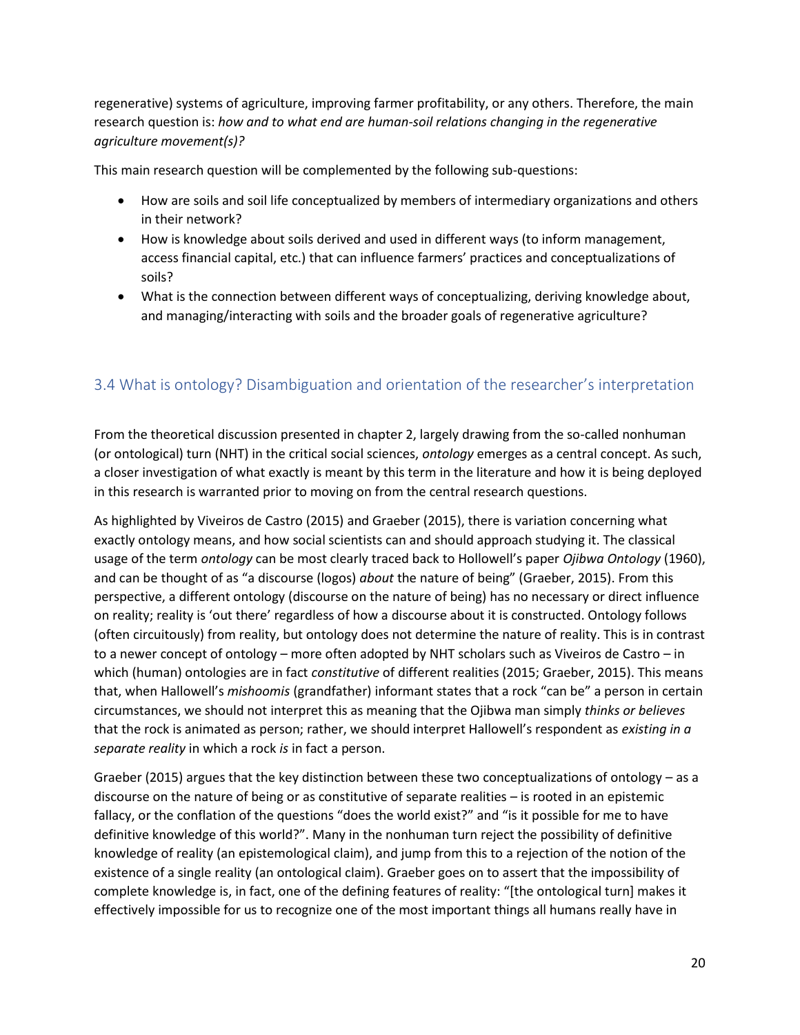regenerative) systems of agriculture, improving farmer profitability, or any others. Therefore, the main research question is: *how and to what end are human-soil relations changing in the regenerative agriculture movement(s)?*

This main research question will be complemented by the following sub-questions:

- How are soils and soil life conceptualized by members of intermediary organizations and others in their network?
- How is knowledge about soils derived and used in different ways (to inform management, access financial capital, etc.) that can influence farmers' practices and conceptualizations of soils?
- What is the connection between different ways of conceptualizing, deriving knowledge about, and managing/interacting with soils and the broader goals of regenerative agriculture?

## 3.4 What is ontology? Disambiguation and orientation of the researcher's interpretation

From the theoretical discussion presented in chapter 2, largely drawing from the so-called nonhuman (or ontological) turn (NHT) in the critical social sciences, *ontology* emerges as a central concept. As such, a closer investigation of what exactly is meant by this term in the literature and how it is being deployed in this research is warranted prior to moving on from the central research questions.

As highlighted by Viveiros de Castro (2015) and Graeber (2015), there is variation concerning what exactly ontology means, and how social scientists can and should approach studying it. The classical usage of the term *ontology* can be most clearly traced back to Hollowell's paper *Ojibwa Ontology* (1960), and can be thought of as "a discourse (logos) *about* the nature of being" (Graeber, 2015). From this perspective, a different ontology (discourse on the nature of being) has no necessary or direct influence on reality; reality is 'out there' regardless of how a discourse about it is constructed. Ontology follows (often circuitously) from reality, but ontology does not determine the nature of reality. This is in contrast to a newer concept of ontology – more often adopted by NHT scholars such as Viveiros de Castro – in which (human) ontologies are in fact *constitutive* of different realities (2015; Graeber, 2015). This means that, when Hallowell's *mishoomis* (grandfather) informant states that a rock "can be" a person in certain circumstances, we should not interpret this as meaning that the Ojibwa man simply *thinks or believes* that the rock is animated as person; rather, we should interpret Hallowell's respondent as *existing in a separate reality* in which a rock *is* in fact a person.

Graeber (2015) argues that the key distinction between these two conceptualizations of ontology – as a discourse on the nature of being or as constitutive of separate realities – is rooted in an epistemic fallacy, or the conflation of the questions "does the world exist?" and "is it possible for me to have definitive knowledge of this world?". Many in the nonhuman turn reject the possibility of definitive knowledge of reality (an epistemological claim), and jump from this to a rejection of the notion of the existence of a single reality (an ontological claim). Graeber goes on to assert that the impossibility of complete knowledge is, in fact, one of the defining features of reality: "[the ontological turn] makes it effectively impossible for us to recognize one of the most important things all humans really have in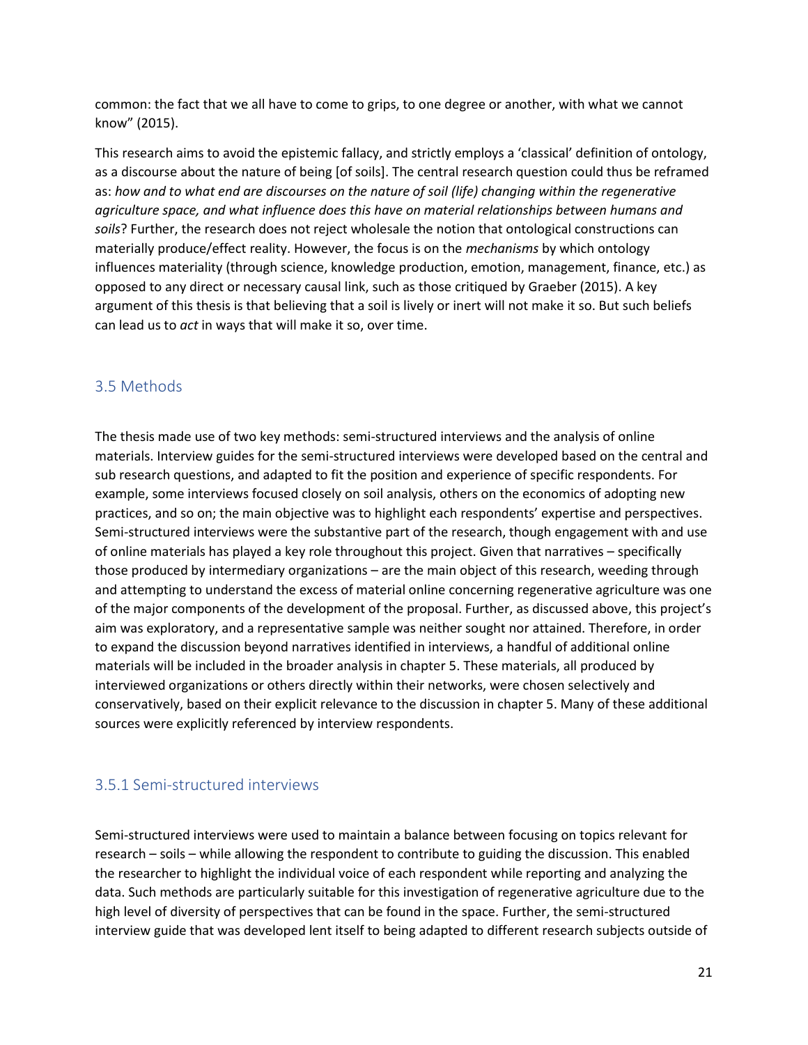common: the fact that we all have to come to grips, to one degree or another, with what we cannot know" (2015).

This research aims to avoid the epistemic fallacy, and strictly employs a 'classical' definition of ontology, as a discourse about the nature of being [of soils]. The central research question could thus be reframed as: *how and to what end are discourses on the nature of soil (life) changing within the regenerative agriculture space, and what influence does this have on material relationships between humans and soils*? Further, the research does not reject wholesale the notion that ontological constructions can materially produce/effect reality. However, the focus is on the *mechanisms* by which ontology influences materiality (through science, knowledge production, emotion, management, finance, etc.) as opposed to any direct or necessary causal link, such as those critiqued by Graeber (2015). A key argument of this thesis is that believing that a soil is lively or inert will not make it so. But such beliefs can lead us to *act* in ways that will make it so, over time.

## 3.5 Methods

The thesis made use of two key methods: semi-structured interviews and the analysis of online materials. Interview guides for the semi-structured interviews were developed based on the central and sub research questions, and adapted to fit the position and experience of specific respondents. For example, some interviews focused closely on soil analysis, others on the economics of adopting new practices, and so on; the main objective was to highlight each respondents' expertise and perspectives. Semi-structured interviews were the substantive part of the research, though engagement with and use of online materials has played a key role throughout this project. Given that narratives – specifically those produced by intermediary organizations – are the main object of this research, weeding through and attempting to understand the excess of material online concerning regenerative agriculture was one of the major components of the development of the proposal. Further, as discussed above, this project's aim was exploratory, and a representative sample was neither sought nor attained. Therefore, in order to expand the discussion beyond narratives identified in interviews, a handful of additional online materials will be included in the broader analysis in chapter 5. These materials, all produced by interviewed organizations or others directly within their networks, were chosen selectively and conservatively, based on their explicit relevance to the discussion in chapter 5. Many of these additional sources were explicitly referenced by interview respondents.

### 3.5.1 Semi-structured interviews

Semi-structured interviews were used to maintain a balance between focusing on topics relevant for research – soils – while allowing the respondent to contribute to guiding the discussion. This enabled the researcher to highlight the individual voice of each respondent while reporting and analyzing the data. Such methods are particularly suitable for this investigation of regenerative agriculture due to the high level of diversity of perspectives that can be found in the space. Further, the semi-structured interview guide that was developed lent itself to being adapted to different research subjects outside of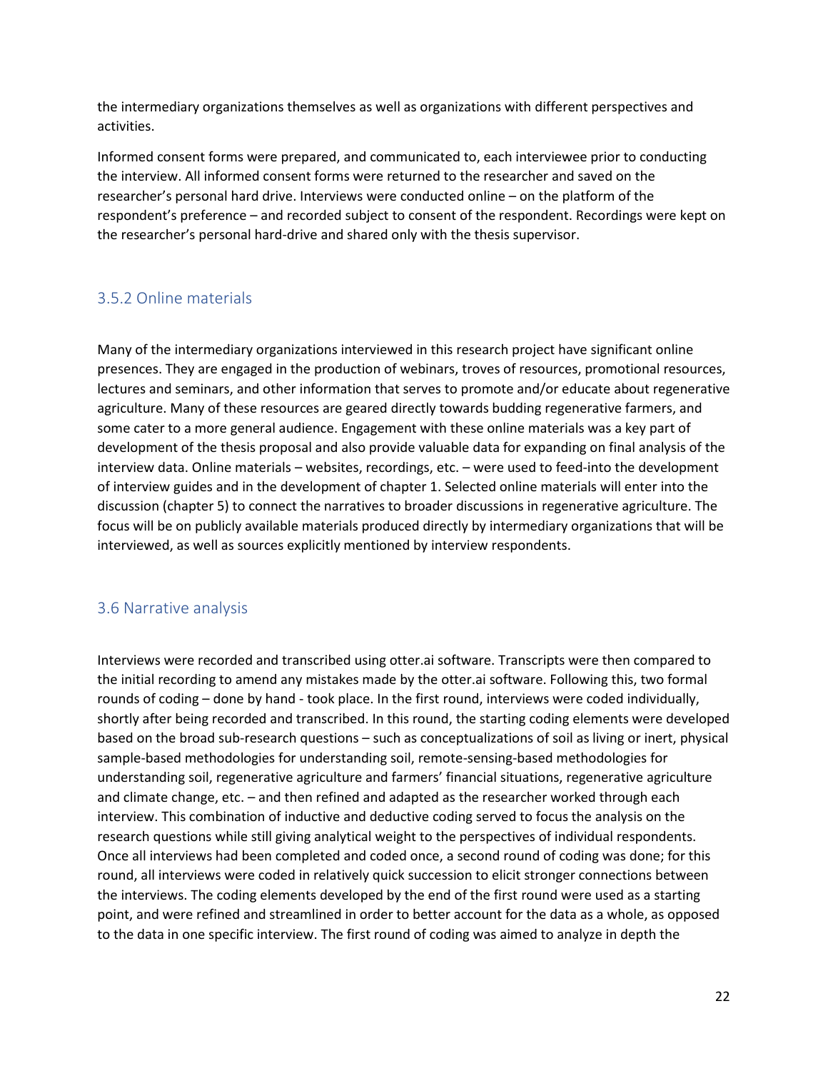the intermediary organizations themselves as well as organizations with different perspectives and activities.

Informed consent forms were prepared, and communicated to, each interviewee prior to conducting the interview. All informed consent forms were returned to the researcher and saved on the researcher's personal hard drive. Interviews were conducted online – on the platform of the respondent's preference – and recorded subject to consent of the respondent. Recordings were kept on the researcher's personal hard-drive and shared only with the thesis supervisor.

### 3.5.2 Online materials

Many of the intermediary organizations interviewed in this research project have significant online presences. They are engaged in the production of webinars, troves of resources, promotional resources, lectures and seminars, and other information that serves to promote and/or educate about regenerative agriculture. Many of these resources are geared directly towards budding regenerative farmers, and some cater to a more general audience. Engagement with these online materials was a key part of development of the thesis proposal and also provide valuable data for expanding on final analysis of the interview data. Online materials – websites, recordings, etc. – were used to feed-into the development of interview guides and in the development of chapter 1. Selected online materials will enter into the discussion (chapter 5) to connect the narratives to broader discussions in regenerative agriculture. The focus will be on publicly available materials produced directly by intermediary organizations that will be interviewed, as well as sources explicitly mentioned by interview respondents.

## 3.6 Narrative analysis

Interviews were recorded and transcribed using otter.ai software. Transcripts were then compared to the initial recording to amend any mistakes made by the otter.ai software. Following this, two formal rounds of coding – done by hand - took place. In the first round, interviews were coded individually, shortly after being recorded and transcribed. In this round, the starting coding elements were developed based on the broad sub-research questions – such as conceptualizations of soil as living or inert, physical sample-based methodologies for understanding soil, remote-sensing-based methodologies for understanding soil, regenerative agriculture and farmers' financial situations, regenerative agriculture and climate change, etc. – and then refined and adapted as the researcher worked through each interview. This combination of inductive and deductive coding served to focus the analysis on the research questions while still giving analytical weight to the perspectives of individual respondents. Once all interviews had been completed and coded once, a second round of coding was done; for this round, all interviews were coded in relatively quick succession to elicit stronger connections between the interviews. The coding elements developed by the end of the first round were used as a starting point, and were refined and streamlined in order to better account for the data as a whole, as opposed to the data in one specific interview. The first round of coding was aimed to analyze in depth the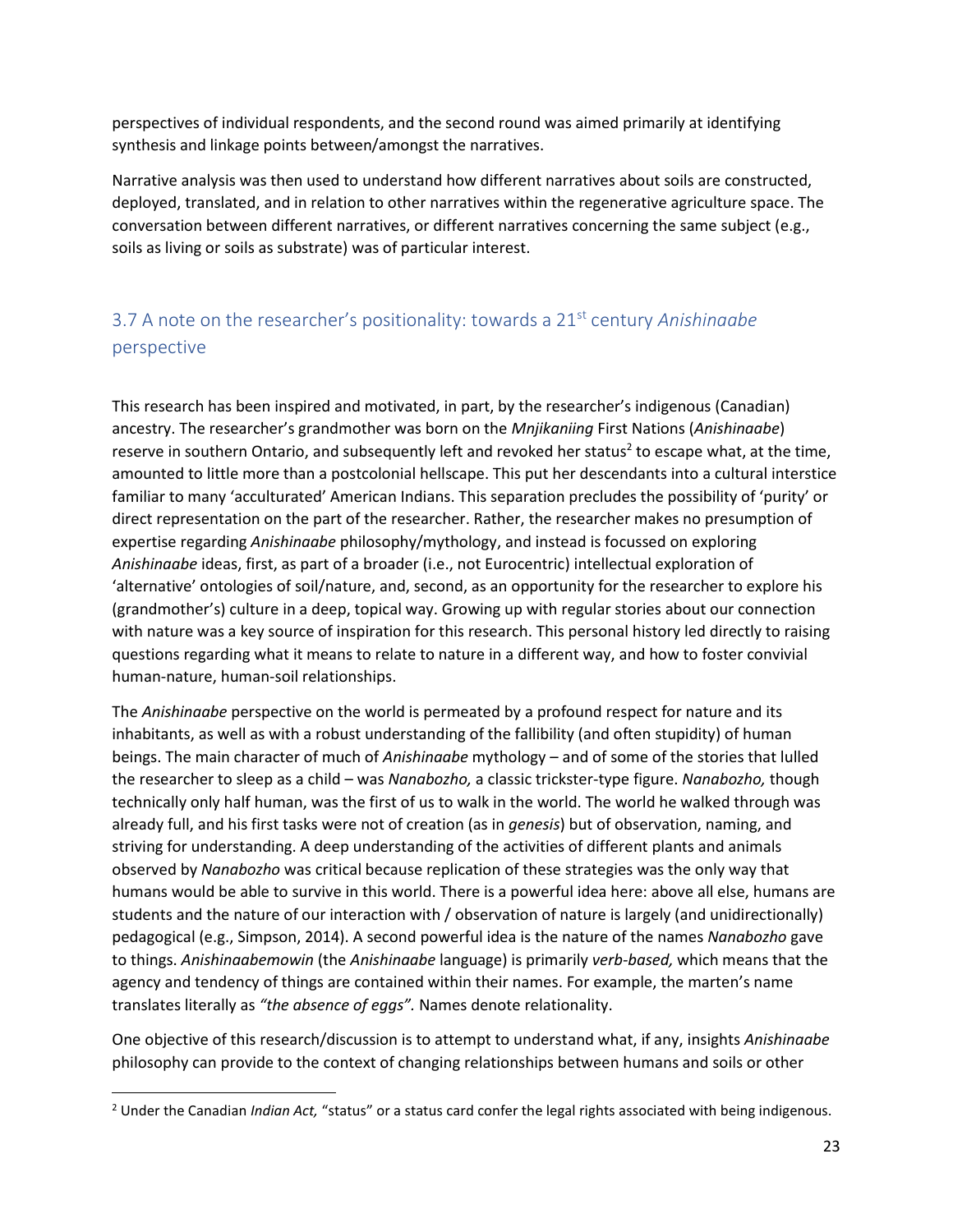perspectives of individual respondents, and the second round was aimed primarily at identifying synthesis and linkage points between/amongst the narratives.

Narrative analysis was then used to understand how different narratives about soils are constructed, deployed, translated, and in relation to other narratives within the regenerative agriculture space. The conversation between different narratives, or different narratives concerning the same subject (e.g., soils as living or soils as substrate) was of particular interest.

## 3.7 A note on the researcher's positionality: towards a 21st century *Anishinaabe* perspective

This research has been inspired and motivated, in part, by the researcher's indigenous (Canadian) ancestry. The researcher's grandmother was born on the *Mnjikaniing* First Nations (*Anishinaabe*) reserve in southern Ontario, and subsequently left and revoked her status[2] to escape what, at the time, amounted to little more than a postcolonial hellscape. This put her descendants into a cultural interstice familiar to many 'acculturated' American Indians. This separation precludes the possibility of 'purity' or direct representation on the part of the researcher. Rather, the researcher makes no presumption of expertise regarding *Anishinaabe* philosophy/mythology, and instead is focussed on exploring *Anishinaabe* ideas, first, as part of a broader (i.e., not Eurocentric) intellectual exploration of 'alternative' ontologies of soil/nature, and, second, as an opportunity for the researcher to explore his (grandmother's) culture in a deep, topical way. Growing up with regular stories about our connection with nature was a key source of inspiration for this research. This personal history led directly to raising questions regarding what it means to relate to nature in a different way, and how to foster convivial human-nature, human-soil relationships.

The *Anishinaabe* perspective on the world is permeated by a profound respect for nature and its inhabitants, as well as with a robust understanding of the fallibility (and often stupidity) of human beings. The main character of much of *Anishinaabe* mythology – and of some of the stories that lulled the researcher to sleep as a child – was *Nanabozho,* a classic trickster-type figure. *Nanabozho,* though technically only half human, was the first of us to walk in the world. The world he walked through was already full, and his first tasks were not of creation (as in *genesis*) but of observation, naming, and striving for understanding. A deep understanding of the activities of different plants and animals observed by *Nanabozho* was critical because replication of these strategies was the only way that humans would be able to survive in this world. There is a powerful idea here: above all else, humans are students and the nature of our interaction with / observation of nature is largely (and unidirectionally) pedagogical (e.g., Simpson, 2014). A second powerful idea is the nature of the names *Nanabozho* gave to things. *Anishinaabemowin* (the *Anishinaabe* language) is primarily *verb-based,* which means that the agency and tendency of things are contained within their names. For example, the marten's name translates literally as *"the absence of eggs".* Names denote relationality.

One objective of this research/discussion is to attempt to understand what, if any, insights *Anishinaabe* philosophy can provide to the context of changing relationships between humans and soils or other

[2] Under the Canadian *Indian Act,* "status" or a status card confer the legal rights associated with being indigenous.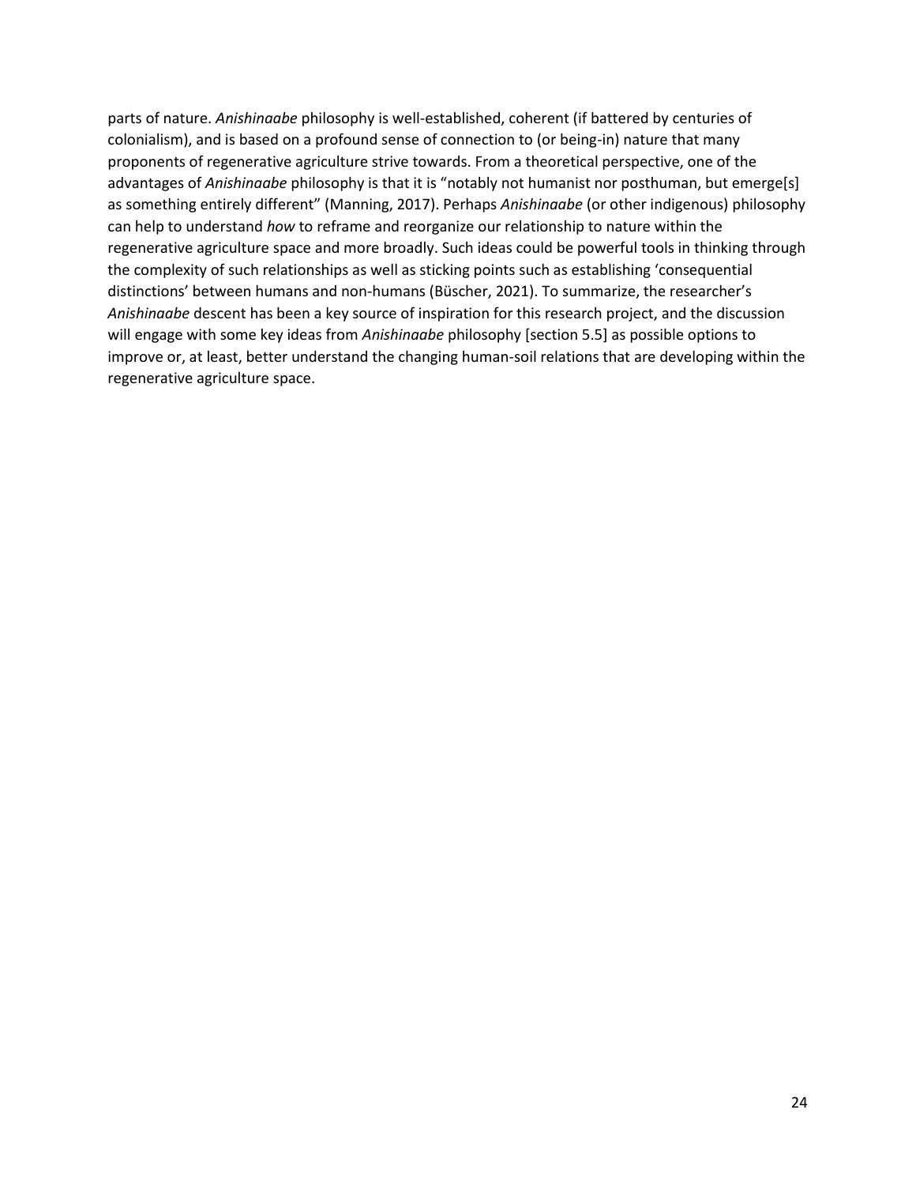parts of nature. *Anishinaabe* philosophy is well-established, coherent (if battered by centuries of colonialism), and is based on a profound sense of connection to (or being-in) nature that many proponents of regenerative agriculture strive towards. From a theoretical perspective, one of the advantages of *Anishinaabe* philosophy is that it is "notably not humanist nor posthuman, but emerge[s] as something entirely different" (Manning, 2017). Perhaps *Anishinaabe* (or other indigenous) philosophy can help to understand *how* to reframe and reorganize our relationship to nature within the regenerative agriculture space and more broadly. Such ideas could be powerful tools in thinking through the complexity of such relationships as well as sticking points such as establishing 'consequential distinctions' between humans and non-humans (Büscher, 2021). To summarize, the researcher's *Anishinaabe* descent has been a key source of inspiration for this research project, and the discussion will engage with some key ideas from *Anishinaabe* philosophy [section 5.5] as possible options to improve or, at least, better understand the changing human-soil relations that are developing within the regenerative agriculture space.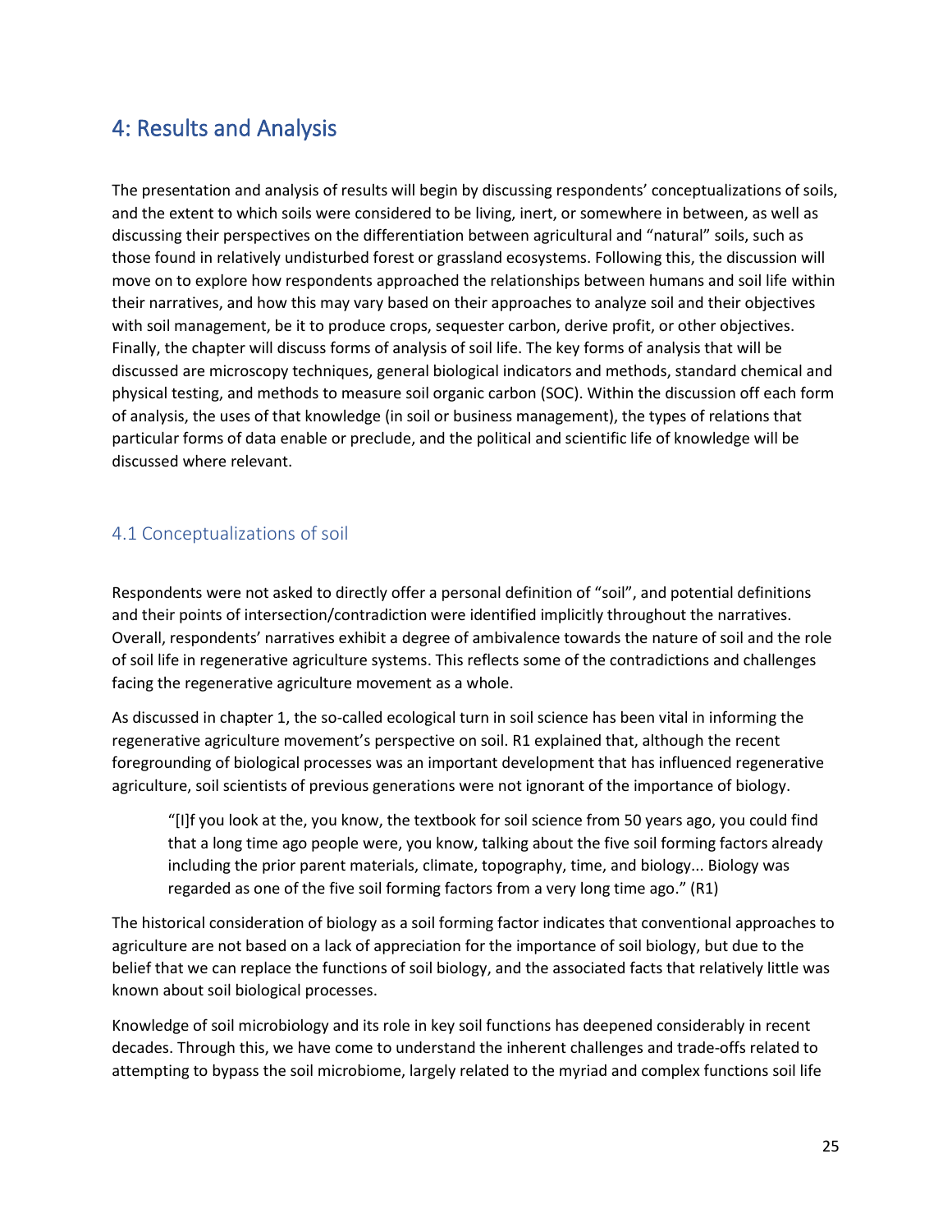# 4: Results and Analysis

The presentation and analysis of results will begin by discussing respondents' conceptualizations of soils, and the extent to which soils were considered to be living, inert, or somewhere in between, as well as discussing their perspectives on the differentiation between agricultural and "natural" soils, such as those found in relatively undisturbed forest or grassland ecosystems. Following this, the discussion will move on to explore how respondents approached the relationships between humans and soil life within their narratives, and how this may vary based on their approaches to analyze soil and their objectives with soil management, be it to produce crops, sequester carbon, derive profit, or other objectives. Finally, the chapter will discuss forms of analysis of soil life. The key forms of analysis that will be discussed are microscopy techniques, general biological indicators and methods, standard chemical and physical testing, and methods to measure soil organic carbon (SOC). Within the discussion off each form of analysis, the uses of that knowledge (in soil or business management), the types of relations that particular forms of data enable or preclude, and the political and scientific life of knowledge will be discussed where relevant.

## 4.1 Conceptualizations of soil

Respondents were not asked to directly offer a personal definition of "soil", and potential definitions and their points of intersection/contradiction were identified implicitly throughout the narratives. Overall, respondents' narratives exhibit a degree of ambivalence towards the nature of soil and the role of soil life in regenerative agriculture systems. This reflects some of the contradictions and challenges facing the regenerative agriculture movement as a whole.

As discussed in chapter 1, the so-called ecological turn in soil science has been vital in informing the regenerative agriculture movement's perspective on soil. R1 explained that, although the recent foregrounding of biological processes was an important development that has influenced regenerative agriculture, soil scientists of previous generations were not ignorant of the importance of biology.

> "[I]f you look at the, you know, the textbook for soil science from 50 years ago, you could find that a long time ago people were, you know, talking about the five soil forming factors already including the prior parent materials, climate, topography, time, and biology... Biology was regarded as one of the five soil forming factors from a very long time ago." (R1)

The historical consideration of biology as a soil forming factor indicates that conventional approaches to agriculture are not based on a lack of appreciation for the importance of soil biology, but due to the belief that we can replace the functions of soil biology, and the associated facts that relatively little was known about soil biological processes.

Knowledge of soil microbiology and its role in key soil functions has deepened considerably in recent decades. Through this, we have come to understand the inherent challenges and trade-offs related to attempting to bypass the soil microbiome, largely related to the myriad and complex functions soil life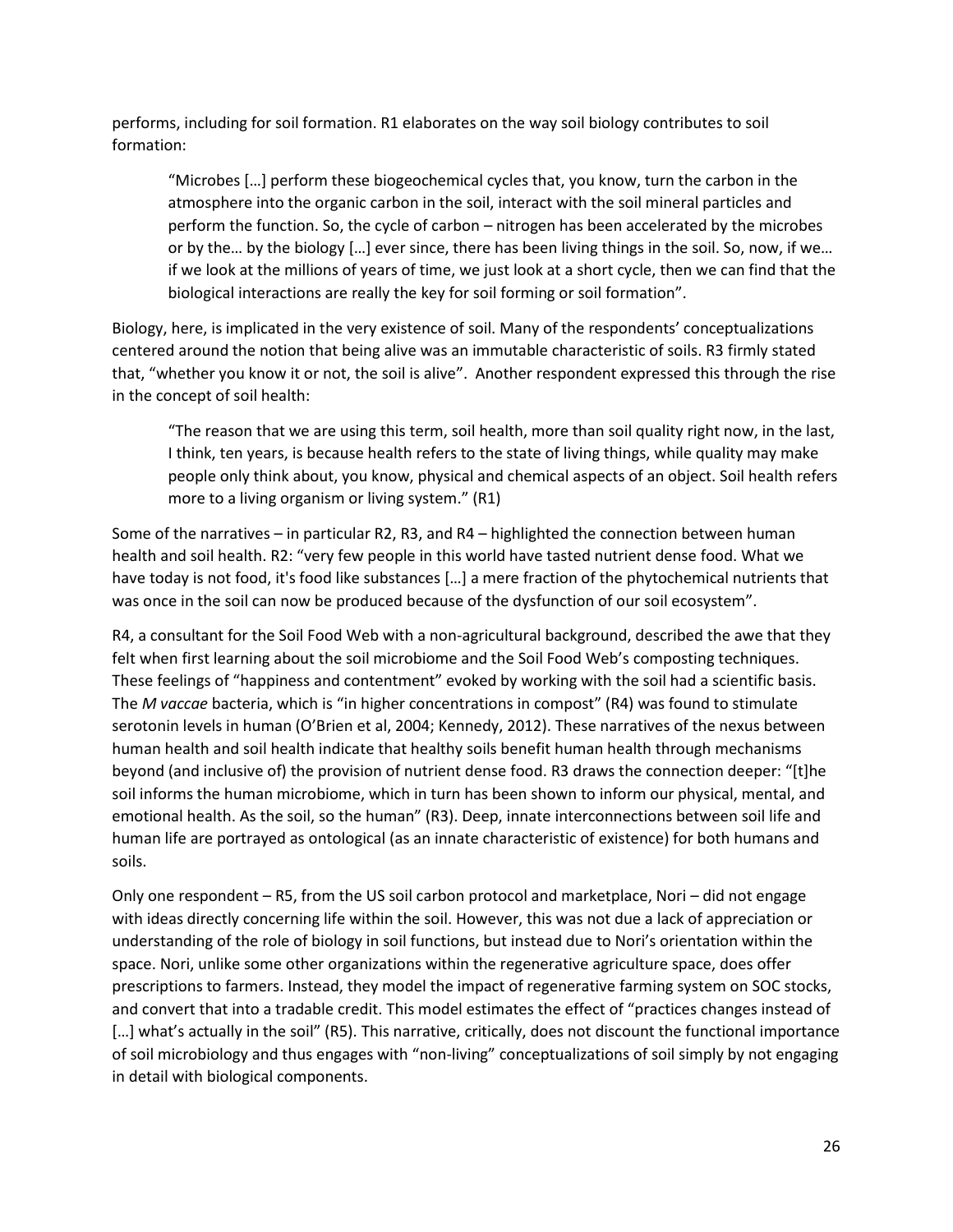performs, including for soil formation. R1 elaborates on the way soil biology contributes to soil formation:

> "Microbes […] perform these biogeochemical cycles that, you know, turn the carbon in the atmosphere into the organic carbon in the soil, interact with the soil mineral particles and perform the function. So, the cycle of carbon – nitrogen has been accelerated by the microbes or by the… by the biology […] ever since, there has been living things in the soil. So, now, if we… if we look at the millions of years of time, we just look at a short cycle, then we can find that the biological interactions are really the key for soil forming or soil formation".

Biology, here, is implicated in the very existence of soil. Many of the respondents' conceptualizations centered around the notion that being alive was an immutable characteristic of soils. R3 firmly stated that, "whether you know it or not, the soil is alive". Another respondent expressed this through the rise in the concept of soil health:

> "The reason that we are using this term, soil health, more than soil quality right now, in the last, I think, ten years, is because health refers to the state of living things, while quality may make people only think about, you know, physical and chemical aspects of an object. Soil health refers more to a living organism or living system." (R1)

Some of the narratives – in particular R2, R3, and R4 – highlighted the connection between human health and soil health. R2: "very few people in this world have tasted nutrient dense food. What we have today is not food, it's food like substances […] a mere fraction of the phytochemical nutrients that was once in the soil can now be produced because of the dysfunction of our soil ecosystem".

R4, a consultant for the Soil Food Web with a non-agricultural background, described the awe that they felt when first learning about the soil microbiome and the Soil Food Web's composting techniques. These feelings of "happiness and contentment" evoked by working with the soil had a scientific basis. The *M vaccae* bacteria, which is "in higher concentrations in compost" (R4) was found to stimulate serotonin levels in human (O'Brien et al, 2004; Kennedy, 2012). These narratives of the nexus between human health and soil health indicate that healthy soils benefit human health through mechanisms beyond (and inclusive of) the provision of nutrient dense food. R3 draws the connection deeper: "[t]he soil informs the human microbiome, which in turn has been shown to inform our physical, mental, and emotional health. As the soil, so the human" (R3). Deep, innate interconnections between soil life and human life are portrayed as ontological (as an innate characteristic of existence) for both humans and soils.

Only one respondent – R5, from the US soil carbon protocol and marketplace, Nori – did not engage with ideas directly concerning life within the soil. However, this was not due a lack of appreciation or understanding of the role of biology in soil functions, but instead due to Nori's orientation within the space. Nori, unlike some other organizations within the regenerative agriculture space, does offer prescriptions to farmers. Instead, they model the impact of regenerative farming system on SOC stocks, and convert that into a tradable credit. This model estimates the effect of "practices changes instead of […] what's actually in the soil" (R5). This narrative, critically, does not discount the functional importance of soil microbiology and thus engages with "non-living" conceptualizations of soil simply by not engaging in detail with biological components.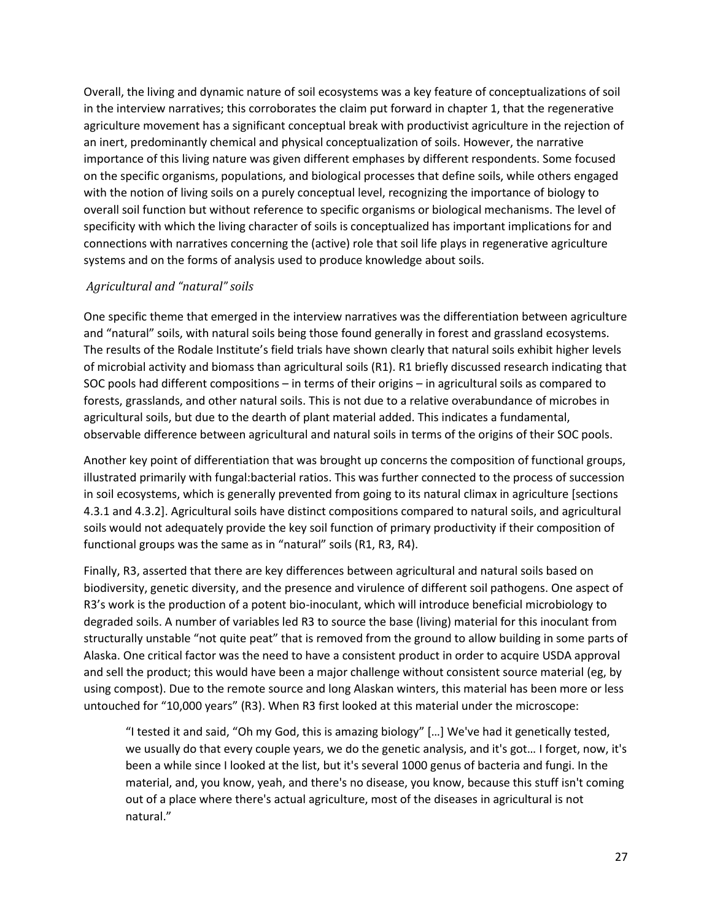Overall, the living and dynamic nature of soil ecosystems was a key feature of conceptualizations of soil in the interview narratives; this corroborates the claim put forward in chapter 1, that the regenerative agriculture movement has a significant conceptual break with productivist agriculture in the rejection of an inert, predominantly chemical and physical conceptualization of soils. However, the narrative importance of this living nature was given different emphases by different respondents. Some focused on the specific organisms, populations, and biological processes that define soils, while others engaged with the notion of living soils on a purely conceptual level, recognizing the importance of biology to overall soil function but without reference to specific organisms or biological mechanisms. The level of specificity with which the living character of soils is conceptualized has important implications for and connections with narratives concerning the (active) role that soil life plays in regenerative agriculture systems and on the forms of analysis used to produce knowledge about soils.

### *Agricultural and "natural" soils*

One specific theme that emerged in the interview narratives was the differentiation between agriculture and "natural" soils, with natural soils being those found generally in forest and grassland ecosystems. The results of the Rodale Institute's field trials have shown clearly that natural soils exhibit higher levels of microbial activity and biomass than agricultural soils (R1). R1 briefly discussed research indicating that SOC pools had different compositions – in terms of their origins – in agricultural soils as compared to forests, grasslands, and other natural soils. This is not due to a relative overabundance of microbes in agricultural soils, but due to the dearth of plant material added. This indicates a fundamental, observable difference between agricultural and natural soils in terms of the origins of their SOC pools.

Another key point of differentiation that was brought up concerns the composition of functional groups, illustrated primarily with fungal:bacterial ratios. This was further connected to the process of succession in soil ecosystems, which is generally prevented from going to its natural climax in agriculture [sections 4.3.1 and 4.3.2]. Agricultural soils have distinct compositions compared to natural soils, and agricultural soils would not adequately provide the key soil function of primary productivity if their composition of functional groups was the same as in "natural" soils (R1, R3, R4).

Finally, R3, asserted that there are key differences between agricultural and natural soils based on biodiversity, genetic diversity, and the presence and virulence of different soil pathogens. One aspect of R3's work is the production of a potent bio-inoculant, which will introduce beneficial microbiology to degraded soils. A number of variables led R3 to source the base (living) material for this inoculant from structurally unstable "not quite peat" that is removed from the ground to allow building in some parts of Alaska. One critical factor was the need to have a consistent product in order to acquire USDA approval and sell the product; this would have been a major challenge without consistent source material (eg, by using compost). Due to the remote source and long Alaskan winters, this material has been more or less untouched for "10,000 years" (R3). When R3 first looked at this material under the microscope:

> "I tested it and said, "Oh my God, this is amazing biology" […] We've had it genetically tested, we usually do that every couple years, we do the genetic analysis, and it's got… I forget, now, it's been a while since I looked at the list, but it's several 1000 genus of bacteria and fungi. In the material, and, you know, yeah, and there's no disease, you know, because this stuff isn't coming out of a place where there's actual agriculture, most of the diseases in agricultural is not natural."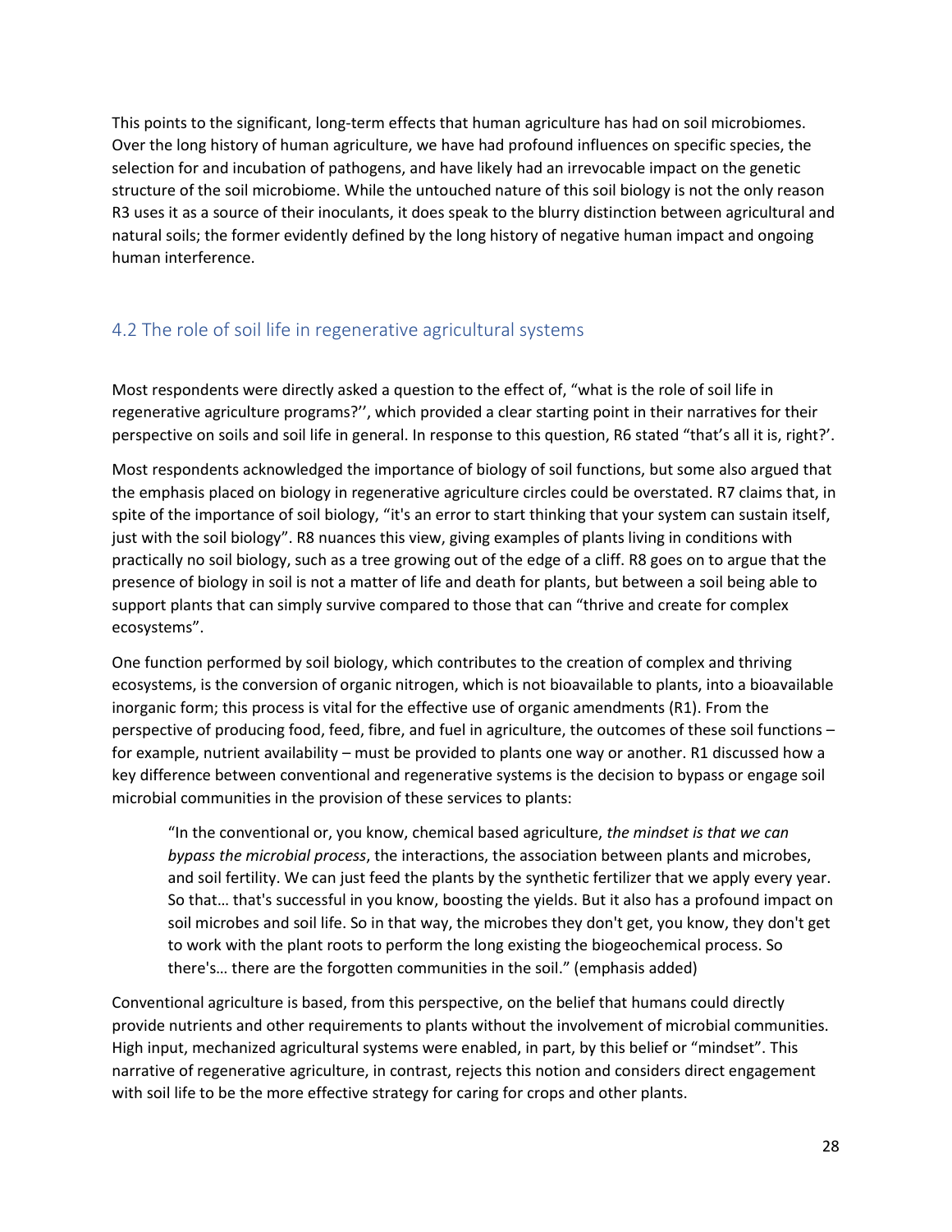This points to the significant, long-term effects that human agriculture has had on soil microbiomes. Over the long history of human agriculture, we have had profound influences on specific species, the selection for and incubation of pathogens, and have likely had an irrevocable impact on the genetic structure of the soil microbiome. While the untouched nature of this soil biology is not the only reason R3 uses it as a source of their inoculants, it does speak to the blurry distinction between agricultural and natural soils; the former evidently defined by the long history of negative human impact and ongoing human interference.

## 4.2 The role of soil life in regenerative agricultural systems

Most respondents were directly asked a question to the effect of, "what is the role of soil life in regenerative agriculture programs?'', which provided a clear starting point in their narratives for their perspective on soils and soil life in general. In response to this question, R6 stated "that's all it is, right?'.

Most respondents acknowledged the importance of biology of soil functions, but some also argued that the emphasis placed on biology in regenerative agriculture circles could be overstated. R7 claims that, in spite of the importance of soil biology, "it's an error to start thinking that your system can sustain itself, just with the soil biology". R8 nuances this view, giving examples of plants living in conditions with practically no soil biology, such as a tree growing out of the edge of a cliff. R8 goes on to argue that the presence of biology in soil is not a matter of life and death for plants, but between a soil being able to support plants that can simply survive compared to those that can "thrive and create for complex ecosystems".

One function performed by soil biology, which contributes to the creation of complex and thriving ecosystems, is the conversion of organic nitrogen, which is not bioavailable to plants, into a bioavailable inorganic form; this process is vital for the effective use of organic amendments (R1). From the perspective of producing food, feed, fibre, and fuel in agriculture, the outcomes of these soil functions – for example, nutrient availability – must be provided to plants one way or another. R1 discussed how a key difference between conventional and regenerative systems is the decision to bypass or engage soil microbial communities in the provision of these services to plants:

> "In the conventional or, you know, chemical based agriculture, *the mindset is that we can bypass the microbial process*, the interactions, the association between plants and microbes, and soil fertility. We can just feed the plants by the synthetic fertilizer that we apply every year. So that… that's successful in you know, boosting the yields. But it also has a profound impact on soil microbes and soil life. So in that way, the microbes they don't get, you know, they don't get to work with the plant roots to perform the long existing the biogeochemical process. So there's… there are the forgotten communities in the soil." (emphasis added)

Conventional agriculture is based, from this perspective, on the belief that humans could directly provide nutrients and other requirements to plants without the involvement of microbial communities. High input, mechanized agricultural systems were enabled, in part, by this belief or "mindset". This narrative of regenerative agriculture, in contrast, rejects this notion and considers direct engagement with soil life to be the more effective strategy for caring for crops and other plants.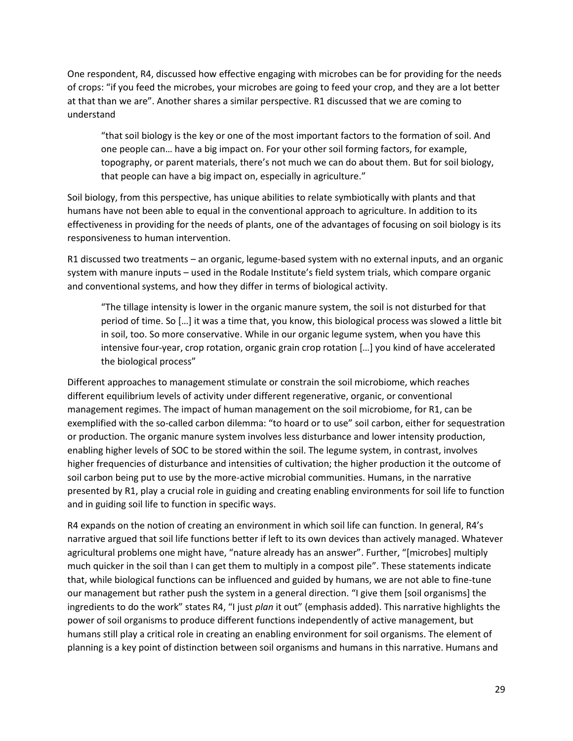One respondent, R4, discussed how effective engaging with microbes can be for providing for the needs of crops: "if you feed the microbes, your microbes are going to feed your crop, and they are a lot better at that than we are". Another shares a similar perspective. R1 discussed that we are coming to understand

> "that soil biology is the key or one of the most important factors to the formation of soil. And one people can… have a big impact on. For your other soil forming factors, for example, topography, or parent materials, there's not much we can do about them. But for soil biology, that people can have a big impact on, especially in agriculture."

Soil biology, from this perspective, has unique abilities to relate symbiotically with plants and that humans have not been able to equal in the conventional approach to agriculture. In addition to its effectiveness in providing for the needs of plants, one of the advantages of focusing on soil biology is its responsiveness to human intervention.

R1 discussed two treatments – an organic, legume-based system with no external inputs, and an organic system with manure inputs – used in the Rodale Institute's field system trials, which compare organic and conventional systems, and how they differ in terms of biological activity.

> "The tillage intensity is lower in the organic manure system, the soil is not disturbed for that period of time. So […] it was a time that, you know, this biological process was slowed a little bit in soil, too. So more conservative. While in our organic legume system, when you have this intensive four-year, crop rotation, organic grain crop rotation […] you kind of have accelerated the biological process"

Different approaches to management stimulate or constrain the soil microbiome, which reaches different equilibrium levels of activity under different regenerative, organic, or conventional management regimes. The impact of human management on the soil microbiome, for R1, can be exemplified with the so-called carbon dilemma: "to hoard or to use" soil carbon, either for sequestration or production. The organic manure system involves less disturbance and lower intensity production, enabling higher levels of SOC to be stored within the soil. The legume system, in contrast, involves higher frequencies of disturbance and intensities of cultivation; the higher production it the outcome of soil carbon being put to use by the more-active microbial communities. Humans, in the narrative presented by R1, play a crucial role in guiding and creating enabling environments for soil life to function and in guiding soil life to function in specific ways.

R4 expands on the notion of creating an environment in which soil life can function. In general, R4's narrative argued that soil life functions better if left to its own devices than actively managed. Whatever agricultural problems one might have, "nature already has an answer". Further, "[microbes] multiply much quicker in the soil than I can get them to multiply in a compost pile". These statements indicate that, while biological functions can be influenced and guided by humans, we are not able to fine-tune our management but rather push the system in a general direction. "I give them [soil organisms] the ingredients to do the work" states R4, "I just *plan* it out" (emphasis added). This narrative highlights the power of soil organisms to produce different functions independently of active management, but humans still play a critical role in creating an enabling environment for soil organisms. The element of planning is a key point of distinction between soil organisms and humans in this narrative. Humans and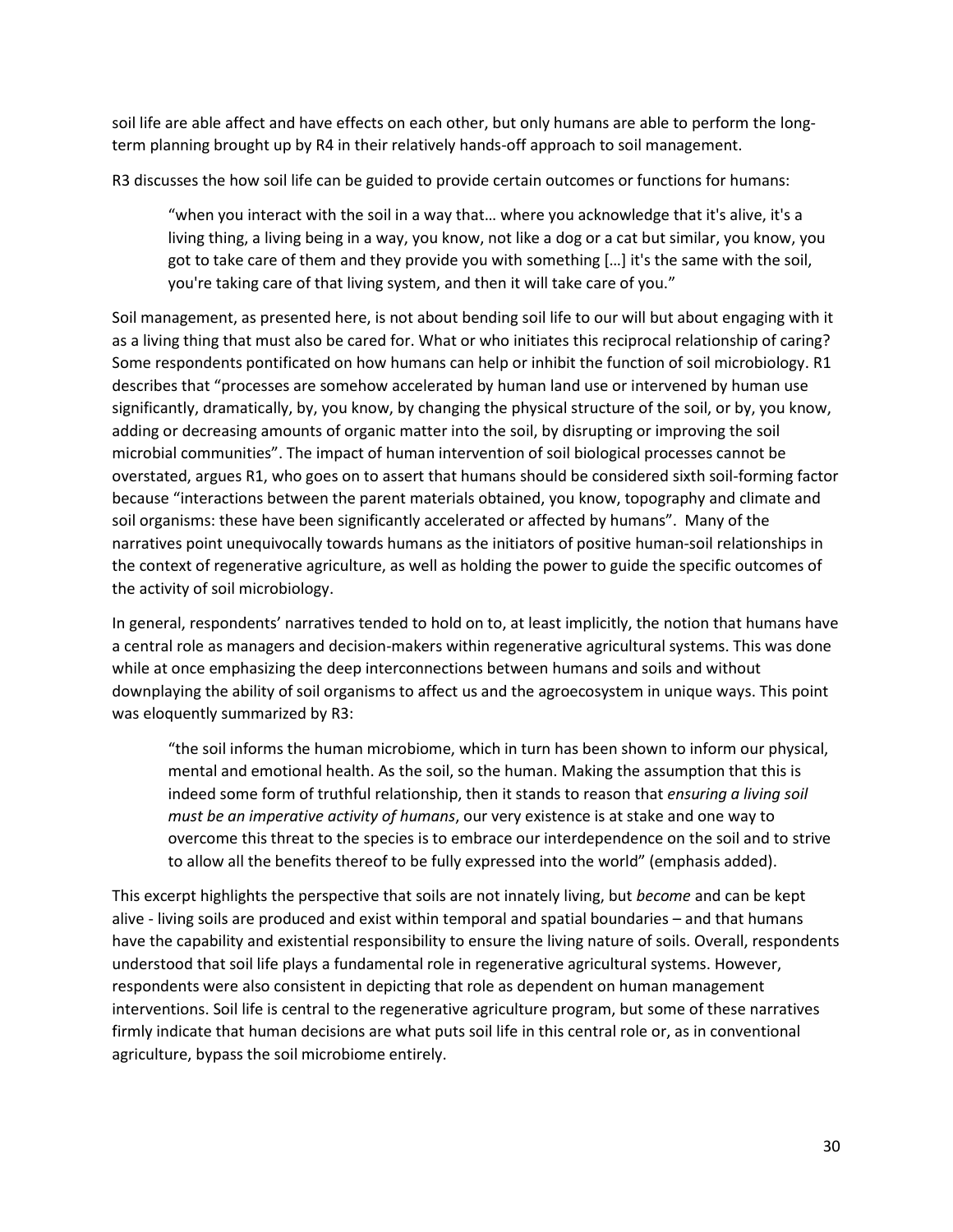soil life are able affect and have effects on each other, but only humans are able to perform the long-term planning brought up by R4 in their relatively hands-off approach to soil management.

R3 discusses the how soil life can be guided to provide certain outcomes or functions for humans:

> "when you interact with the soil in a way that… where you acknowledge that it's alive, it's a living thing, a living being in a way, you know, not like a dog or a cat but similar, you know, you got to take care of them and they provide you with something […] it's the same with the soil, you're taking care of that living system, and then it will take care of you."

Soil management, as presented here, is not about bending soil life to our will but about engaging with it as a living thing that must also be cared for. What or who initiates this reciprocal relationship of caring? Some respondents pontificated on how humans can help or inhibit the function of soil microbiology. R1 describes that "processes are somehow accelerated by human land use or intervened by human use significantly, dramatically, by, you know, by changing the physical structure of the soil, or by, you know, adding or decreasing amounts of organic matter into the soil, by disrupting or improving the soil microbial communities". The impact of human intervention of soil biological processes cannot be overstated, argues R1, who goes on to assert that humans should be considered sixth soil-forming factor because "interactions between the parent materials obtained, you know, topography and climate and soil organisms: these have been significantly accelerated or affected by humans". Many of the narratives point unequivocally towards humans as the initiators of positive human-soil relationships in the context of regenerative agriculture, as well as holding the power to guide the specific outcomes of the activity of soil microbiology.

In general, respondents' narratives tended to hold on to, at least implicitly, the notion that humans have a central role as managers and decision-makers within regenerative agricultural systems. This was done while at once emphasizing the deep interconnections between humans and soils and without downplaying the ability of soil organisms to affect us and the agroecosystem in unique ways. This point was eloquently summarized by R3:

> "the soil informs the human microbiome, which in turn has been shown to inform our physical, mental and emotional health. As the soil, so the human. Making the assumption that this is indeed some form of truthful relationship, then it stands to reason that *ensuring a living soil must be an imperative activity of humans*, our very existence is at stake and one way to overcome this threat to the species is to embrace our interdependence on the soil and to strive to allow all the benefits thereof to be fully expressed into the world" (emphasis added).

This excerpt highlights the perspective that soils are not innately living, but *become* and can be kept alive - living soils are produced and exist within temporal and spatial boundaries – and that humans have the capability and existential responsibility to ensure the living nature of soils. Overall, respondents understood that soil life plays a fundamental role in regenerative agricultural systems. However, respondents were also consistent in depicting that role as dependent on human management interventions. Soil life is central to the regenerative agriculture program, but some of these narratives firmly indicate that human decisions are what puts soil life in this central role or, as in conventional agriculture, bypass the soil microbiome entirely.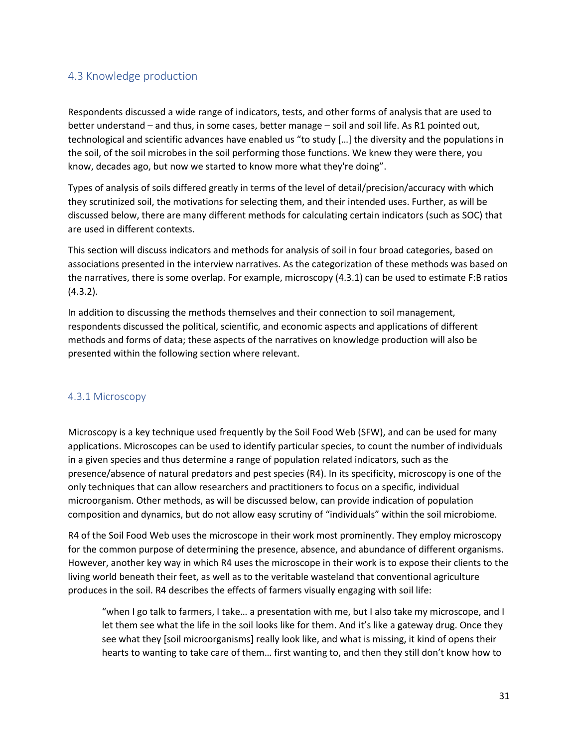## 4.3 Knowledge production

Respondents discussed a wide range of indicators, tests, and other forms of analysis that are used to better understand – and thus, in some cases, better manage – soil and soil life. As R1 pointed out, technological and scientific advances have enabled us "to study […] the diversity and the populations in the soil, of the soil microbes in the soil performing those functions. We knew they were there, you know, decades ago, but now we started to know more what they're doing".

Types of analysis of soils differed greatly in terms of the level of detail/precision/accuracy with which they scrutinized soil, the motivations for selecting them, and their intended uses. Further, as will be discussed below, there are many different methods for calculating certain indicators (such as SOC) that are used in different contexts.

This section will discuss indicators and methods for analysis of soil in four broad categories, based on associations presented in the interview narratives. As the categorization of these methods was based on the narratives, there is some overlap. For example, microscopy (4.3.1) can be used to estimate F:B ratios (4.3.2).

In addition to discussing the methods themselves and their connection to soil management, respondents discussed the political, scientific, and economic aspects and applications of different methods and forms of data; these aspects of the narratives on knowledge production will also be presented within the following section where relevant.

### 4.3.1 Microscopy

Microscopy is a key technique used frequently by the Soil Food Web (SFW), and can be used for many applications. Microscopes can be used to identify particular species, to count the number of individuals in a given species and thus determine a range of population related indicators, such as the presence/absence of natural predators and pest species (R4). In its specificity, microscopy is one of the only techniques that can allow researchers and practitioners to focus on a specific, individual microorganism. Other methods, as will be discussed below, can provide indication of population composition and dynamics, but do not allow easy scrutiny of "individuals" within the soil microbiome.

R4 of the Soil Food Web uses the microscope in their work most prominently. They employ microscopy for the common purpose of determining the presence, absence, and abundance of different organisms. However, another key way in which R4 uses the microscope in their work is to expose their clients to the living world beneath their feet, as well as to the veritable wasteland that conventional agriculture produces in the soil. R4 describes the effects of farmers visually engaging with soil life:

> "when I go talk to farmers, I take… a presentation with me, but I also take my microscope, and I let them see what the life in the soil looks like for them. And it's like a gateway drug. Once they see what they [soil microorganisms] really look like, and what is missing, it kind of opens their hearts to wanting to take care of them… first wanting to, and then they still don't know how to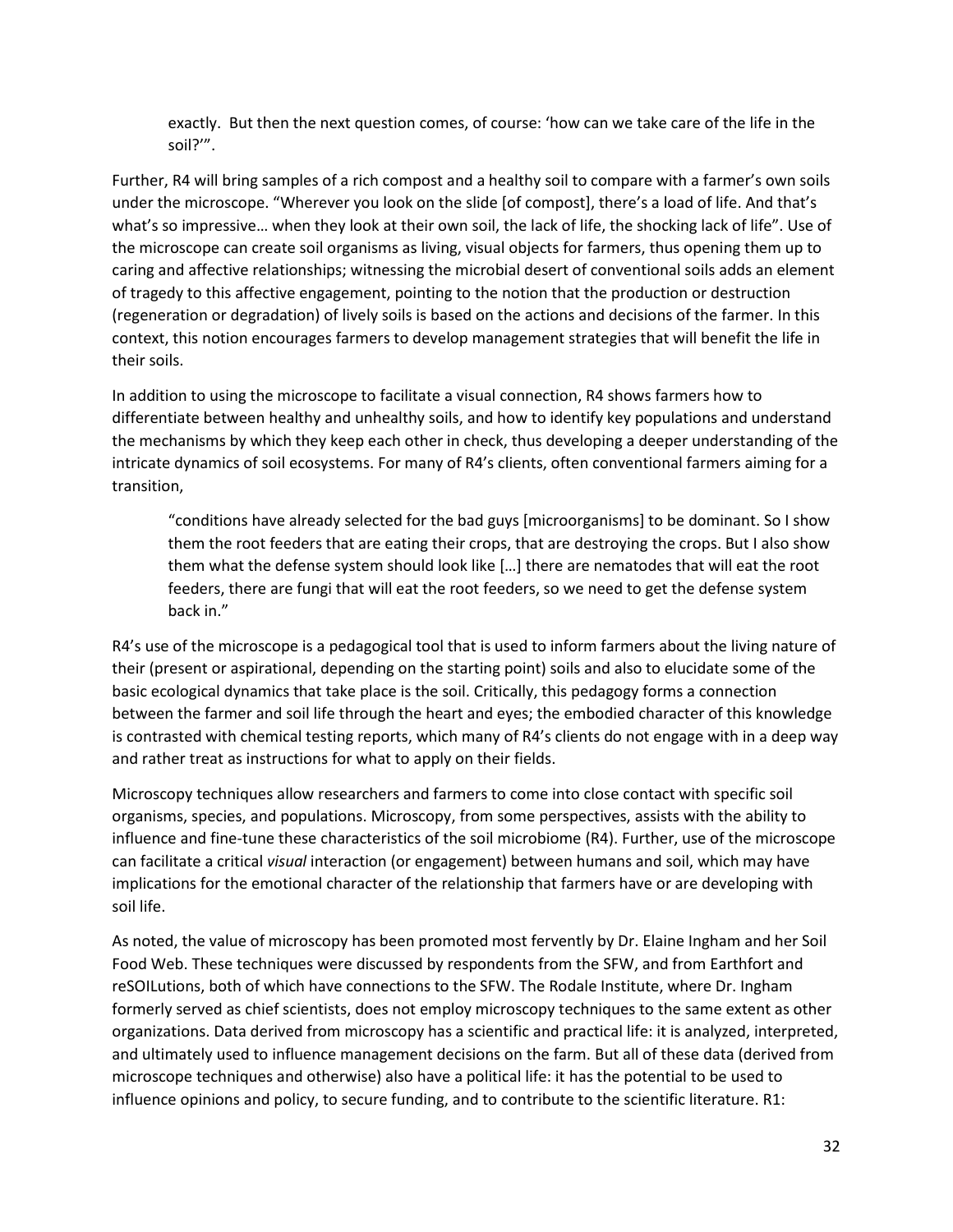> exactly. But then the next question comes, of course: 'how can we take care of the life in the soil?'".

Further, R4 will bring samples of a rich compost and a healthy soil to compare with a farmer's own soils under the microscope. "Wherever you look on the slide [of compost], there's a load of life. And that's what's so impressive… when they look at their own soil, the lack of life, the shocking lack of life". Use of the microscope can create soil organisms as living, visual objects for farmers, thus opening them up to caring and affective relationships; witnessing the microbial desert of conventional soils adds an element of tragedy to this affective engagement, pointing to the notion that the production or destruction (regeneration or degradation) of lively soils is based on the actions and decisions of the farmer. In this context, this notion encourages farmers to develop management strategies that will benefit the life in their soils.

In addition to using the microscope to facilitate a visual connection, R4 shows farmers how to differentiate between healthy and unhealthy soils, and how to identify key populations and understand the mechanisms by which they keep each other in check, thus developing a deeper understanding of the intricate dynamics of soil ecosystems. For many of R4's clients, often conventional farmers aiming for a transition,

> "conditions have already selected for the bad guys [microorganisms] to be dominant. So I show them the root feeders that are eating their crops, that are destroying the crops. But I also show them what the defense system should look like […] there are nematodes that will eat the root feeders, there are fungi that will eat the root feeders, so we need to get the defense system back in."

R4's use of the microscope is a pedagogical tool that is used to inform farmers about the living nature of their (present or aspirational, depending on the starting point) soils and also to elucidate some of the basic ecological dynamics that take place is the soil. Critically, this pedagogy forms a connection between the farmer and soil life through the heart and eyes; the embodied character of this knowledge is contrasted with chemical testing reports, which many of R4's clients do not engage with in a deep way and rather treat as instructions for what to apply on their fields.

Microscopy techniques allow researchers and farmers to come into close contact with specific soil organisms, species, and populations. Microscopy, from some perspectives, assists with the ability to influence and fine-tune these characteristics of the soil microbiome (R4). Further, use of the microscope can facilitate a critical *visual* interaction (or engagement) between humans and soil, which may have implications for the emotional character of the relationship that farmers have or are developing with soil life.

As noted, the value of microscopy has been promoted most fervently by Dr. Elaine Ingham and her Soil Food Web. These techniques were discussed by respondents from the SFW, and from Earthfort and reSOILutions, both of which have connections to the SFW. The Rodale Institute, where Dr. Ingham formerly served as chief scientists, does not employ microscopy techniques to the same extent as other organizations. Data derived from microscopy has a scientific and practical life: it is analyzed, interpreted, and ultimately used to influence management decisions on the farm. But all of these data (derived from microscope techniques and otherwise) also have a political life: it has the potential to be used to influence opinions and policy, to secure funding, and to contribute to the scientific literature. R1: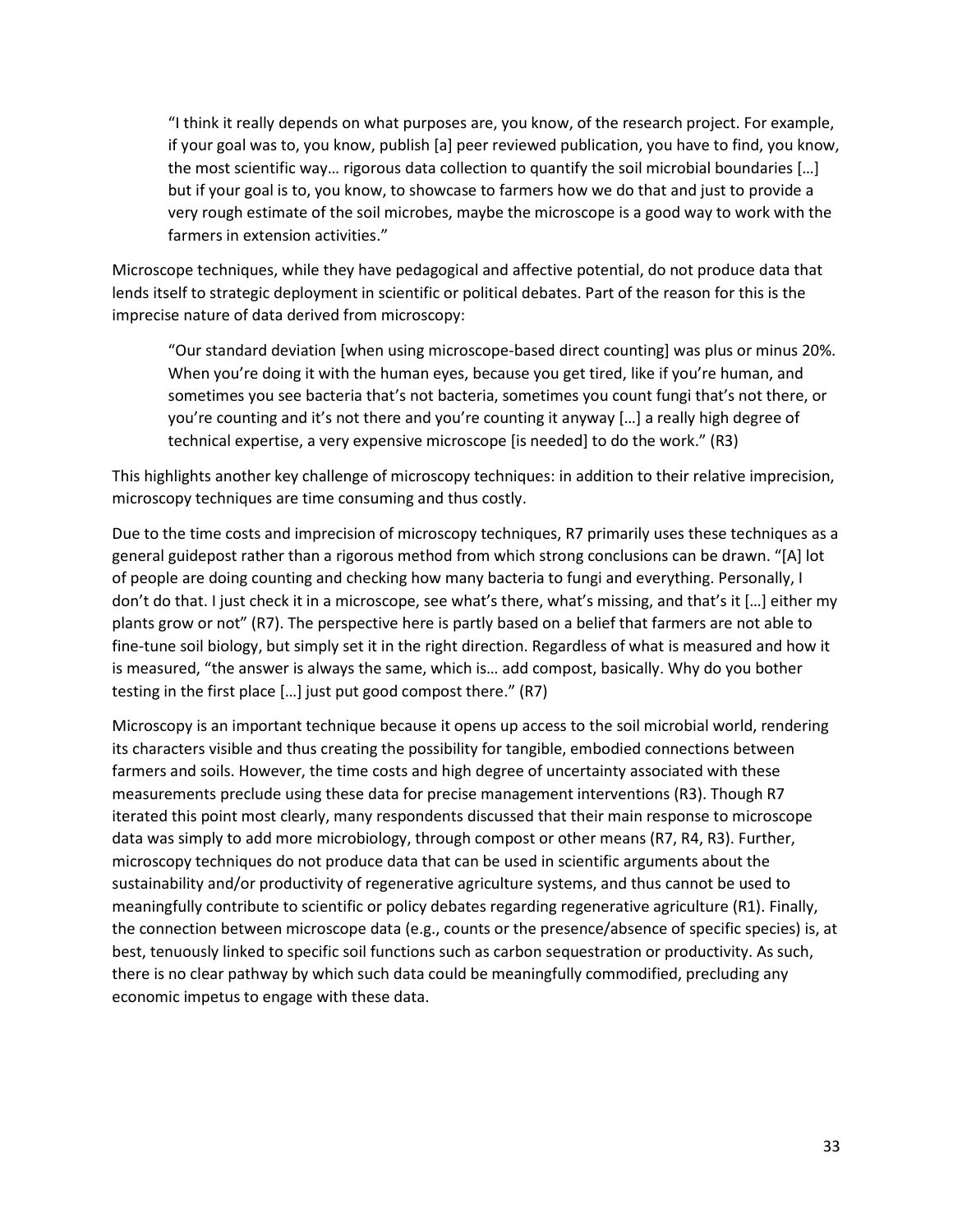> "I think it really depends on what purposes are, you know, of the research project. For example, if your goal was to, you know, publish [a] peer reviewed publication, you have to find, you know, the most scientific way… rigorous data collection to quantify the soil microbial boundaries […] but if your goal is to, you know, to showcase to farmers how we do that and just to provide a very rough estimate of the soil microbes, maybe the microscope is a good way to work with the farmers in extension activities."

Microscope techniques, while they have pedagogical and affective potential, do not produce data that lends itself to strategic deployment in scientific or political debates. Part of the reason for this is the imprecise nature of data derived from microscopy:

> "Our standard deviation [when using microscope-based direct counting] was plus or minus 20%. When you're doing it with the human eyes, because you get tired, like if you're human, and sometimes you see bacteria that's not bacteria, sometimes you count fungi that's not there, or you're counting and it's not there and you're counting it anyway […] a really high degree of technical expertise, a very expensive microscope [is needed] to do the work." (R3)

This highlights another key challenge of microscopy techniques: in addition to their relative imprecision, microscopy techniques are time consuming and thus costly.

Due to the time costs and imprecision of microscopy techniques, R7 primarily uses these techniques as a general guidepost rather than a rigorous method from which strong conclusions can be drawn. "[A] lot of people are doing counting and checking how many bacteria to fungi and everything. Personally, I don't do that. I just check it in a microscope, see what's there, what's missing, and that's it […] either my plants grow or not" (R7). The perspective here is partly based on a belief that farmers are not able to fine-tune soil biology, but simply set it in the right direction. Regardless of what is measured and how it is measured, "the answer is always the same, which is… add compost, basically. Why do you bother testing in the first place […] just put good compost there." (R7)

Microscopy is an important technique because it opens up access to the soil microbial world, rendering its characters visible and thus creating the possibility for tangible, embodied connections between farmers and soils. However, the time costs and high degree of uncertainty associated with these measurements preclude using these data for precise management interventions (R3). Though R7 iterated this point most clearly, many respondents discussed that their main response to microscope data was simply to add more microbiology, through compost or other means (R7, R4, R3). Further, microscopy techniques do not produce data that can be used in scientific arguments about the sustainability and/or productivity of regenerative agriculture systems, and thus cannot be used to meaningfully contribute to scientific or policy debates regarding regenerative agriculture (R1). Finally, the connection between microscope data (e.g., counts or the presence/absence of specific species) is, at best, tenuously linked to specific soil functions such as carbon sequestration or productivity. As such, there is no clear pathway by which such data could be meaningfully commodified, precluding any economic impetus to engage with these data.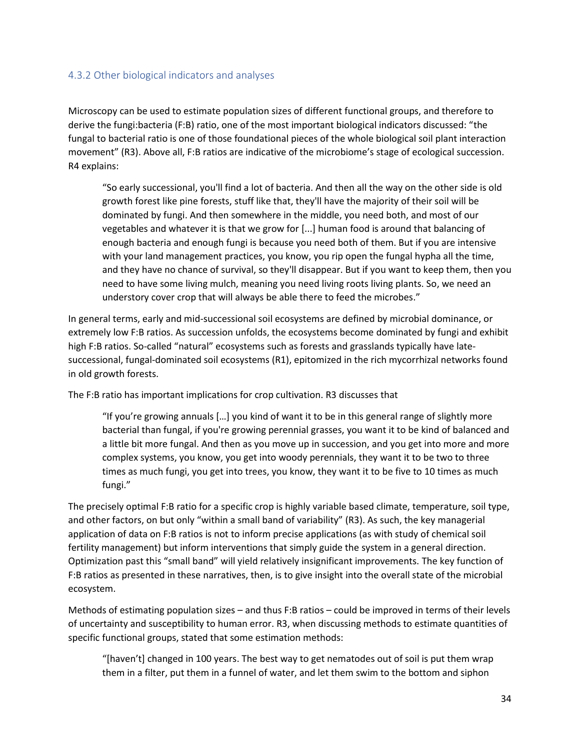### 4.3.2 Other biological indicators and analyses

Microscopy can be used to estimate population sizes of different functional groups, and therefore to derive the fungi:bacteria (F:B) ratio, one of the most important biological indicators discussed: "the fungal to bacterial ratio is one of those foundational pieces of the whole biological soil plant interaction movement" (R3). Above all, F:B ratios are indicative of the microbiome's stage of ecological succession. R4 explains:

> "So early successional, you'll find a lot of bacteria. And then all the way on the other side is old growth forest like pine forests, stuff like that, they'll have the majority of their soil will be dominated by fungi. And then somewhere in the middle, you need both, and most of our vegetables and whatever it is that we grow for [...] human food is around that balancing of enough bacteria and enough fungi is because you need both of them. But if you are intensive with your land management practices, you know, you rip open the fungal hypha all the time, and they have no chance of survival, so they'll disappear. But if you want to keep them, then you need to have some living mulch, meaning you need living roots living plants. So, we need an understory cover crop that will always be able there to feed the microbes."

In general terms, early and mid-successional soil ecosystems are defined by microbial dominance, or extremely low F:B ratios. As succession unfolds, the ecosystems become dominated by fungi and exhibit high F:B ratios. So-called "natural" ecosystems such as forests and grasslands typically have late-successional, fungal-dominated soil ecosystems (R1), epitomized in the rich mycorrhizal networks found in old growth forests.

The F:B ratio has important implications for crop cultivation. R3 discusses that

> "If you're growing annuals […] you kind of want it to be in this general range of slightly more bacterial than fungal, if you're growing perennial grasses, you want it to be kind of balanced and a little bit more fungal. And then as you move up in succession, and you get into more and more complex systems, you know, you get into woody perennials, they want it to be two to three times as much fungi, you get into trees, you know, they want it to be five to 10 times as much fungi."

The precisely optimal F:B ratio for a specific crop is highly variable based climate, temperature, soil type, and other factors, on but only "within a small band of variability" (R3). As such, the key managerial application of data on F:B ratios is not to inform precise applications (as with study of chemical soil fertility management) but inform interventions that simply guide the system in a general direction. Optimization past this "small band" will yield relatively insignificant improvements. The key function of F:B ratios as presented in these narratives, then, is to give insight into the overall state of the microbial ecosystem.

Methods of estimating population sizes – and thus F:B ratios – could be improved in terms of their levels of uncertainty and susceptibility to human error. R3, when discussing methods to estimate quantities of specific functional groups, stated that some estimation methods:

> "[haven't] changed in 100 years. The best way to get nematodes out of soil is put them wrap them in a filter, put them in a funnel of water, and let them swim to the bottom and siphon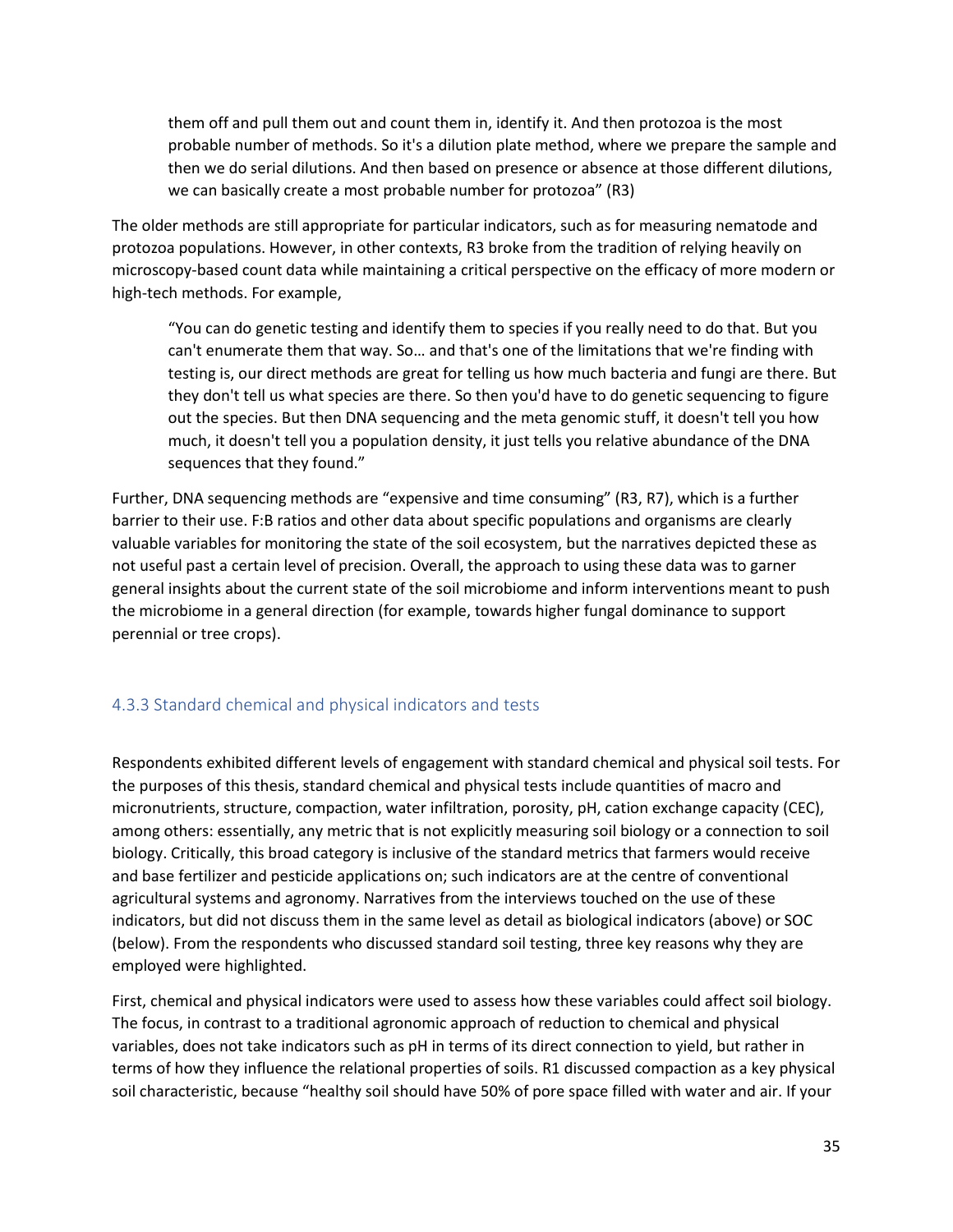> them off and pull them out and count them in, identify it. And then protozoa is the most probable number of methods. So it's a dilution plate method, where we prepare the sample and then we do serial dilutions. And then based on presence or absence at those different dilutions, we can basically create a most probable number for protozoa" (R3)

The older methods are still appropriate for particular indicators, such as for measuring nematode and protozoa populations. However, in other contexts, R3 broke from the tradition of relying heavily on microscopy-based count data while maintaining a critical perspective on the efficacy of more modern or high-tech methods. For example,

> "You can do genetic testing and identify them to species if you really need to do that. But you can't enumerate them that way. So… and that's one of the limitations that we're finding with testing is, our direct methods are great for telling us how much bacteria and fungi are there. But they don't tell us what species are there. So then you'd have to do genetic sequencing to figure out the species. But then DNA sequencing and the meta genomic stuff, it doesn't tell you how much, it doesn't tell you a population density, it just tells you relative abundance of the DNA sequences that they found."

Further, DNA sequencing methods are "expensive and time consuming" (R3, R7), which is a further barrier to their use. F:B ratios and other data about specific populations and organisms are clearly valuable variables for monitoring the state of the soil ecosystem, but the narratives depicted these as not useful past a certain level of precision. Overall, the approach to using these data was to garner general insights about the current state of the soil microbiome and inform interventions meant to push the microbiome in a general direction (for example, towards higher fungal dominance to support perennial or tree crops).

### 4.3.3 Standard chemical and physical indicators and tests

Respondents exhibited different levels of engagement with standard chemical and physical soil tests. For the purposes of this thesis, standard chemical and physical tests include quantities of macro and micronutrients, structure, compaction, water infiltration, porosity, pH, cation exchange capacity (CEC), among others: essentially, any metric that is not explicitly measuring soil biology or a connection to soil biology. Critically, this broad category is inclusive of the standard metrics that farmers would receive and base fertilizer and pesticide applications on; such indicators are at the centre of conventional agricultural systems and agronomy. Narratives from the interviews touched on the use of these indicators, but did not discuss them in the same level as detail as biological indicators (above) or SOC (below). From the respondents who discussed standard soil testing, three key reasons why they are employed were highlighted.

First, chemical and physical indicators were used to assess how these variables could affect soil biology. The focus, in contrast to a traditional agronomic approach of reduction to chemical and physical variables, does not take indicators such as pH in terms of its direct connection to yield, but rather in terms of how they influence the relational properties of soils. R1 discussed compaction as a key physical soil characteristic, because "healthy soil should have 50% of pore space filled with water and air. If your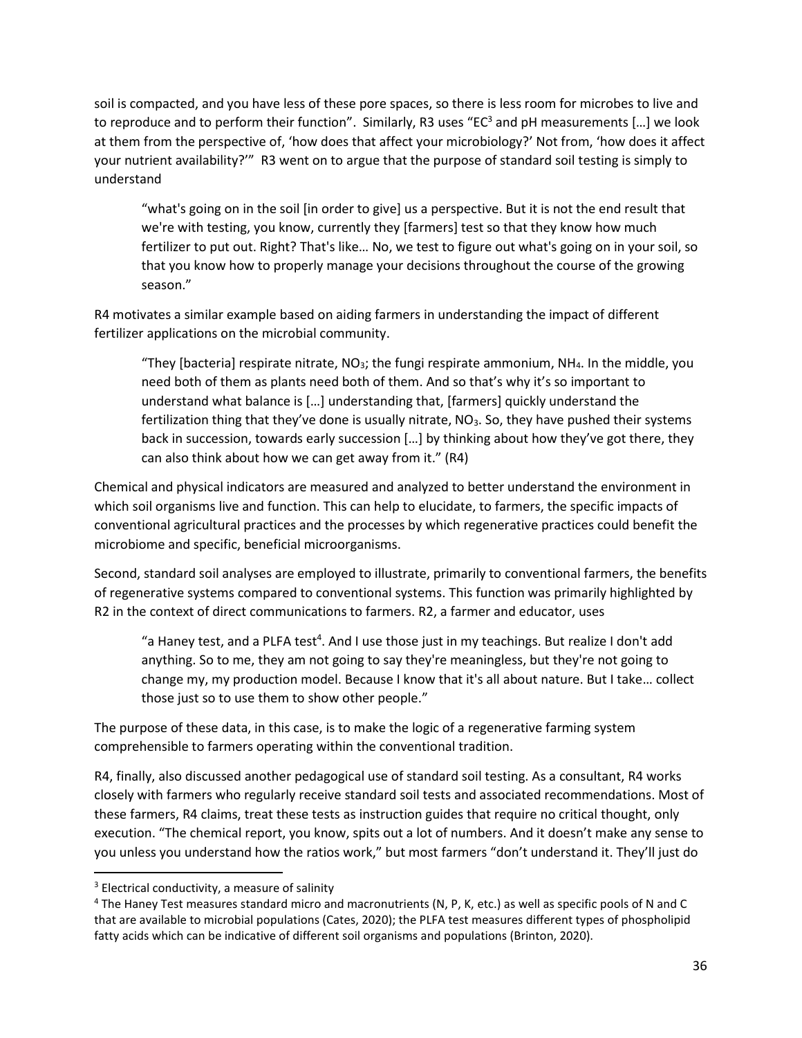soil is compacted, and you have less of these pore spaces, so there is less room for microbes to live and to reproduce and to perform their function". Similarly, R3 uses "EC[3] and pH measurements […] we look at them from the perspective of, 'how does that affect your microbiology?' Not from, 'how does it affect your nutrient availability?'" R3 went on to argue that the purpose of standard soil testing is simply to understand

> "what's going on in the soil [in order to give] us a perspective. But it is not the end result that we're with testing, you know, currently they [farmers] test so that they know how much fertilizer to put out. Right? That's like… No, we test to figure out what's going on in your soil, so that you know how to properly manage your decisions throughout the course of the growing season."

R4 motivates a similar example based on aiding farmers in understanding the impact of different fertilizer applications on the microbial community.

> "They [bacteria] respirate nitrate, $NO_3$; the fungi respirate ammonium, $NH_4$. In the middle, you need both of them as plants need both of them. And so that's why it's so important to understand what balance is […] understanding that, [farmers] quickly understand the fertilization thing that they've done is usually nitrate, $NO_3$. So, they have pushed their systems back in succession, towards early succession […] by thinking about how they've got there, they can also think about how we can get away from it." (R4)

Chemical and physical indicators are measured and analyzed to better understand the environment in which soil organisms live and function. This can help to elucidate, to farmers, the specific impacts of conventional agricultural practices and the processes by which regenerative practices could benefit the microbiome and specific, beneficial microorganisms.

Second, standard soil analyses are employed to illustrate, primarily to conventional farmers, the benefits of regenerative systems compared to conventional systems. This function was primarily highlighted by R2 in the context of direct communications to farmers. R2, a farmer and educator, uses

> "a Haney test, and a PLFA test[4]. And I use those just in my teachings. But realize I don't add anything. So to me, they am not going to say they're meaningless, but they're not going to change my, my production model. Because I know that it's all about nature. But I take… collect those just so to use them to show other people."

The purpose of these data, in this case, is to make the logic of a regenerative farming system comprehensible to farmers operating within the conventional tradition.

R4, finally, also discussed another pedagogical use of standard soil testing. As a consultant, R4 works closely with farmers who regularly receive standard soil tests and associated recommendations. Most of these farmers, R4 claims, treat these tests as instruction guides that require no critical thought, only execution. "The chemical report, you know, spits out a lot of numbers. And it doesn't make any sense to you unless you understand how the ratios work," but most farmers "don't understand it. They'll just do

---

[3] Electrical conductivity, a measure of salinity

[4] The Haney Test measures standard micro and macronutrients (N, P, K, etc.) as well as specific pools of N and C that are available to microbial populations (Cates, 2020); the PLFA test measures different types of phospholipid fatty acids which can be indicative of different soil organisms and populations (Brinton, 2020).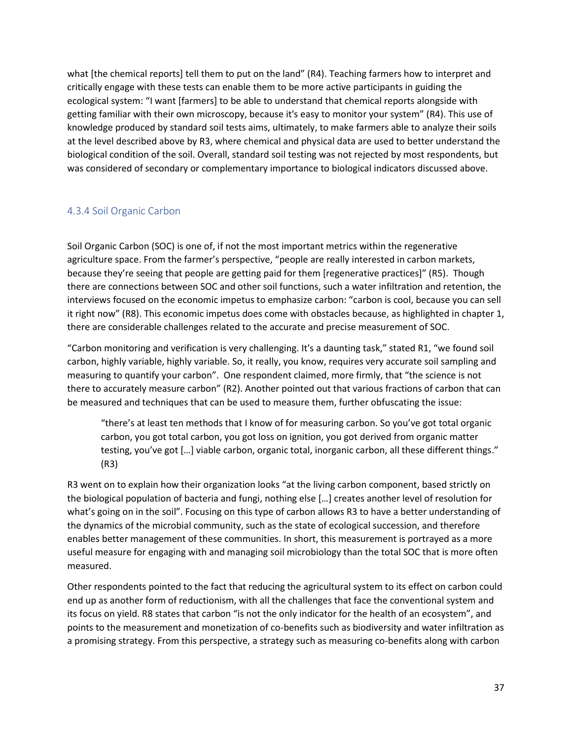what [the chemical reports] tell them to put on the land" (R4). Teaching farmers how to interpret and critically engage with these tests can enable them to be more active participants in guiding the ecological system: "I want [farmers] to be able to understand that chemical reports alongside with getting familiar with their own microscopy, because it's easy to monitor your system" (R4). This use of knowledge produced by standard soil tests aims, ultimately, to make farmers able to analyze their soils at the level described above by R3, where chemical and physical data are used to better understand the biological condition of the soil. Overall, standard soil testing was not rejected by most respondents, but was considered of secondary or complementary importance to biological indicators discussed above.

### 4.3.4 Soil Organic Carbon

Soil Organic Carbon (SOC) is one of, if not the most important metrics within the regenerative agriculture space. From the farmer's perspective, "people are really interested in carbon markets, because they're seeing that people are getting paid for them [regenerative practices]" (R5). Though there are connections between SOC and other soil functions, such a water infiltration and retention, the interviews focused on the economic impetus to emphasize carbon: "carbon is cool, because you can sell it right now" (R8). This economic impetus does come with obstacles because, as highlighted in chapter 1, there are considerable challenges related to the accurate and precise measurement of SOC.

"Carbon monitoring and verification is very challenging. It's a daunting task," stated R1, "we found soil carbon, highly variable, highly variable. So, it really, you know, requires very accurate soil sampling and measuring to quantify your carbon". One respondent claimed, more firmly, that "the science is not there to accurately measure carbon" (R2). Another pointed out that various fractions of carbon that can be measured and techniques that can be used to measure them, further obfuscating the issue:

> "there's at least ten methods that I know of for measuring carbon. So you've got total organic carbon, you got total carbon, you got loss on ignition, you got derived from organic matter testing, you've got […] viable carbon, organic total, inorganic carbon, all these different things." (R3)

R3 went on to explain how their organization looks "at the living carbon component, based strictly on the biological population of bacteria and fungi, nothing else […] creates another level of resolution for what's going on in the soil". Focusing on this type of carbon allows R3 to have a better understanding of the dynamics of the microbial community, such as the state of ecological succession, and therefore enables better management of these communities. In short, this measurement is portrayed as a more useful measure for engaging with and managing soil microbiology than the total SOC that is more often measured.

Other respondents pointed to the fact that reducing the agricultural system to its effect on carbon could end up as another form of reductionism, with all the challenges that face the conventional system and its focus on yield. R8 states that carbon "is not the only indicator for the health of an ecosystem", and points to the measurement and monetization of co-benefits such as biodiversity and water infiltration as a promising strategy. From this perspective, a strategy such as measuring co-benefits along with carbon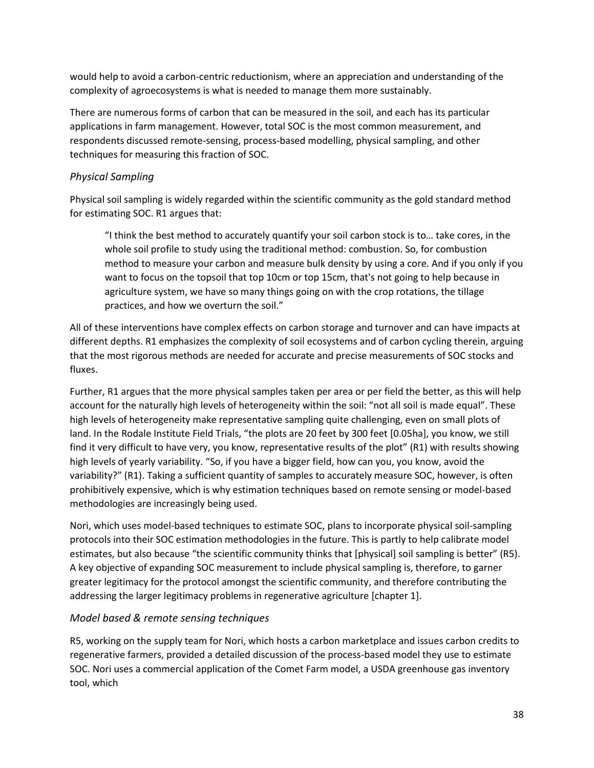would help to avoid a carbon-centric reductionism, where an appreciation and understanding of the complexity of agroecosystems is what is needed to manage them more sustainably.

There are numerous forms of carbon that can be measured in the soil, and each has its particular applications in farm management. However, total SOC is the most common measurement, and respondents discussed remote-sensing, process-based modelling, physical sampling, and other techniques for measuring this fraction of SOC.

### *Physical Sampling*

Physical soil sampling is widely regarded within the scientific community as the gold standard method for estimating SOC. R1 argues that:

> "I think the best method to accurately quantify your soil carbon stock is to… take cores, in the whole soil profile to study using the traditional method: combustion. So, for combustion method to measure your carbon and measure bulk density by using a core. And if you only if you want to focus on the topsoil that top 10cm or top 15cm, that's not going to help because in agriculture system, we have so many things going on with the crop rotations, the tillage practices, and how we overturn the soil."

All of these interventions have complex effects on carbon storage and turnover and can have impacts at different depths. R1 emphasizes the complexity of soil ecosystems and of carbon cycling therein, arguing that the most rigorous methods are needed for accurate and precise measurements of SOC stocks and fluxes.

Further, R1 argues that the more physical samples taken per area or per field the better, as this will help account for the naturally high levels of heterogeneity within the soil: "not all soil is made equal". These high levels of heterogeneity make representative sampling quite challenging, even on small plots of land. In the Rodale Institute Field Trials, "the plots are 20 feet by 300 feet [0.05ha], you know, we still find it very difficult to have very, you know, representative results of the plot" (R1) with results showing high levels of yearly variability. "So, if you have a bigger field, how can you, you know, avoid the variability?" (R1). Taking a sufficient quantity of samples to accurately measure SOC, however, is often prohibitively expensive, which is why estimation techniques based on remote sensing or model-based methodologies are increasingly being used.

Nori, which uses model-based techniques to estimate SOC, plans to incorporate physical soil-sampling protocols into their SOC estimation methodologies in the future. This is partly to help calibrate model estimates, but also because "the scientific community thinks that [physical] soil sampling is better" (R5). A key objective of expanding SOC measurement to include physical sampling is, therefore, to garner greater legitimacy for the protocol amongst the scientific community, and therefore contributing the addressing the larger legitimacy problems in regenerative agriculture [chapter 1].

### *Model based & remote sensing techniques*

R5, working on the supply team for Nori, which hosts a carbon marketplace and issues carbon credits to regenerative farmers, provided a detailed discussion of the process-based model they use to estimate SOC. Nori uses a commercial application of the Comet Farm model, a USDA greenhouse gas inventory tool, which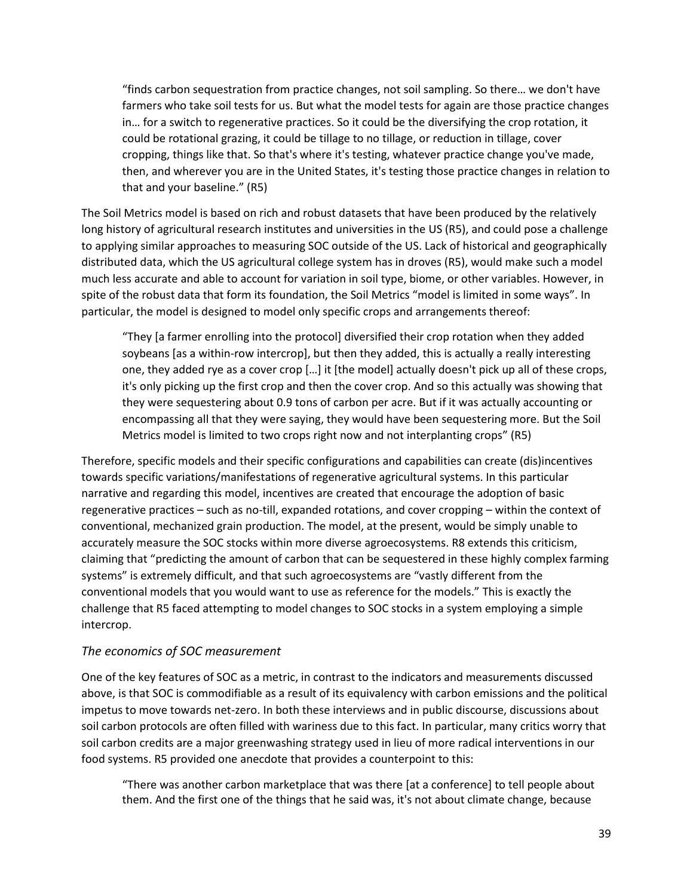> "finds carbon sequestration from practice changes, not soil sampling. So there… we don't have farmers who take soil tests for us. But what the model tests for again are those practice changes in… for a switch to regenerative practices. So it could be the diversifying the crop rotation, it could be rotational grazing, it could be tillage to no tillage, or reduction in tillage, cover cropping, things like that. So that's where it's testing, whatever practice change you've made, then, and wherever you are in the United States, it's testing those practice changes in relation to that and your baseline." (R5)

The Soil Metrics model is based on rich and robust datasets that have been produced by the relatively long history of agricultural research institutes and universities in the US (R5), and could pose a challenge to applying similar approaches to measuring SOC outside of the US. Lack of historical and geographically distributed data, which the US agricultural college system has in droves (R5), would make such a model much less accurate and able to account for variation in soil type, biome, or other variables. However, in spite of the robust data that form its foundation, the Soil Metrics "model is limited in some ways". In particular, the model is designed to model only specific crops and arrangements thereof:

> "They [a farmer enrolling into the protocol] diversified their crop rotation when they added soybeans [as a within-row intercrop], but then they added, this is actually a really interesting one, they added rye as a cover crop […] it [the model] actually doesn't pick up all of these crops, it's only picking up the first crop and then the cover crop. And so this actually was showing that they were sequestering about 0.9 tons of carbon per acre. But if it was actually accounting or encompassing all that they were saying, they would have been sequestering more. But the Soil Metrics model is limited to two crops right now and not interplanting crops" (R5)

Therefore, specific models and their specific configurations and capabilities can create (dis)incentives towards specific variations/manifestations of regenerative agricultural systems. In this particular narrative and regarding this model, incentives are created that encourage the adoption of basic regenerative practices – such as no-till, expanded rotations, and cover cropping – within the context of conventional, mechanized grain production. The model, at the present, would be simply unable to accurately measure the SOC stocks within more diverse agroecosystems. R8 extends this criticism, claiming that "predicting the amount of carbon that can be sequestered in these highly complex farming systems" is extremely difficult, and that such agroecosystems are "vastly different from the conventional models that you would want to use as reference for the models." This is exactly the challenge that R5 faced attempting to model changes to SOC stocks in a system employing a simple intercrop.

### *The economics of SOC measurement*

One of the key features of SOC as a metric, in contrast to the indicators and measurements discussed above, is that SOC is commodifiable as a result of its equivalency with carbon emissions and the political impetus to move towards net-zero. In both these interviews and in public discourse, discussions about soil carbon protocols are often filled with wariness due to this fact. In particular, many critics worry that soil carbon credits are a major greenwashing strategy used in lieu of more radical interventions in our food systems. R5 provided one anecdote that provides a counterpoint to this:

> "There was another carbon marketplace that was there [at a conference] to tell people about them. And the first one of the things that he said was, it's not about climate change, because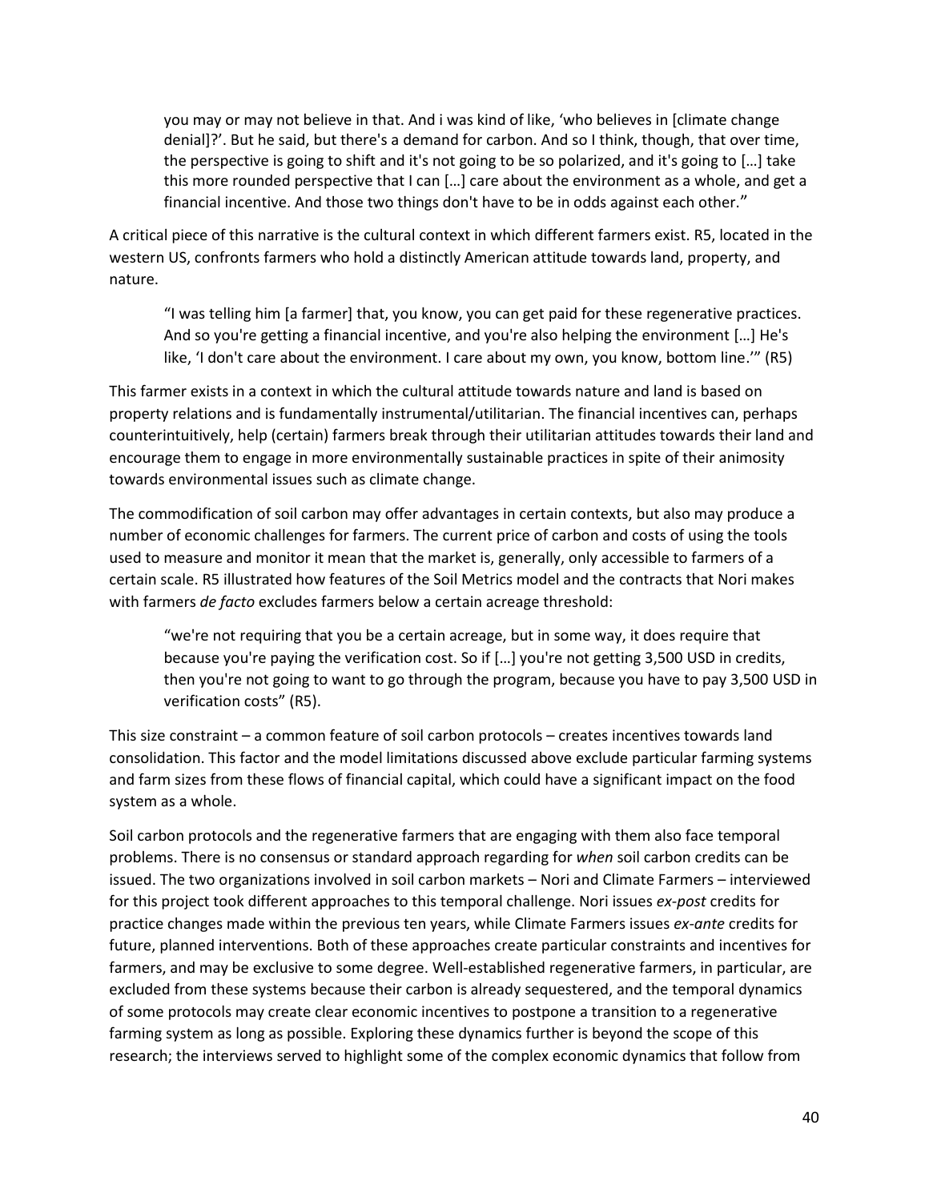> you may or may not believe in that. And i was kind of like, 'who believes in [climate change denial]?'. But he said, but there's a demand for carbon. And so I think, though, that over time, the perspective is going to shift and it's not going to be so polarized, and it's going to […] take this more rounded perspective that I can […] care about the environment as a whole, and get a financial incentive. And those two things don't have to be in odds against each other."

A critical piece of this narrative is the cultural context in which different farmers exist. R5, located in the western US, confronts farmers who hold a distinctly American attitude towards land, property, and nature.

> "I was telling him [a farmer] that, you know, you can get paid for these regenerative practices. And so you're getting a financial incentive, and you're also helping the environment […] He's like, 'I don't care about the environment. I care about my own, you know, bottom line.'" (R5)

This farmer exists in a context in which the cultural attitude towards nature and land is based on property relations and is fundamentally instrumental/utilitarian. The financial incentives can, perhaps counterintuitively, help (certain) farmers break through their utilitarian attitudes towards their land and encourage them to engage in more environmentally sustainable practices in spite of their animosity towards environmental issues such as climate change.

The commodification of soil carbon may offer advantages in certain contexts, but also may produce a number of economic challenges for farmers. The current price of carbon and costs of using the tools used to measure and monitor it mean that the market is, generally, only accessible to farmers of a certain scale. R5 illustrated how features of the Soil Metrics model and the contracts that Nori makes with farmers *de facto* excludes farmers below a certain acreage threshold:

> "we're not requiring that you be a certain acreage, but in some way, it does require that because you're paying the verification cost. So if […] you're not getting 3,500 USD in credits, then you're not going to want to go through the program, because you have to pay 3,500 USD in verification costs" (R5).

This size constraint – a common feature of soil carbon protocols – creates incentives towards land consolidation. This factor and the model limitations discussed above exclude particular farming systems and farm sizes from these flows of financial capital, which could have a significant impact on the food system as a whole.

Soil carbon protocols and the regenerative farmers that are engaging with them also face temporal problems. There is no consensus or standard approach regarding for *when* soil carbon credits can be issued. The two organizations involved in soil carbon markets – Nori and Climate Farmers – interviewed for this project took different approaches to this temporal challenge. Nori issues *ex-post* credits for practice changes made within the previous ten years, while Climate Farmers issues *ex-ante* credits for future, planned interventions. Both of these approaches create particular constraints and incentives for farmers, and may be exclusive to some degree. Well-established regenerative farmers, in particular, are excluded from these systems because their carbon is already sequestered, and the temporal dynamics of some protocols may create clear economic incentives to postpone a transition to a regenerative farming system as long as possible. Exploring these dynamics further is beyond the scope of this research; the interviews served to highlight some of the complex economic dynamics that follow from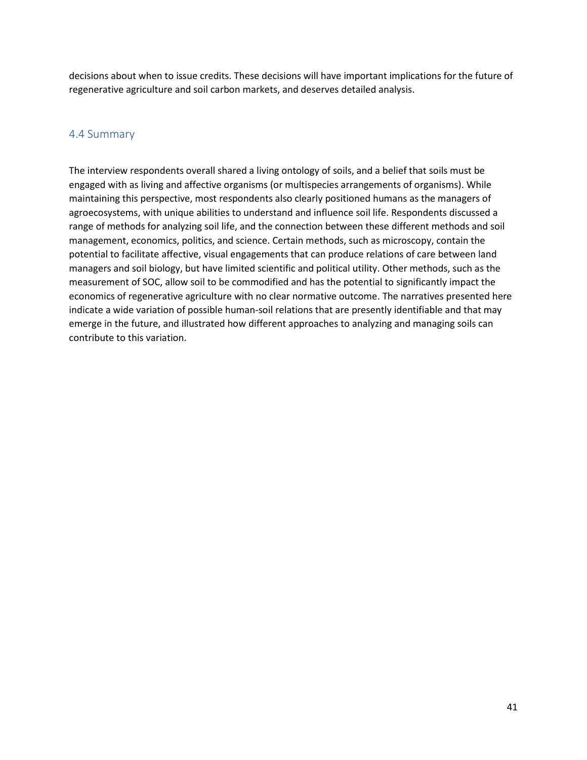decisions about when to issue credits. These decisions will have important implications for the future of regenerative agriculture and soil carbon markets, and deserves detailed analysis.

## 4.4 Summary

The interview respondents overall shared a living ontology of soils, and a belief that soils must be engaged with as living and affective organisms (or multispecies arrangements of organisms). While maintaining this perspective, most respondents also clearly positioned humans as the managers of agroecosystems, with unique abilities to understand and influence soil life. Respondents discussed a range of methods for analyzing soil life, and the connection between these different methods and soil management, economics, politics, and science. Certain methods, such as microscopy, contain the potential to facilitate affective, visual engagements that can produce relations of care between land managers and soil biology, but have limited scientific and political utility. Other methods, such as the measurement of SOC, allow soil to be commodified and has the potential to significantly impact the economics of regenerative agriculture with no clear normative outcome. The narratives presented here indicate a wide variation of possible human-soil relations that are presently identifiable and that may emerge in the future, and illustrated how different approaches to analyzing and managing soils can contribute to this variation.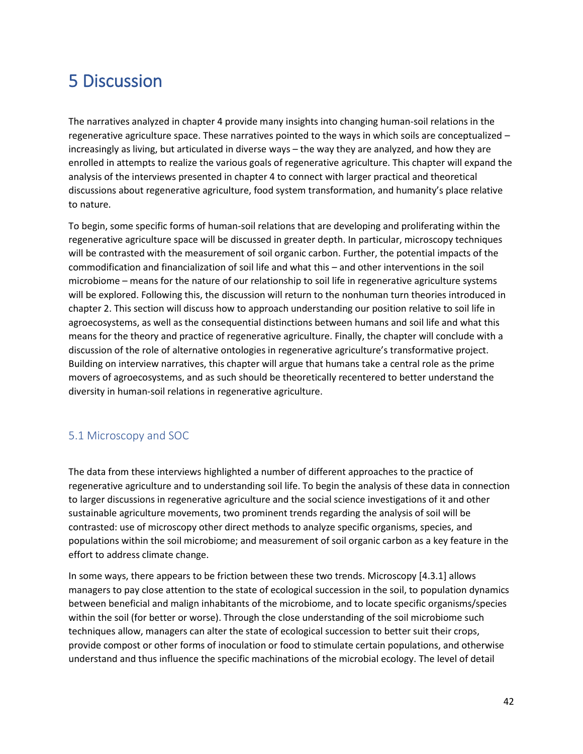# 5 Discussion

The narratives analyzed in chapter 4 provide many insights into changing human-soil relations in the regenerative agriculture space. These narratives pointed to the ways in which soils are conceptualized – increasingly as living, but articulated in diverse ways – the way they are analyzed, and how they are enrolled in attempts to realize the various goals of regenerative agriculture. This chapter will expand the analysis of the interviews presented in chapter 4 to connect with larger practical and theoretical discussions about regenerative agriculture, food system transformation, and humanity's place relative to nature.

To begin, some specific forms of human-soil relations that are developing and proliferating within the regenerative agriculture space will be discussed in greater depth. In particular, microscopy techniques will be contrasted with the measurement of soil organic carbon. Further, the potential impacts of the commodification and financialization of soil life and what this – and other interventions in the soil microbiome – means for the nature of our relationship to soil life in regenerative agriculture systems will be explored. Following this, the discussion will return to the nonhuman turn theories introduced in chapter 2. This section will discuss how to approach understanding our position relative to soil life in agroecosystems, as well as the consequential distinctions between humans and soil life and what this means for the theory and practice of regenerative agriculture. Finally, the chapter will conclude with a discussion of the role of alternative ontologies in regenerative agriculture's transformative project. Building on interview narratives, this chapter will argue that humans take a central role as the prime movers of agroecosystems, and as such should be theoretically recentered to better understand the diversity in human-soil relations in regenerative agriculture.

## 5.1 Microscopy and SOC

The data from these interviews highlighted a number of different approaches to the practice of regenerative agriculture and to understanding soil life. To begin the analysis of these data in connection to larger discussions in regenerative agriculture and the social science investigations of it and other sustainable agriculture movements, two prominent trends regarding the analysis of soil will be contrasted: use of microscopy other direct methods to analyze specific organisms, species, and populations within the soil microbiome; and measurement of soil organic carbon as a key feature in the effort to address climate change.

In some ways, there appears to be friction between these two trends. Microscopy [4.3.1] allows managers to pay close attention to the state of ecological succession in the soil, to population dynamics between beneficial and malign inhabitants of the microbiome, and to locate specific organisms/species within the soil (for better or worse). Through the close understanding of the soil microbiome such techniques allow, managers can alter the state of ecological succession to better suit their crops, provide compost or other forms of inoculation or food to stimulate certain populations, and otherwise understand and thus influence the specific machinations of the microbial ecology. The level of detail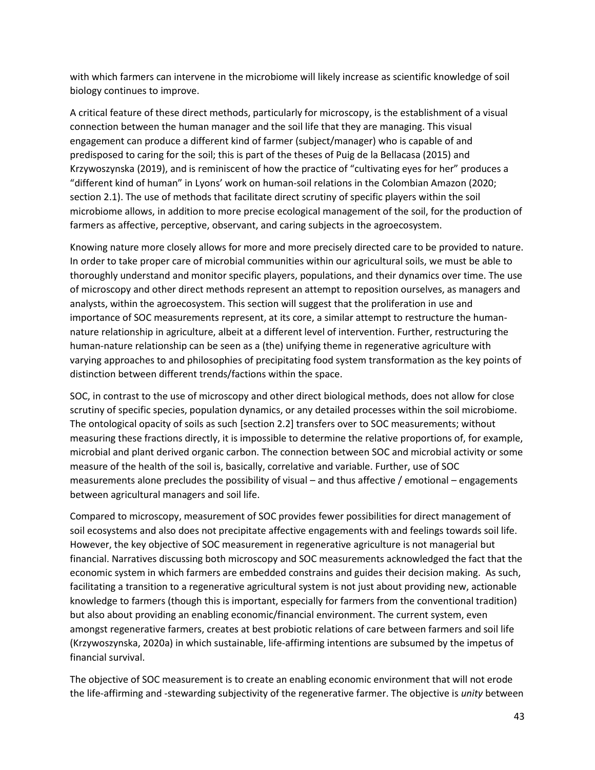with which farmers can intervene in the microbiome will likely increase as scientific knowledge of soil biology continues to improve.

A critical feature of these direct methods, particularly for microscopy, is the establishment of a visual connection between the human manager and the soil life that they are managing. This visual engagement can produce a different kind of farmer (subject/manager) who is capable of and predisposed to caring for the soil; this is part of the theses of Puig de la Bellacasa (2015) and Krzywoszynska (2019), and is reminiscent of how the practice of "cultivating eyes for her" produces a "different kind of human" in Lyons' work on human-soil relations in the Colombian Amazon (2020; section 2.1). The use of methods that facilitate direct scrutiny of specific players within the soil microbiome allows, in addition to more precise ecological management of the soil, for the production of farmers as affective, perceptive, observant, and caring subjects in the agroecosystem.

Knowing nature more closely allows for more and more precisely directed care to be provided to nature. In order to take proper care of microbial communities within our agricultural soils, we must be able to thoroughly understand and monitor specific players, populations, and their dynamics over time. The use of microscopy and other direct methods represent an attempt to reposition ourselves, as managers and analysts, within the agroecosystem. This section will suggest that the proliferation in use and importance of SOC measurements represent, at its core, a similar attempt to restructure the human-nature relationship in agriculture, albeit at a different level of intervention. Further, restructuring the human-nature relationship can be seen as a (the) unifying theme in regenerative agriculture with varying approaches to and philosophies of precipitating food system transformation as the key points of distinction between different trends/factions within the space.

SOC, in contrast to the use of microscopy and other direct biological methods, does not allow for close scrutiny of specific species, population dynamics, or any detailed processes within the soil microbiome. The ontological opacity of soils as such [section 2.2] transfers over to SOC measurements; without measuring these fractions directly, it is impossible to determine the relative proportions of, for example, microbial and plant derived organic carbon. The connection between SOC and microbial activity or some measure of the health of the soil is, basically, correlative and variable. Further, use of SOC measurements alone precludes the possibility of visual – and thus affective / emotional – engagements between agricultural managers and soil life.

Compared to microscopy, measurement of SOC provides fewer possibilities for direct management of soil ecosystems and also does not precipitate affective engagements with and feelings towards soil life. However, the key objective of SOC measurement in regenerative agriculture is not managerial but financial. Narratives discussing both microscopy and SOC measurements acknowledged the fact that the economic system in which farmers are embedded constrains and guides their decision making. As such, facilitating a transition to a regenerative agricultural system is not just about providing new, actionable knowledge to farmers (though this is important, especially for farmers from the conventional tradition) but also about providing an enabling economic/financial environment. The current system, even amongst regenerative farmers, creates at best probiotic relations of care between farmers and soil life (Krzywoszynska, 2020a) in which sustainable, life-affirming intentions are subsumed by the impetus of financial survival.

The objective of SOC measurement is to create an enabling economic environment that will not erode the life-affirming and -stewarding subjectivity of the regenerative farmer. The objective is *unity* between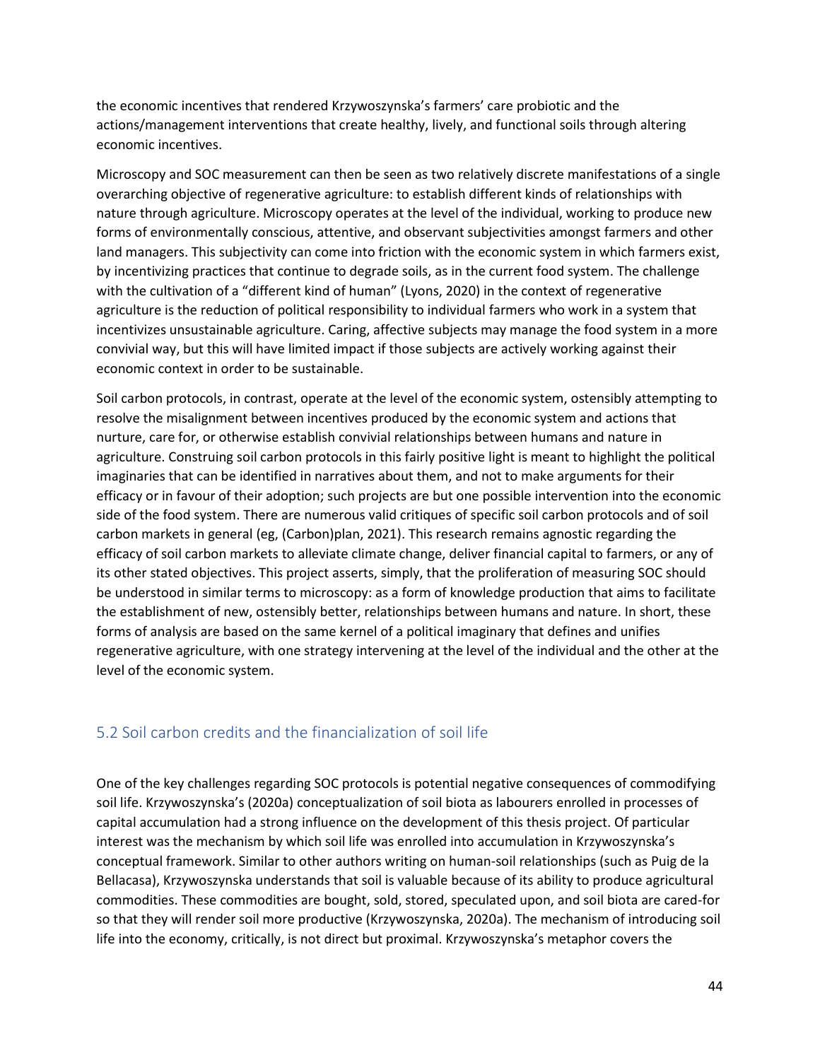the economic incentives that rendered Krzywoszynska's farmers' care probiotic and the actions/management interventions that create healthy, lively, and functional soils through altering economic incentives.

Microscopy and SOC measurement can then be seen as two relatively discrete manifestations of a single overarching objective of regenerative agriculture: to establish different kinds of relationships with nature through agriculture. Microscopy operates at the level of the individual, working to produce new forms of environmentally conscious, attentive, and observant subjectivities amongst farmers and other land managers. This subjectivity can come into friction with the economic system in which farmers exist, by incentivizing practices that continue to degrade soils, as in the current food system. The challenge with the cultivation of a "different kind of human" (Lyons, 2020) in the context of regenerative agriculture is the reduction of political responsibility to individual farmers who work in a system that incentivizes unsustainable agriculture. Caring, affective subjects may manage the food system in a more convivial way, but this will have limited impact if those subjects are actively working against their economic context in order to be sustainable.

Soil carbon protocols, in contrast, operate at the level of the economic system, ostensibly attempting to resolve the misalignment between incentives produced by the economic system and actions that nurture, care for, or otherwise establish convivial relationships between humans and nature in agriculture. Construing soil carbon protocols in this fairly positive light is meant to highlight the political imaginaries that can be identified in narratives about them, and not to make arguments for their efficacy or in favour of their adoption; such projects are but one possible intervention into the economic side of the food system. There are numerous valid critiques of specific soil carbon protocols and of soil carbon markets in general (eg, (Carbon)plan, 2021). This research remains agnostic regarding the efficacy of soil carbon markets to alleviate climate change, deliver financial capital to farmers, or any of its other stated objectives. This project asserts, simply, that the proliferation of measuring SOC should be understood in similar terms to microscopy: as a form of knowledge production that aims to facilitate the establishment of new, ostensibly better, relationships between humans and nature. In short, these forms of analysis are based on the same kernel of a political imaginary that defines and unifies regenerative agriculture, with one strategy intervening at the level of the individual and the other at the level of the economic system.

## 5.2 Soil carbon credits and the financialization of soil life

One of the key challenges regarding SOC protocols is potential negative consequences of commodifying soil life. Krzywoszynska's (2020a) conceptualization of soil biota as labourers enrolled in processes of capital accumulation had a strong influence on the development of this thesis project. Of particular interest was the mechanism by which soil life was enrolled into accumulation in Krzywoszynska's conceptual framework. Similar to other authors writing on human-soil relationships (such as Puig de la Bellacasa), Krzywoszynska understands that soil is valuable because of its ability to produce agricultural commodities. These commodities are bought, sold, stored, speculated upon, and soil biota are cared-for so that they will render soil more productive (Krzywoszynska, 2020a). The mechanism of introducing soil life into the economy, critically, is not direct but proximal. Krzywoszynska's metaphor covers the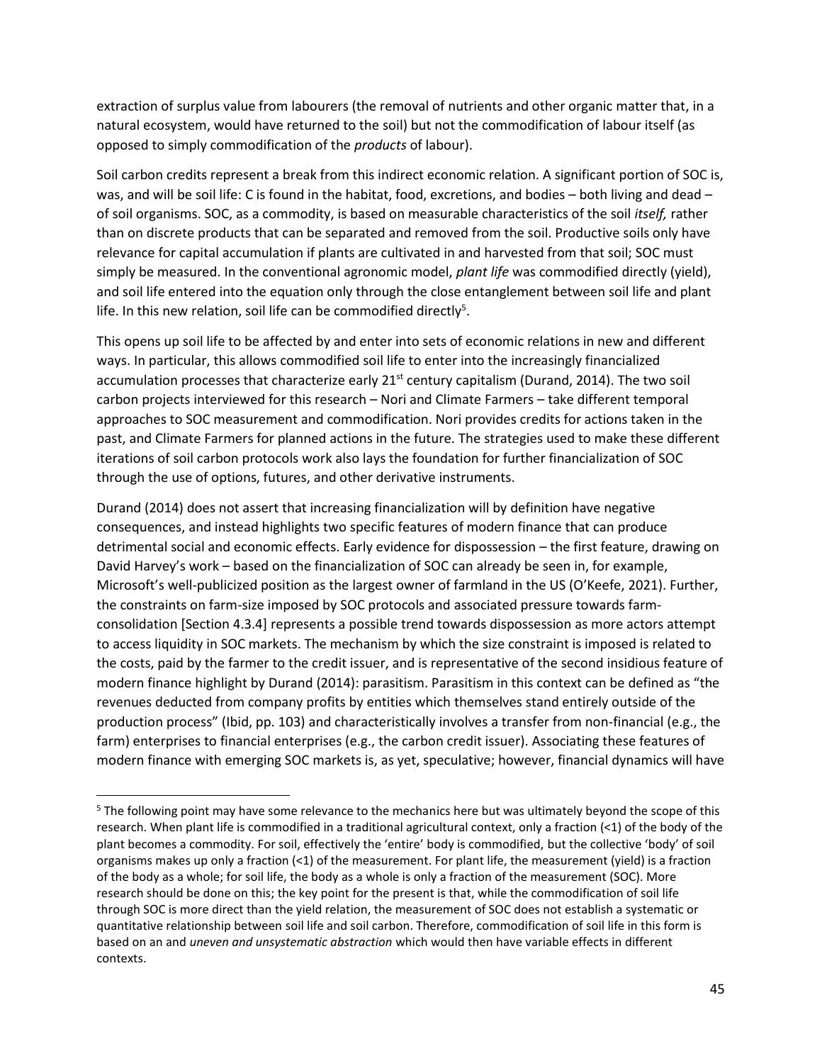extraction of surplus value from labourers (the removal of nutrients and other organic matter that, in a natural ecosystem, would have returned to the soil) but not the commodification of labour itself (as opposed to simply commodification of the *products* of labour).

Soil carbon credits represent a break from this indirect economic relation. A significant portion of SOC is, was, and will be soil life: C is found in the habitat, food, excretions, and bodies – both living and dead – of soil organisms. SOC, as a commodity, is based on measurable characteristics of the soil *itself,* rather than on discrete products that can be separated and removed from the soil. Productive soils only have relevance for capital accumulation if plants are cultivated in and harvested from that soil; SOC must simply be measured. In the conventional agronomic model, *plant life* was commodified directly (yield), and soil life entered into the equation only through the close entanglement between soil life and plant life. In this new relation, soil life can be commodified directly[5].

This opens up soil life to be affected by and enter into sets of economic relations in new and different ways. In particular, this allows commodified soil life to enter into the increasingly financialized accumulation processes that characterize early 21st century capitalism (Durand, 2014). The two soil carbon projects interviewed for this research – Nori and Climate Farmers – take different temporal approaches to SOC measurement and commodification. Nori provides credits for actions taken in the past, and Climate Farmers for planned actions in the future. The strategies used to make these different iterations of soil carbon protocols work also lays the foundation for further financialization of SOC through the use of options, futures, and other derivative instruments.

Durand (2014) does not assert that increasing financialization will by definition have negative consequences, and instead highlights two specific features of modern finance that can produce detrimental social and economic effects. Early evidence for dispossession – the first feature, drawing on David Harvey's work – based on the financialization of SOC can already be seen in, for example, Microsoft's well-publicized position as the largest owner of farmland in the US (O'Keefe, 2021). Further, the constraints on farm-size imposed by SOC protocols and associated pressure towards farm-consolidation [Section 4.3.4] represents a possible trend towards dispossession as more actors attempt to access liquidity in SOC markets. The mechanism by which the size constraint is imposed is related to the costs, paid by the farmer to the credit issuer, and is representative of the second insidious feature of modern finance highlight by Durand (2014): parasitism. Parasitism in this context can be defined as "the revenues deducted from company profits by entities which themselves stand entirely outside of the production process" (Ibid, pp. 103) and characteristically involves a transfer from non-financial (e.g., the farm) enterprises to financial enterprises (e.g., the carbon credit issuer). Associating these features of modern finance with emerging SOC markets is, as yet, speculative; however, financial dynamics will have

---

[5] The following point may have some relevance to the mechanics here but was ultimately beyond the scope of this research. When plant life is commodified in a traditional agricultural context, only a fraction (<1) of the body of the plant becomes a commodity. For soil, effectively the 'entire' body is commodified, but the collective 'body' of soil organisms makes up only a fraction (<1) of the measurement. For plant life, the measurement (yield) is a fraction of the body as a whole; for soil life, the body as a whole is only a fraction of the measurement (SOC). More research should be done on this; the key point for the present is that, while the commodification of soil life through SOC is more direct than the yield relation, the measurement of SOC does not establish a systematic or quantitative relationship between soil life and soil carbon. Therefore, commodification of soil life in this form is based on an and *uneven and unsystematic abstraction* which would then have variable effects in different contexts.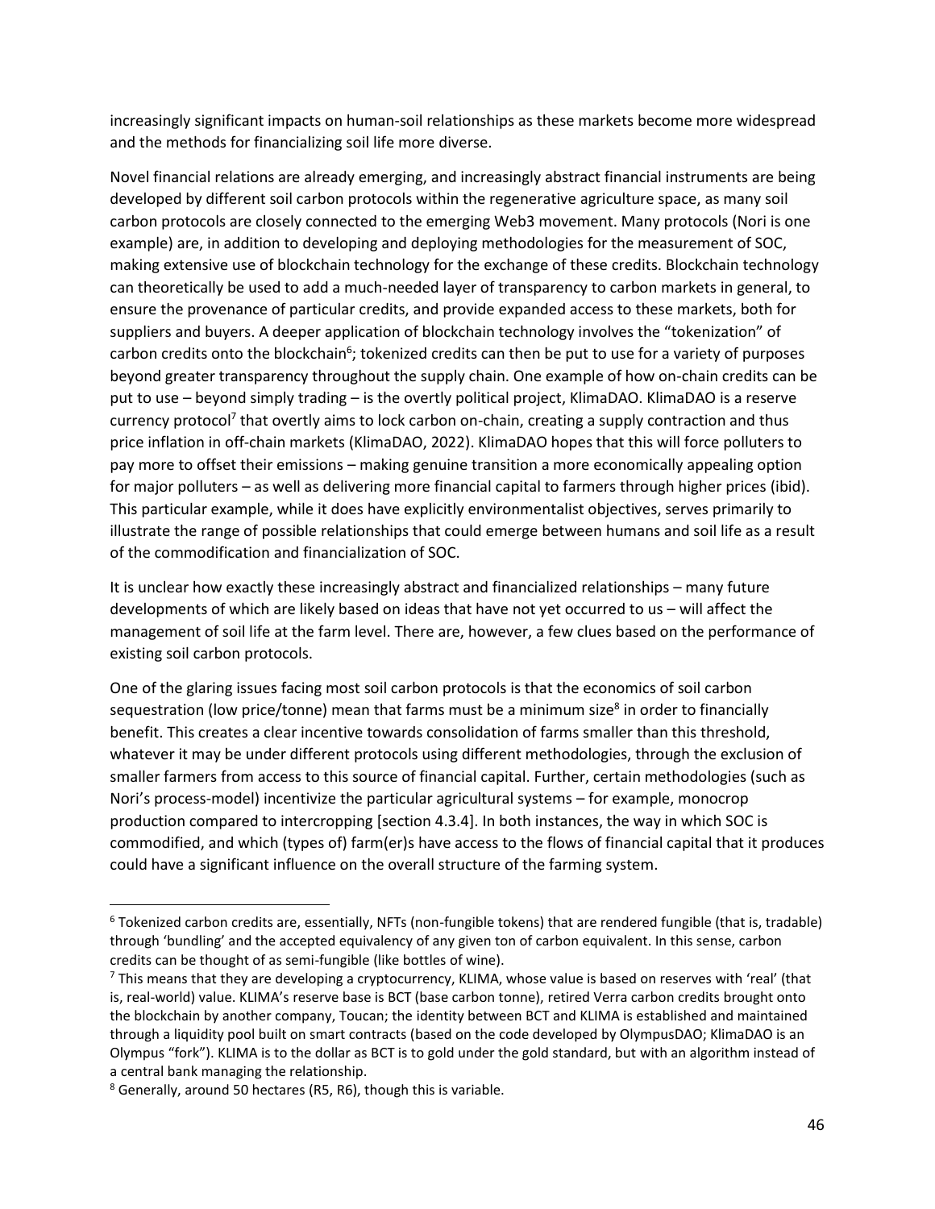increasingly significant impacts on human-soil relationships as these markets become more widespread and the methods for financializing soil life more diverse.

Novel financial relations are already emerging, and increasingly abstract financial instruments are being developed by different soil carbon protocols within the regenerative agriculture space, as many soil carbon protocols are closely connected to the emerging Web3 movement. Many protocols (Nori is one example) are, in addition to developing and deploying methodologies for the measurement of SOC, making extensive use of blockchain technology for the exchange of these credits. Blockchain technology can theoretically be used to add a much-needed layer of transparency to carbon markets in general, to ensure the provenance of particular credits, and provide expanded access to these markets, both for suppliers and buyers. A deeper application of blockchain technology involves the "tokenization" of carbon credits onto the blockchain[6]; tokenized credits can then be put to use for a variety of purposes beyond greater transparency throughout the supply chain. One example of how on-chain credits can be put to use – beyond simply trading – is the overtly political project, KlimaDAO. KlimaDAO is a reserve currency protocol[7] that overtly aims to lock carbon on-chain, creating a supply contraction and thus price inflation in off-chain markets (KlimaDAO, 2022). KlimaDAO hopes that this will force polluters to pay more to offset their emissions – making genuine transition a more economically appealing option for major polluters – as well as delivering more financial capital to farmers through higher prices (ibid). This particular example, while it does have explicitly environmentalist objectives, serves primarily to illustrate the range of possible relationships that could emerge between humans and soil life as a result of the commodification and financialization of SOC.

It is unclear how exactly these increasingly abstract and financialized relationships – many future developments of which are likely based on ideas that have not yet occurred to us – will affect the management of soil life at the farm level. There are, however, a few clues based on the performance of existing soil carbon protocols.

One of the glaring issues facing most soil carbon protocols is that the economics of soil carbon sequestration (low price/tonne) mean that farms must be a minimum size[8] in order to financially benefit. This creates a clear incentive towards consolidation of farms smaller than this threshold, whatever it may be under different protocols using different methodologies, through the exclusion of smaller farmers from access to this source of financial capital. Further, certain methodologies (such as Nori's process-model) incentivize the particular agricultural systems – for example, monocrop production compared to intercropping [section 4.3.4]. In both instances, the way in which SOC is commodified, and which (types of) farm(er)s have access to the flows of financial capital that it produces could have a significant influence on the overall structure of the farming system.

---

[6] Tokenized carbon credits are, essentially, NFTs (non-fungible tokens) that are rendered fungible (that is, tradable) through 'bundling' and the accepted equivalency of any given ton of carbon equivalent. In this sense, carbon credits can be thought of as semi-fungible (like bottles of wine).

[7] This means that they are developing a cryptocurrency, KLIMA, whose value is based on reserves with 'real' (that is, real-world) value. KLIMA's reserve base is BCT (base carbon tonne), retired Verra carbon credits brought onto the blockchain by another company, Toucan; the identity between BCT and KLIMA is established and maintained through a liquidity pool built on smart contracts (based on the code developed by OlympusDAO; KlimaDAO is an Olympus "fork"). KLIMA is to the dollar as BCT is to gold under the gold standard, but with an algorithm instead of a central bank managing the relationship.

[8] Generally, around 50 hectares (R5, R6), though this is variable.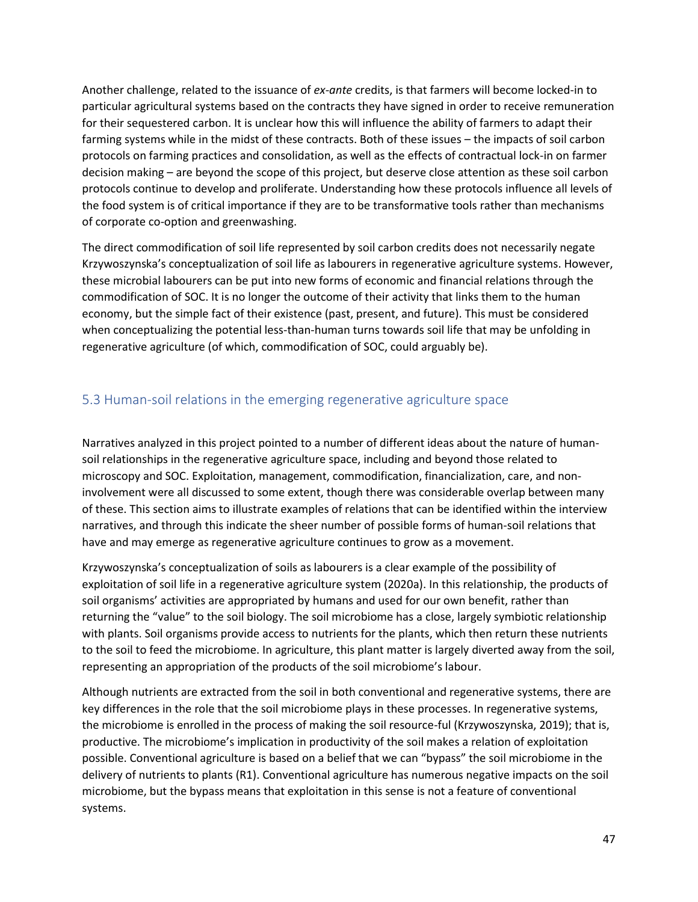Another challenge, related to the issuance of *ex-ante* credits, is that farmers will become locked-in to particular agricultural systems based on the contracts they have signed in order to receive remuneration for their sequestered carbon. It is unclear how this will influence the ability of farmers to adapt their farming systems while in the midst of these contracts. Both of these issues – the impacts of soil carbon protocols on farming practices and consolidation, as well as the effects of contractual lock-in on farmer decision making – are beyond the scope of this project, but deserve close attention as these soil carbon protocols continue to develop and proliferate. Understanding how these protocols influence all levels of the food system is of critical importance if they are to be transformative tools rather than mechanisms of corporate co-option and greenwashing.

The direct commodification of soil life represented by soil carbon credits does not necessarily negate Krzywoszynska's conceptualization of soil life as labourers in regenerative agriculture systems. However, these microbial labourers can be put into new forms of economic and financial relations through the commodification of SOC. It is no longer the outcome of their activity that links them to the human economy, but the simple fact of their existence (past, present, and future). This must be considered when conceptualizing the potential less-than-human turns towards soil life that may be unfolding in regenerative agriculture (of which, commodification of SOC, could arguably be).

## 5.3 Human-soil relations in the emerging regenerative agriculture space

Narratives analyzed in this project pointed to a number of different ideas about the nature of human-soil relationships in the regenerative agriculture space, including and beyond those related to microscopy and SOC. Exploitation, management, commodification, financialization, care, and non-involvement were all discussed to some extent, though there was considerable overlap between many of these. This section aims to illustrate examples of relations that can be identified within the interview narratives, and through this indicate the sheer number of possible forms of human-soil relations that have and may emerge as regenerative agriculture continues to grow as a movement.

Krzywoszynska's conceptualization of soils as labourers is a clear example of the possibility of exploitation of soil life in a regenerative agriculture system (2020a). In this relationship, the products of soil organisms' activities are appropriated by humans and used for our own benefit, rather than returning the "value" to the soil biology. The soil microbiome has a close, largely symbiotic relationship with plants. Soil organisms provide access to nutrients for the plants, which then return these nutrients to the soil to feed the microbiome. In agriculture, this plant matter is largely diverted away from the soil, representing an appropriation of the products of the soil microbiome's labour.

Although nutrients are extracted from the soil in both conventional and regenerative systems, there are key differences in the role that the soil microbiome plays in these processes. In regenerative systems, the microbiome is enrolled in the process of making the soil resource-ful (Krzywoszynska, 2019); that is, productive. The microbiome's implication in productivity of the soil makes a relation of exploitation possible. Conventional agriculture is based on a belief that we can "bypass" the soil microbiome in the delivery of nutrients to plants (R1). Conventional agriculture has numerous negative impacts on the soil microbiome, but the bypass means that exploitation in this sense is not a feature of conventional systems.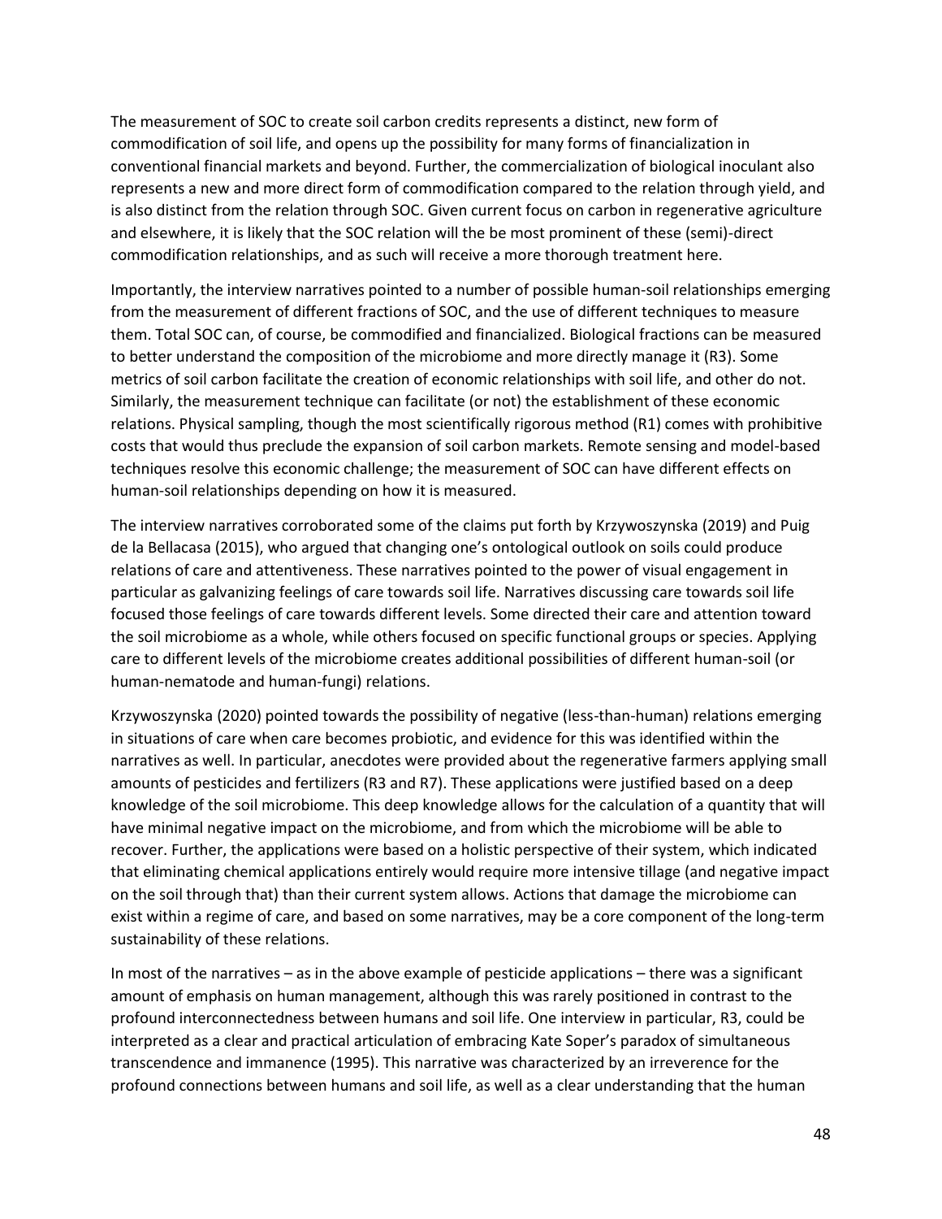The measurement of SOC to create soil carbon credits represents a distinct, new form of commodification of soil life, and opens up the possibility for many forms of financialization in conventional financial markets and beyond. Further, the commercialization of biological inoculant also represents a new and more direct form of commodification compared to the relation through yield, and is also distinct from the relation through SOC. Given current focus on carbon in regenerative agriculture and elsewhere, it is likely that the SOC relation will the be most prominent of these (semi)-direct commodification relationships, and as such will receive a more thorough treatment here.

Importantly, the interview narratives pointed to a number of possible human-soil relationships emerging from the measurement of different fractions of SOC, and the use of different techniques to measure them. Total SOC can, of course, be commodified and financialized. Biological fractions can be measured to better understand the composition of the microbiome and more directly manage it (R3). Some metrics of soil carbon facilitate the creation of economic relationships with soil life, and other do not. Similarly, the measurement technique can facilitate (or not) the establishment of these economic relations. Physical sampling, though the most scientifically rigorous method (R1) comes with prohibitive costs that would thus preclude the expansion of soil carbon markets. Remote sensing and model-based techniques resolve this economic challenge; the measurement of SOC can have different effects on human-soil relationships depending on how it is measured.

The interview narratives corroborated some of the claims put forth by Krzywoszynska (2019) and Puig de la Bellacasa (2015), who argued that changing one's ontological outlook on soils could produce relations of care and attentiveness. These narratives pointed to the power of visual engagement in particular as galvanizing feelings of care towards soil life. Narratives discussing care towards soil life focused those feelings of care towards different levels. Some directed their care and attention toward the soil microbiome as a whole, while others focused on specific functional groups or species. Applying care to different levels of the microbiome creates additional possibilities of different human-soil (or human-nematode and human-fungi) relations.

Krzywoszynska (2020) pointed towards the possibility of negative (less-than-human) relations emerging in situations of care when care becomes probiotic, and evidence for this was identified within the narratives as well. In particular, anecdotes were provided about the regenerative farmers applying small amounts of pesticides and fertilizers (R3 and R7). These applications were justified based on a deep knowledge of the soil microbiome. This deep knowledge allows for the calculation of a quantity that will have minimal negative impact on the microbiome, and from which the microbiome will be able to recover. Further, the applications were based on a holistic perspective of their system, which indicated that eliminating chemical applications entirely would require more intensive tillage (and negative impact on the soil through that) than their current system allows. Actions that damage the microbiome can exist within a regime of care, and based on some narratives, may be a core component of the long-term sustainability of these relations.

In most of the narratives – as in the above example of pesticide applications – there was a significant amount of emphasis on human management, although this was rarely positioned in contrast to the profound interconnectedness between humans and soil life. One interview in particular, R3, could be interpreted as a clear and practical articulation of embracing Kate Soper's paradox of simultaneous transcendence and immanence (1995). This narrative was characterized by an irreverence for the profound connections between humans and soil life, as well as a clear understanding that the human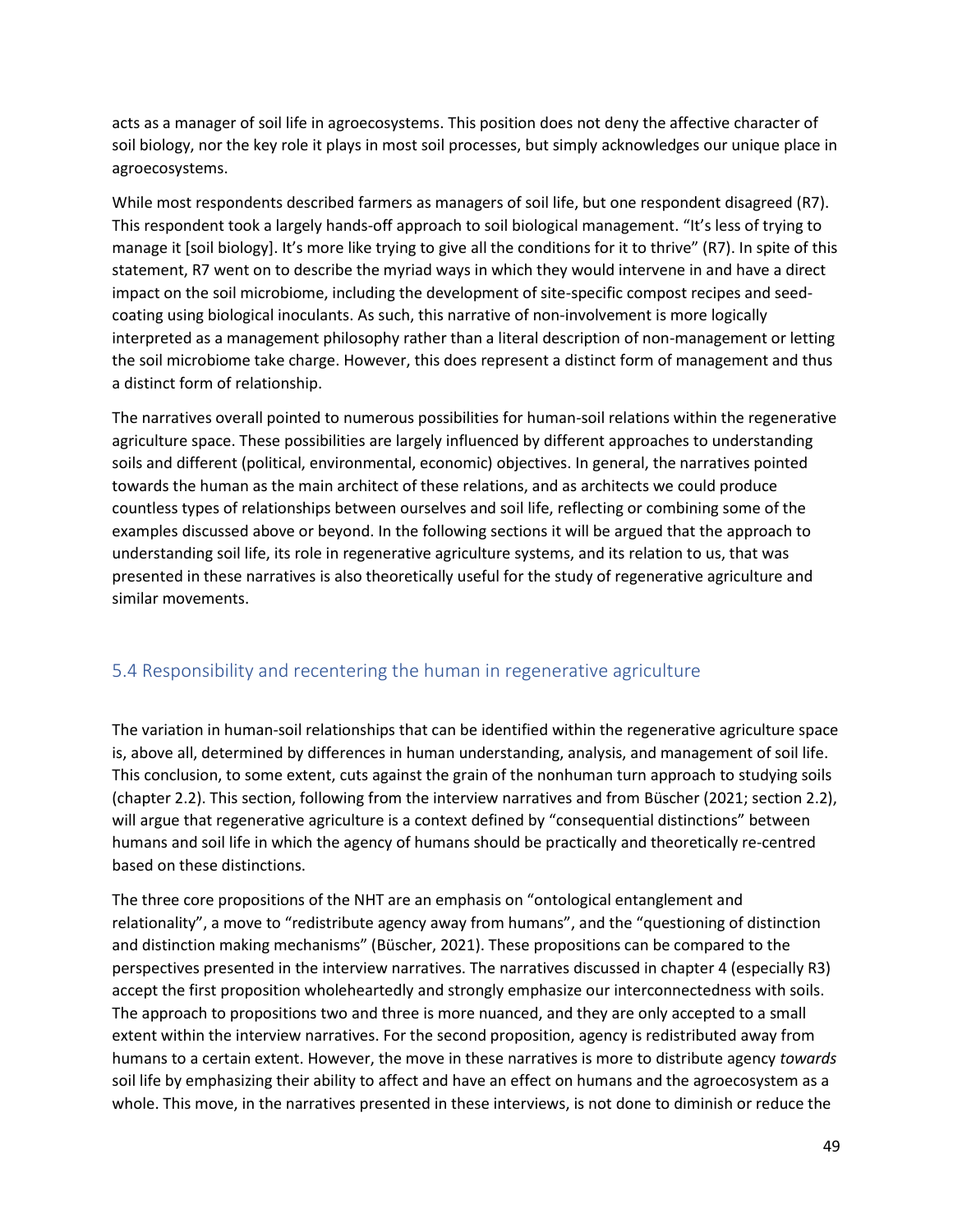acts as a manager of soil life in agroecosystems. This position does not deny the affective character of soil biology, nor the key role it plays in most soil processes, but simply acknowledges our unique place in agroecosystems.

While most respondents described farmers as managers of soil life, but one respondent disagreed (R7). This respondent took a largely hands-off approach to soil biological management. "It's less of trying to manage it [soil biology]. It's more like trying to give all the conditions for it to thrive" (R7). In spite of this statement, R7 went on to describe the myriad ways in which they would intervene in and have a direct impact on the soil microbiome, including the development of site-specific compost recipes and seed-coating using biological inoculants. As such, this narrative of non-involvement is more logically interpreted as a management philosophy rather than a literal description of non-management or letting the soil microbiome take charge. However, this does represent a distinct form of management and thus a distinct form of relationship.

The narratives overall pointed to numerous possibilities for human-soil relations within the regenerative agriculture space. These possibilities are largely influenced by different approaches to understanding soils and different (political, environmental, economic) objectives. In general, the narratives pointed towards the human as the main architect of these relations, and as architects we could produce countless types of relationships between ourselves and soil life, reflecting or combining some of the examples discussed above or beyond. In the following sections it will be argued that the approach to understanding soil life, its role in regenerative agriculture systems, and its relation to us, that was presented in these narratives is also theoretically useful for the study of regenerative agriculture and similar movements.

## 5.4 Responsibility and recentering the human in regenerative agriculture

The variation in human-soil relationships that can be identified within the regenerative agriculture space is, above all, determined by differences in human understanding, analysis, and management of soil life. This conclusion, to some extent, cuts against the grain of the nonhuman turn approach to studying soils (chapter 2.2). This section, following from the interview narratives and from Büscher (2021; section 2.2), will argue that regenerative agriculture is a context defined by "consequential distinctions" between humans and soil life in which the agency of humans should be practically and theoretically re-centred based on these distinctions.

The three core propositions of the NHT are an emphasis on "ontological entanglement and relationality", a move to "redistribute agency away from humans", and the "questioning of distinction and distinction making mechanisms" (Büscher, 2021). These propositions can be compared to the perspectives presented in the interview narratives. The narratives discussed in chapter 4 (especially R3) accept the first proposition wholeheartedly and strongly emphasize our interconnectedness with soils. The approach to propositions two and three is more nuanced, and they are only accepted to a small extent within the interview narratives. For the second proposition, agency is redistributed away from humans to a certain extent. However, the move in these narratives is more to distribute agency *towards* soil life by emphasizing their ability to affect and have an effect on humans and the agroecosystem as a whole. This move, in the narratives presented in these interviews, is not done to diminish or reduce the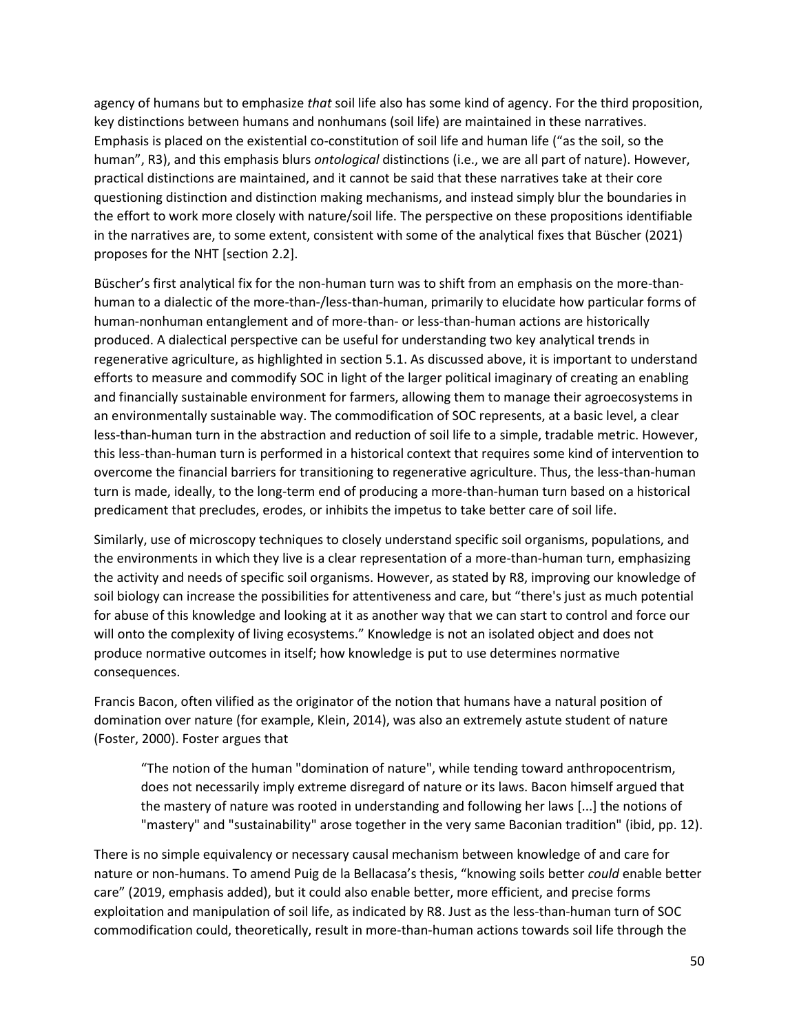agency of humans but to emphasize *that* soil life also has some kind of agency. For the third proposition, key distinctions between humans and nonhumans (soil life) are maintained in these narratives. Emphasis is placed on the existential co-constitution of soil life and human life ("as the soil, so the human", R3), and this emphasis blurs *ontological* distinctions (i.e., we are all part of nature). However, practical distinctions are maintained, and it cannot be said that these narratives take at their core questioning distinction and distinction making mechanisms, and instead simply blur the boundaries in the effort to work more closely with nature/soil life. The perspective on these propositions identifiable in the narratives are, to some extent, consistent with some of the analytical fixes that Büscher (2021) proposes for the NHT [section 2.2].

Büscher's first analytical fix for the non-human turn was to shift from an emphasis on the more-than-human to a dialectic of the more-than-/less-than-human, primarily to elucidate how particular forms of human-nonhuman entanglement and of more-than- or less-than-human actions are historically produced. A dialectical perspective can be useful for understanding two key analytical trends in regenerative agriculture, as highlighted in section 5.1. As discussed above, it is important to understand efforts to measure and commodify SOC in light of the larger political imaginary of creating an enabling and financially sustainable environment for farmers, allowing them to manage their agroecosystems in an environmentally sustainable way. The commodification of SOC represents, at a basic level, a clear less-than-human turn in the abstraction and reduction of soil life to a simple, tradable metric. However, this less-than-human turn is performed in a historical context that requires some kind of intervention to overcome the financial barriers for transitioning to regenerative agriculture. Thus, the less-than-human turn is made, ideally, to the long-term end of producing a more-than-human turn based on a historical predicament that precludes, erodes, or inhibits the impetus to take better care of soil life.

Similarly, use of microscopy techniques to closely understand specific soil organisms, populations, and the environments in which they live is a clear representation of a more-than-human turn, emphasizing the activity and needs of specific soil organisms. However, as stated by R8, improving our knowledge of soil biology can increase the possibilities for attentiveness and care, but "there's just as much potential for abuse of this knowledge and looking at it as another way that we can start to control and force our will onto the complexity of living ecosystems." Knowledge is not an isolated object and does not produce normative outcomes in itself; how knowledge is put to use determines normative consequences.

Francis Bacon, often vilified as the originator of the notion that humans have a natural position of domination over nature (for example, Klein, 2014), was also an extremely astute student of nature (Foster, 2000). Foster argues that

> "The notion of the human "domination of nature", while tending toward anthropocentrism, does not necessarily imply extreme disregard of nature or its laws. Bacon himself argued that the mastery of nature was rooted in understanding and following her laws [...] the notions of "mastery" and "sustainability" arose together in the very same Baconian tradition" (ibid, pp. 12).

There is no simple equivalency or necessary causal mechanism between knowledge of and care for nature or non-humans. To amend Puig de la Bellacasa's thesis, "knowing soils better *could* enable better care" (2019, emphasis added), but it could also enable better, more efficient, and precise forms exploitation and manipulation of soil life, as indicated by R8. Just as the less-than-human turn of SOC commodification could, theoretically, result in more-than-human actions towards soil life through the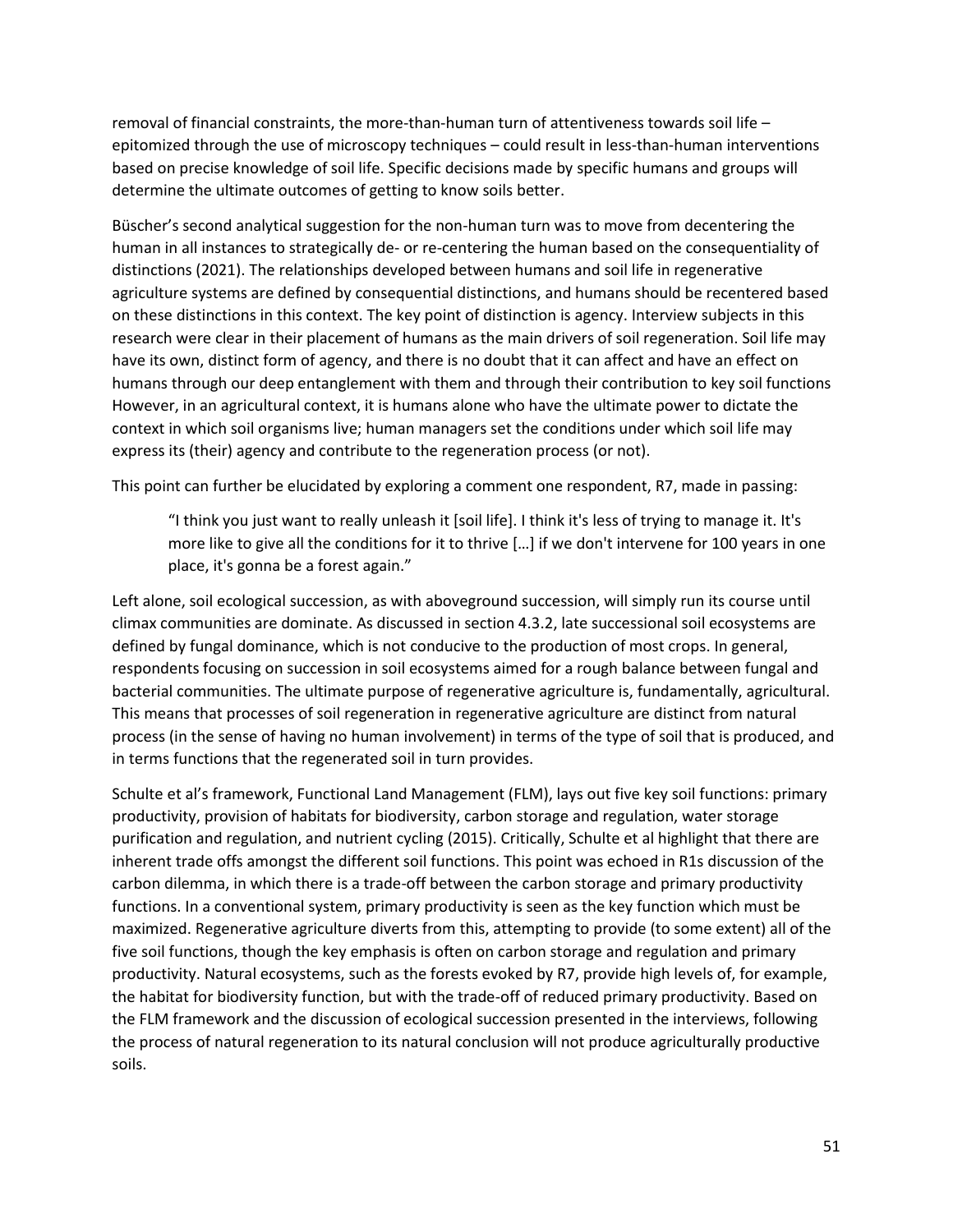removal of financial constraints, the more-than-human turn of attentiveness towards soil life – epitomized through the use of microscopy techniques – could result in less-than-human interventions based on precise knowledge of soil life. Specific decisions made by specific humans and groups will determine the ultimate outcomes of getting to know soils better.

Büscher's second analytical suggestion for the non-human turn was to move from decentering the human in all instances to strategically de- or re-centering the human based on the consequentiality of distinctions (2021). The relationships developed between humans and soil life in regenerative agriculture systems are defined by consequential distinctions, and humans should be recentered based on these distinctions in this context. The key point of distinction is agency. Interview subjects in this research were clear in their placement of humans as the main drivers of soil regeneration. Soil life may have its own, distinct form of agency, and there is no doubt that it can affect and have an effect on humans through our deep entanglement with them and through their contribution to key soil functions However, in an agricultural context, it is humans alone who have the ultimate power to dictate the context in which soil organisms live; human managers set the conditions under which soil life may express its (their) agency and contribute to the regeneration process (or not).

This point can further be elucidated by exploring a comment one respondent, R7, made in passing:

> "I think you just want to really unleash it [soil life]. I think it's less of trying to manage it. It's more like to give all the conditions for it to thrive […] if we don't intervene for 100 years in one place, it's gonna be a forest again."

Left alone, soil ecological succession, as with aboveground succession, will simply run its course until climax communities are dominate. As discussed in section 4.3.2, late successional soil ecosystems are defined by fungal dominance, which is not conducive to the production of most crops. In general, respondents focusing on succession in soil ecosystems aimed for a rough balance between fungal and bacterial communities. The ultimate purpose of regenerative agriculture is, fundamentally, agricultural. This means that processes of soil regeneration in regenerative agriculture are distinct from natural process (in the sense of having no human involvement) in terms of the type of soil that is produced, and in terms functions that the regenerated soil in turn provides.

Schulte et al's framework, Functional Land Management (FLM), lays out five key soil functions: primary productivity, provision of habitats for biodiversity, carbon storage and regulation, water storage purification and regulation, and nutrient cycling (2015). Critically, Schulte et al highlight that there are inherent trade offs amongst the different soil functions. This point was echoed in R1s discussion of the carbon dilemma, in which there is a trade-off between the carbon storage and primary productivity functions. In a conventional system, primary productivity is seen as the key function which must be maximized. Regenerative agriculture diverts from this, attempting to provide (to some extent) all of the five soil functions, though the key emphasis is often on carbon storage and regulation and primary productivity. Natural ecosystems, such as the forests evoked by R7, provide high levels of, for example, the habitat for biodiversity function, but with the trade-off of reduced primary productivity. Based on the FLM framework and the discussion of ecological succession presented in the interviews, following the process of natural regeneration to its natural conclusion will not produce agriculturally productive soils.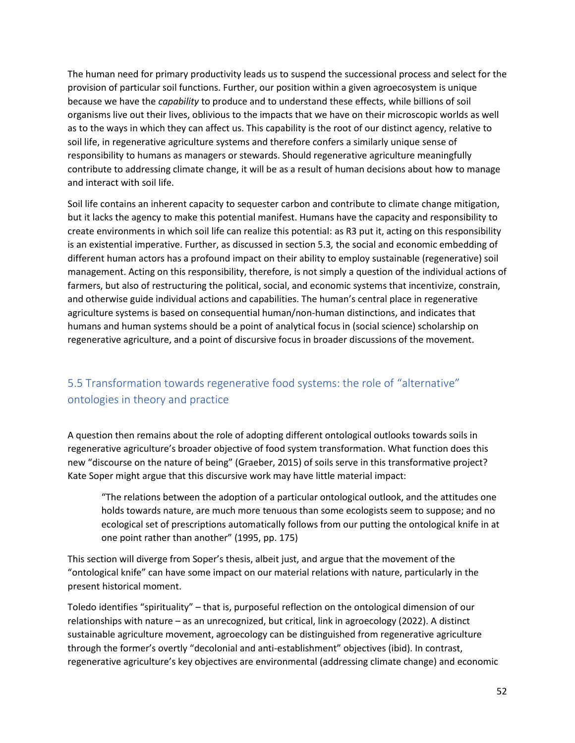The human need for primary productivity leads us to suspend the successional process and select for the provision of particular soil functions. Further, our position within a given agroecosystem is unique because we have the *capability* to produce and to understand these effects, while billions of soil organisms live out their lives, oblivious to the impacts that we have on their microscopic worlds as well as to the ways in which they can affect us. This capability is the root of our distinct agency, relative to soil life, in regenerative agriculture systems and therefore confers a similarly unique sense of responsibility to humans as managers or stewards. Should regenerative agriculture meaningfully contribute to addressing climate change, it will be as a result of human decisions about how to manage and interact with soil life.

Soil life contains an inherent capacity to sequester carbon and contribute to climate change mitigation, but it lacks the agency to make this potential manifest. Humans have the capacity and responsibility to create environments in which soil life can realize this potential: as R3 put it, acting on this responsibility is an existential imperative. Further, as discussed in section 5.3*,* the social and economic embedding of different human actors has a profound impact on their ability to employ sustainable (regenerative) soil management. Acting on this responsibility, therefore, is not simply a question of the individual actions of farmers, but also of restructuring the political, social, and economic systems that incentivize, constrain, and otherwise guide individual actions and capabilities. The human's central place in regenerative agriculture systems is based on consequential human/non-human distinctions, and indicates that humans and human systems should be a point of analytical focus in (social science) scholarship on regenerative agriculture, and a point of discursive focus in broader discussions of the movement.

## 5.5 Transformation towards regenerative food systems: the role of "alternative" ontologies in theory and practice

A question then remains about the role of adopting different ontological outlooks towards soils in regenerative agriculture's broader objective of food system transformation. What function does this new "discourse on the nature of being" (Graeber, 2015) of soils serve in this transformative project? Kate Soper might argue that this discursive work may have little material impact:

> "The relations between the adoption of a particular ontological outlook, and the attitudes one holds towards nature, are much more tenuous than some ecologists seem to suppose; and no ecological set of prescriptions automatically follows from our putting the ontological knife in at one point rather than another" (1995, pp. 175)

This section will diverge from Soper's thesis, albeit just, and argue that the movement of the "ontological knife" can have some impact on our material relations with nature, particularly in the present historical moment.

Toledo identifies "spirituality" – that is, purposeful reflection on the ontological dimension of our relationships with nature – as an unrecognized, but critical, link in agroecology (2022). A distinct sustainable agriculture movement, agroecology can be distinguished from regenerative agriculture through the former's overtly "decolonial and anti-establishment" objectives (ibid). In contrast, regenerative agriculture's key objectives are environmental (addressing climate change) and economic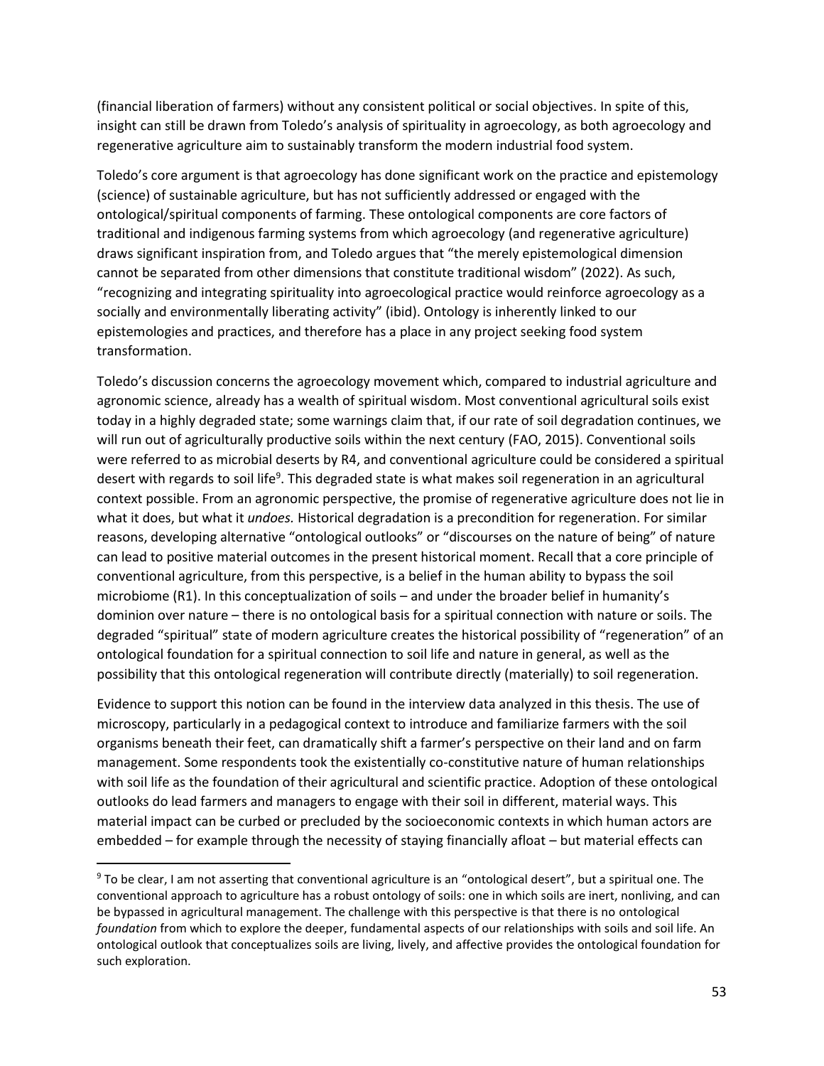(financial liberation of farmers) without any consistent political or social objectives. In spite of this, insight can still be drawn from Toledo's analysis of spirituality in agroecology, as both agroecology and regenerative agriculture aim to sustainably transform the modern industrial food system.

Toledo's core argument is that agroecology has done significant work on the practice and epistemology (science) of sustainable agriculture, but has not sufficiently addressed or engaged with the ontological/spiritual components of farming. These ontological components are core factors of traditional and indigenous farming systems from which agroecology (and regenerative agriculture) draws significant inspiration from, and Toledo argues that "the merely epistemological dimension cannot be separated from other dimensions that constitute traditional wisdom" (2022). As such, "recognizing and integrating spirituality into agroecological practice would reinforce agroecology as a socially and environmentally liberating activity" (ibid). Ontology is inherently linked to our epistemologies and practices, and therefore has a place in any project seeking food system transformation.

Toledo's discussion concerns the agroecology movement which, compared to industrial agriculture and agronomic science, already has a wealth of spiritual wisdom. Most conventional agricultural soils exist today in a highly degraded state; some warnings claim that, if our rate of soil degradation continues, we will run out of agriculturally productive soils within the next century (FAO, 2015). Conventional soils were referred to as microbial deserts by R4, and conventional agriculture could be considered a spiritual desert with regards to soil life[9]. This degraded state is what makes soil regeneration in an agricultural context possible. From an agronomic perspective, the promise of regenerative agriculture does not lie in what it does, but what it *undoes.* Historical degradation is a precondition for regeneration. For similar reasons, developing alternative "ontological outlooks" or "discourses on the nature of being" of nature can lead to positive material outcomes in the present historical moment. Recall that a core principle of conventional agriculture, from this perspective, is a belief in the human ability to bypass the soil microbiome (R1). In this conceptualization of soils – and under the broader belief in humanity's dominion over nature – there is no ontological basis for a spiritual connection with nature or soils. The degraded "spiritual" state of modern agriculture creates the historical possibility of "regeneration" of an ontological foundation for a spiritual connection to soil life and nature in general, as well as the possibility that this ontological regeneration will contribute directly (materially) to soil regeneration.

Evidence to support this notion can be found in the interview data analyzed in this thesis. The use of microscopy, particularly in a pedagogical context to introduce and familiarize farmers with the soil organisms beneath their feet, can dramatically shift a farmer's perspective on their land and on farm management. Some respondents took the existentially co-constitutive nature of human relationships with soil life as the foundation of their agricultural and scientific practice. Adoption of these ontological outlooks do lead farmers and managers to engage with their soil in different, material ways. This material impact can be curbed or precluded by the socioeconomic contexts in which human actors are embedded – for example through the necessity of staying financially afloat – but material effects can

[9] To be clear, I am not asserting that conventional agriculture is an "ontological desert", but a spiritual one. The conventional approach to agriculture has a robust ontology of soils: one in which soils are inert, nonliving, and can be bypassed in agricultural management. The challenge with this perspective is that there is no ontological *foundation* from which to explore the deeper, fundamental aspects of our relationships with soils and soil life. An ontological outlook that conceptualizes soils are living, lively, and affective provides the ontological foundation for such exploration.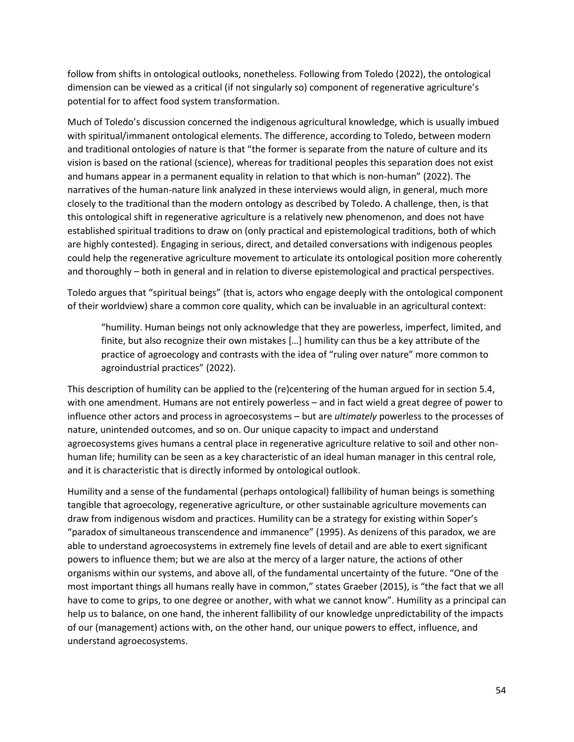follow from shifts in ontological outlooks, nonetheless. Following from Toledo (2022), the ontological dimension can be viewed as a critical (if not singularly so) component of regenerative agriculture's potential for to affect food system transformation.

Much of Toledo's discussion concerned the indigenous agricultural knowledge, which is usually imbued with spiritual/immanent ontological elements. The difference, according to Toledo, between modern and traditional ontologies of nature is that "the former is separate from the nature of culture and its vision is based on the rational (science), whereas for traditional peoples this separation does not exist and humans appear in a permanent equality in relation to that which is non-human" (2022). The narratives of the human-nature link analyzed in these interviews would align, in general, much more closely to the traditional than the modern ontology as described by Toledo. A challenge, then, is that this ontological shift in regenerative agriculture is a relatively new phenomenon, and does not have established spiritual traditions to draw on (only practical and epistemological traditions, both of which are highly contested). Engaging in serious, direct, and detailed conversations with indigenous peoples could help the regenerative agriculture movement to articulate its ontological position more coherently and thoroughly – both in general and in relation to diverse epistemological and practical perspectives.

Toledo argues that "spiritual beings" (that is, actors who engage deeply with the ontological component of their worldview) share a common core quality, which can be invaluable in an agricultural context:

> "humility. Human beings not only acknowledge that they are powerless, imperfect, limited, and finite, but also recognize their own mistakes […] humility can thus be a key attribute of the practice of agroecology and contrasts with the idea of "ruling over nature" more common to agroindustrial practices" (2022).

This description of humility can be applied to the (re)centering of the human argued for in section 5.4, with one amendment. Humans are not entirely powerless – and in fact wield a great degree of power to influence other actors and process in agroecosystems – but are *ultimately* powerless to the processes of nature, unintended outcomes, and so on. Our unique capacity to impact and understand agroecosystems gives humans a central place in regenerative agriculture relative to soil and other non-human life; humility can be seen as a key characteristic of an ideal human manager in this central role, and it is characteristic that is directly informed by ontological outlook.

Humility and a sense of the fundamental (perhaps ontological) fallibility of human beings is something tangible that agroecology, regenerative agriculture, or other sustainable agriculture movements can draw from indigenous wisdom and practices. Humility can be a strategy for existing within Soper's "paradox of simultaneous transcendence and immanence" (1995). As denizens of this paradox, we are able to understand agroecosystems in extremely fine levels of detail and are able to exert significant powers to influence them; but we are also at the mercy of a larger nature, the actions of other organisms within our systems, and above all, of the fundamental uncertainty of the future. "One of the most important things all humans really have in common," states Graeber (2015), is "the fact that we all have to come to grips, to one degree or another, with what we cannot know". Humility as a principal can help us to balance, on one hand, the inherent fallibility of our knowledge unpredictability of the impacts of our (management) actions with, on the other hand, our unique powers to effect, influence, and understand agroecosystems.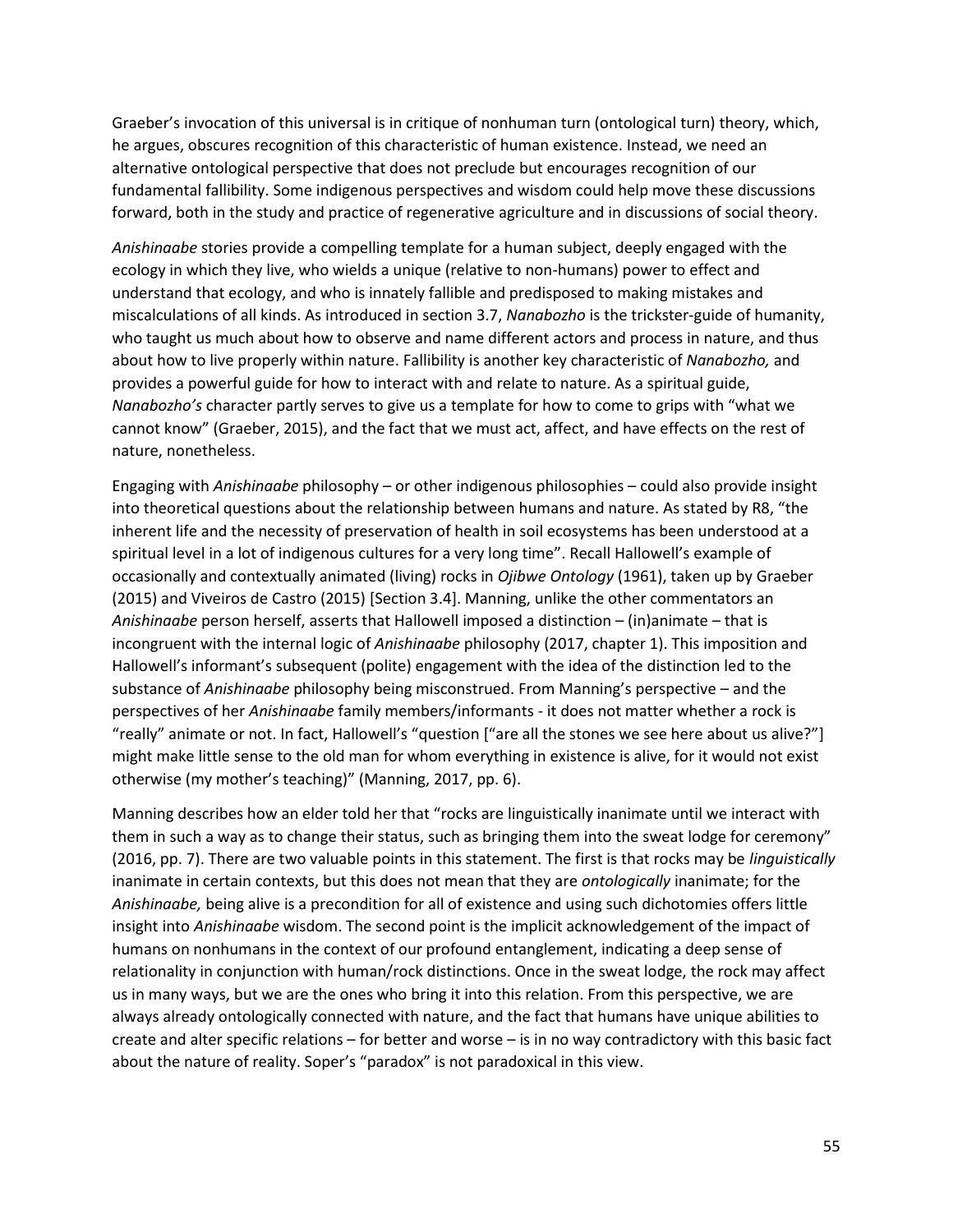Graeber's invocation of this universal is in critique of nonhuman turn (ontological turn) theory, which, he argues, obscures recognition of this characteristic of human existence. Instead, we need an alternative ontological perspective that does not preclude but encourages recognition of our fundamental fallibility. Some indigenous perspectives and wisdom could help move these discussions forward, both in the study and practice of regenerative agriculture and in discussions of social theory.

*Anishinaabe* stories provide a compelling template for a human subject, deeply engaged with the ecology in which they live, who wields a unique (relative to non-humans) power to effect and understand that ecology, and who is innately fallible and predisposed to making mistakes and miscalculations of all kinds. As introduced in section 3.7, *Nanabozho* is the trickster-guide of humanity, who taught us much about how to observe and name different actors and process in nature, and thus about how to live properly within nature. Fallibility is another key characteristic of *Nanabozho,* and provides a powerful guide for how to interact with and relate to nature. As a spiritual guide, *Nanabozho's* character partly serves to give us a template for how to come to grips with "what we cannot know" (Graeber, 2015), and the fact that we must act, affect, and have effects on the rest of nature, nonetheless.

Engaging with *Anishinaabe* philosophy – or other indigenous philosophies – could also provide insight into theoretical questions about the relationship between humans and nature. As stated by R8, "the inherent life and the necessity of preservation of health in soil ecosystems has been understood at a spiritual level in a lot of indigenous cultures for a very long time". Recall Hallowell's example of occasionally and contextually animated (living) rocks in *Ojibwe Ontology* (1961), taken up by Graeber (2015) and Viveiros de Castro (2015) [Section 3.4]. Manning, unlike the other commentators an *Anishinaabe* person herself, asserts that Hallowell imposed a distinction – (in)animate – that is incongruent with the internal logic of *Anishinaabe* philosophy (2017, chapter 1). This imposition and Hallowell's informant's subsequent (polite) engagement with the idea of the distinction led to the substance of *Anishinaabe* philosophy being misconstrued. From Manning's perspective – and the perspectives of her *Anishinaabe* family members/informants - it does not matter whether a rock is "really" animate or not. In fact, Hallowell's "question ["are all the stones we see here about us alive?"] might make little sense to the old man for whom everything in existence is alive, for it would not exist otherwise (my mother's teaching)" (Manning, 2017, pp. 6).

Manning describes how an elder told her that "rocks are linguistically inanimate until we interact with them in such a way as to change their status, such as bringing them into the sweat lodge for ceremony" (2016, pp. 7). There are two valuable points in this statement. The first is that rocks may be *linguistically* inanimate in certain contexts, but this does not mean that they are *ontologically* inanimate; for the *Anishinaabe,* being alive is a precondition for all of existence and using such dichotomies offers little insight into *Anishinaabe* wisdom. The second point is the implicit acknowledgement of the impact of humans on nonhumans in the context of our profound entanglement, indicating a deep sense of relationality in conjunction with human/rock distinctions. Once in the sweat lodge, the rock may affect us in many ways, but we are the ones who bring it into this relation. From this perspective, we are always already ontologically connected with nature, and the fact that humans have unique abilities to create and alter specific relations – for better and worse – is in no way contradictory with this basic fact about the nature of reality. Soper's "paradox" is not paradoxical in this view.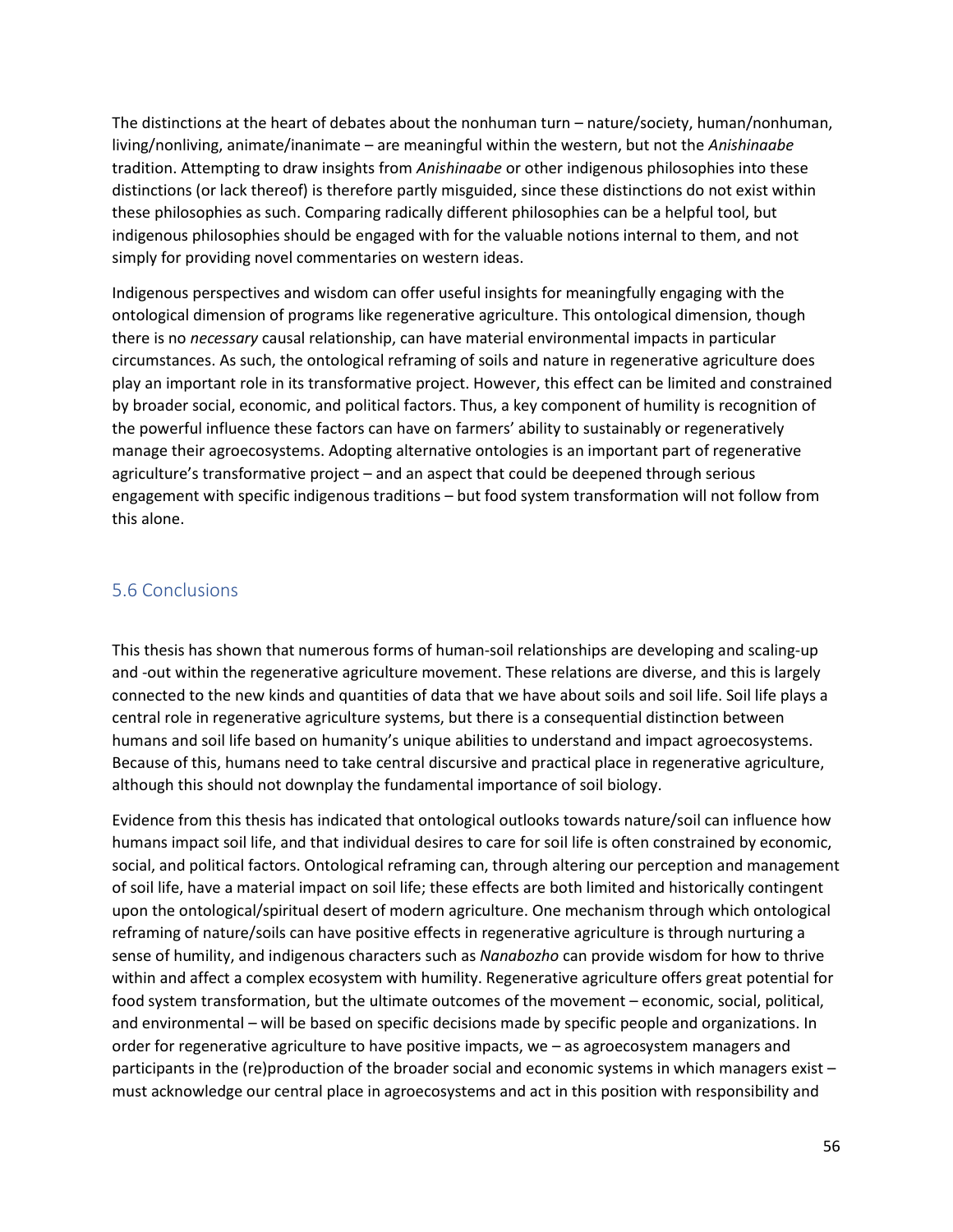The distinctions at the heart of debates about the nonhuman turn – nature/society, human/nonhuman, living/nonliving, animate/inanimate – are meaningful within the western, but not the *Anishinaabe* tradition. Attempting to draw insights from *Anishinaabe* or other indigenous philosophies into these distinctions (or lack thereof) is therefore partly misguided, since these distinctions do not exist within these philosophies as such. Comparing radically different philosophies can be a helpful tool, but indigenous philosophies should be engaged with for the valuable notions internal to them, and not simply for providing novel commentaries on western ideas.

Indigenous perspectives and wisdom can offer useful insights for meaningfully engaging with the ontological dimension of programs like regenerative agriculture. This ontological dimension, though there is no *necessary* causal relationship, can have material environmental impacts in particular circumstances. As such, the ontological reframing of soils and nature in regenerative agriculture does play an important role in its transformative project. However, this effect can be limited and constrained by broader social, economic, and political factors. Thus, a key component of humility is recognition of the powerful influence these factors can have on farmers' ability to sustainably or regeneratively manage their agroecosystems. Adopting alternative ontologies is an important part of regenerative agriculture's transformative project – and an aspect that could be deepened through serious engagement with specific indigenous traditions – but food system transformation will not follow from this alone.

## 5.6 Conclusions

This thesis has shown that numerous forms of human-soil relationships are developing and scaling-up and -out within the regenerative agriculture movement. These relations are diverse, and this is largely connected to the new kinds and quantities of data that we have about soils and soil life. Soil life plays a central role in regenerative agriculture systems, but there is a consequential distinction between humans and soil life based on humanity's unique abilities to understand and impact agroecosystems. Because of this, humans need to take central discursive and practical place in regenerative agriculture, although this should not downplay the fundamental importance of soil biology.

Evidence from this thesis has indicated that ontological outlooks towards nature/soil can influence how humans impact soil life, and that individual desires to care for soil life is often constrained by economic, social, and political factors. Ontological reframing can, through altering our perception and management of soil life, have a material impact on soil life; these effects are both limited and historically contingent upon the ontological/spiritual desert of modern agriculture. One mechanism through which ontological reframing of nature/soils can have positive effects in regenerative agriculture is through nurturing a sense of humility, and indigenous characters such as *Nanabozho* can provide wisdom for how to thrive within and affect a complex ecosystem with humility. Regenerative agriculture offers great potential for food system transformation, but the ultimate outcomes of the movement – economic, social, political, and environmental – will be based on specific decisions made by specific people and organizations. In order for regenerative agriculture to have positive impacts, we – as agroecosystem managers and participants in the (re)production of the broader social and economic systems in which managers exist – must acknowledge our central place in agroecosystems and act in this position with responsibility and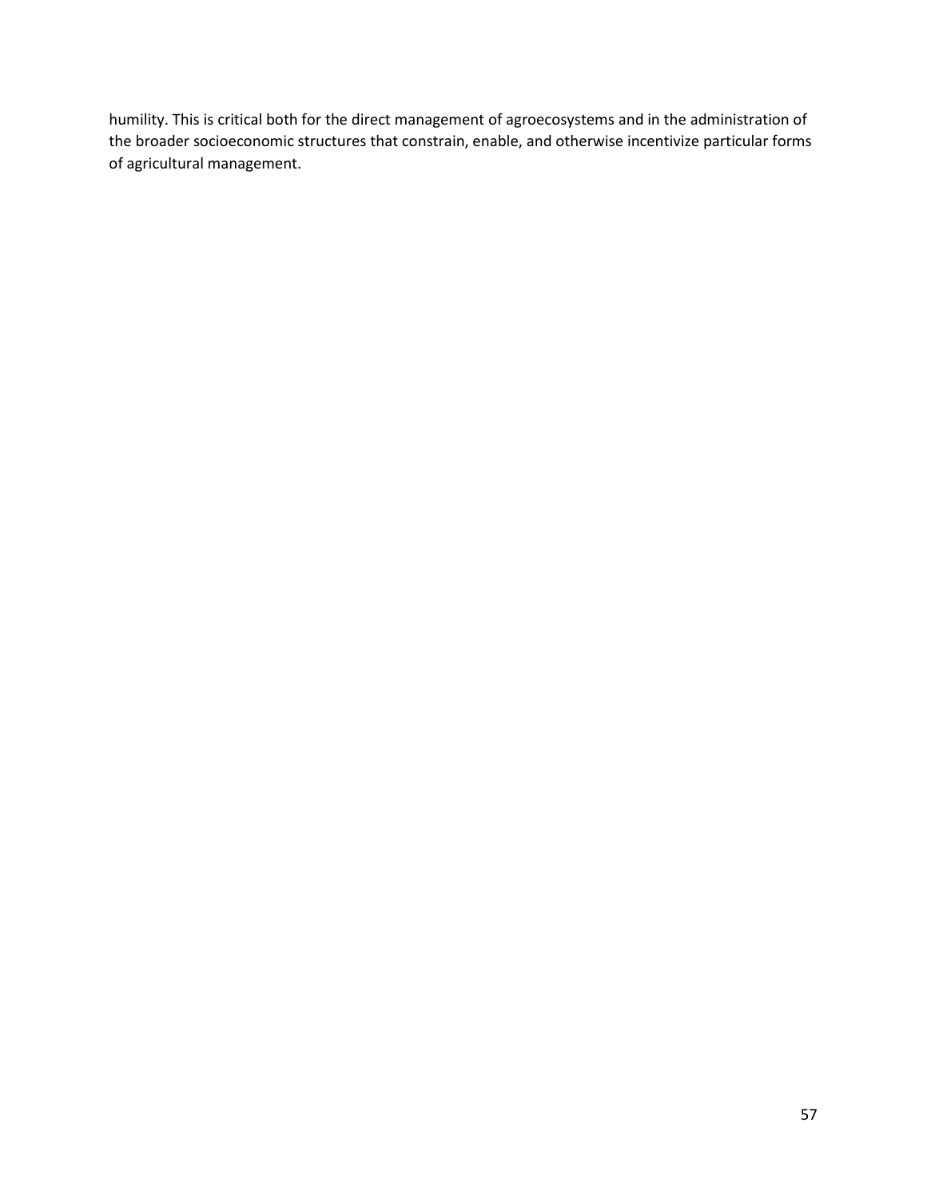humility. This is critical both for the direct management of agroecosystems and in the administration of the broader socioeconomic structures that constrain, enable, and otherwise incentivize particular forms of agricultural management.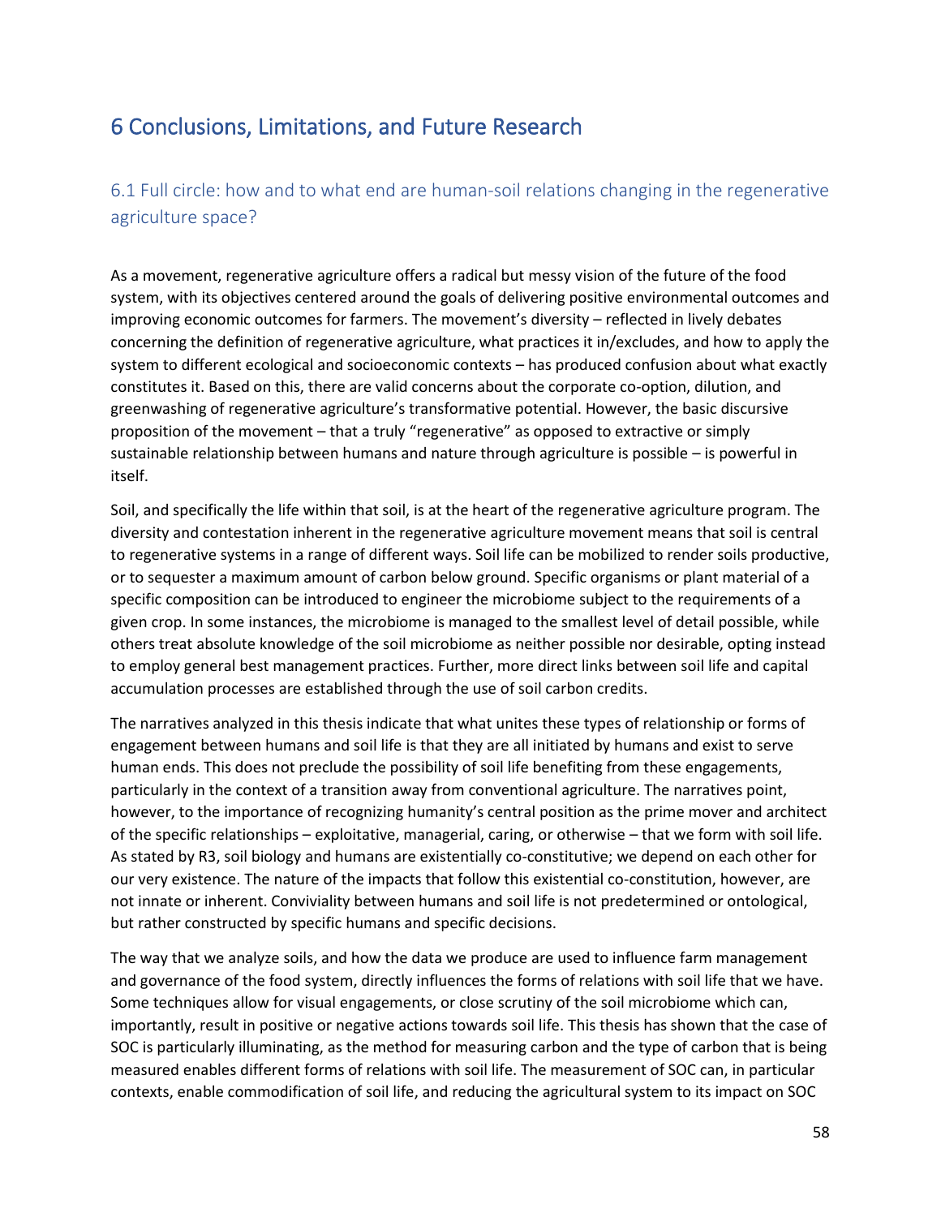# 6 Conclusions, Limitations, and Future Research

## 6.1 Full circle: how and to what end are human-soil relations changing in the regenerative agriculture space?

As a movement, regenerative agriculture offers a radical but messy vision of the future of the food system, with its objectives centered around the goals of delivering positive environmental outcomes and improving economic outcomes for farmers. The movement's diversity – reflected in lively debates concerning the definition of regenerative agriculture, what practices it in/excludes, and how to apply the system to different ecological and socioeconomic contexts – has produced confusion about what exactly constitutes it. Based on this, there are valid concerns about the corporate co-option, dilution, and greenwashing of regenerative agriculture's transformative potential. However, the basic discursive proposition of the movement – that a truly "regenerative" as opposed to extractive or simply sustainable relationship between humans and nature through agriculture is possible – is powerful in itself.

Soil, and specifically the life within that soil, is at the heart of the regenerative agriculture program. The diversity and contestation inherent in the regenerative agriculture movement means that soil is central to regenerative systems in a range of different ways. Soil life can be mobilized to render soils productive, or to sequester a maximum amount of carbon below ground. Specific organisms or plant material of a specific composition can be introduced to engineer the microbiome subject to the requirements of a given crop. In some instances, the microbiome is managed to the smallest level of detail possible, while others treat absolute knowledge of the soil microbiome as neither possible nor desirable, opting instead to employ general best management practices. Further, more direct links between soil life and capital accumulation processes are established through the use of soil carbon credits.

The narratives analyzed in this thesis indicate that what unites these types of relationship or forms of engagement between humans and soil life is that they are all initiated by humans and exist to serve human ends. This does not preclude the possibility of soil life benefiting from these engagements, particularly in the context of a transition away from conventional agriculture. The narratives point, however, to the importance of recognizing humanity's central position as the prime mover and architect of the specific relationships – exploitative, managerial, caring, or otherwise – that we form with soil life. As stated by R3, soil biology and humans are existentially co-constitutive; we depend on each other for our very existence. The nature of the impacts that follow this existential co-constitution, however, are not innate or inherent. Conviviality between humans and soil life is not predetermined or ontological, but rather constructed by specific humans and specific decisions.

The way that we analyze soils, and how the data we produce are used to influence farm management and governance of the food system, directly influences the forms of relations with soil life that we have. Some techniques allow for visual engagements, or close scrutiny of the soil microbiome which can, importantly, result in positive or negative actions towards soil life. This thesis has shown that the case of SOC is particularly illuminating, as the method for measuring carbon and the type of carbon that is being measured enables different forms of relations with soil life. The measurement of SOC can, in particular contexts, enable commodification of soil life, and reducing the agricultural system to its impact on SOC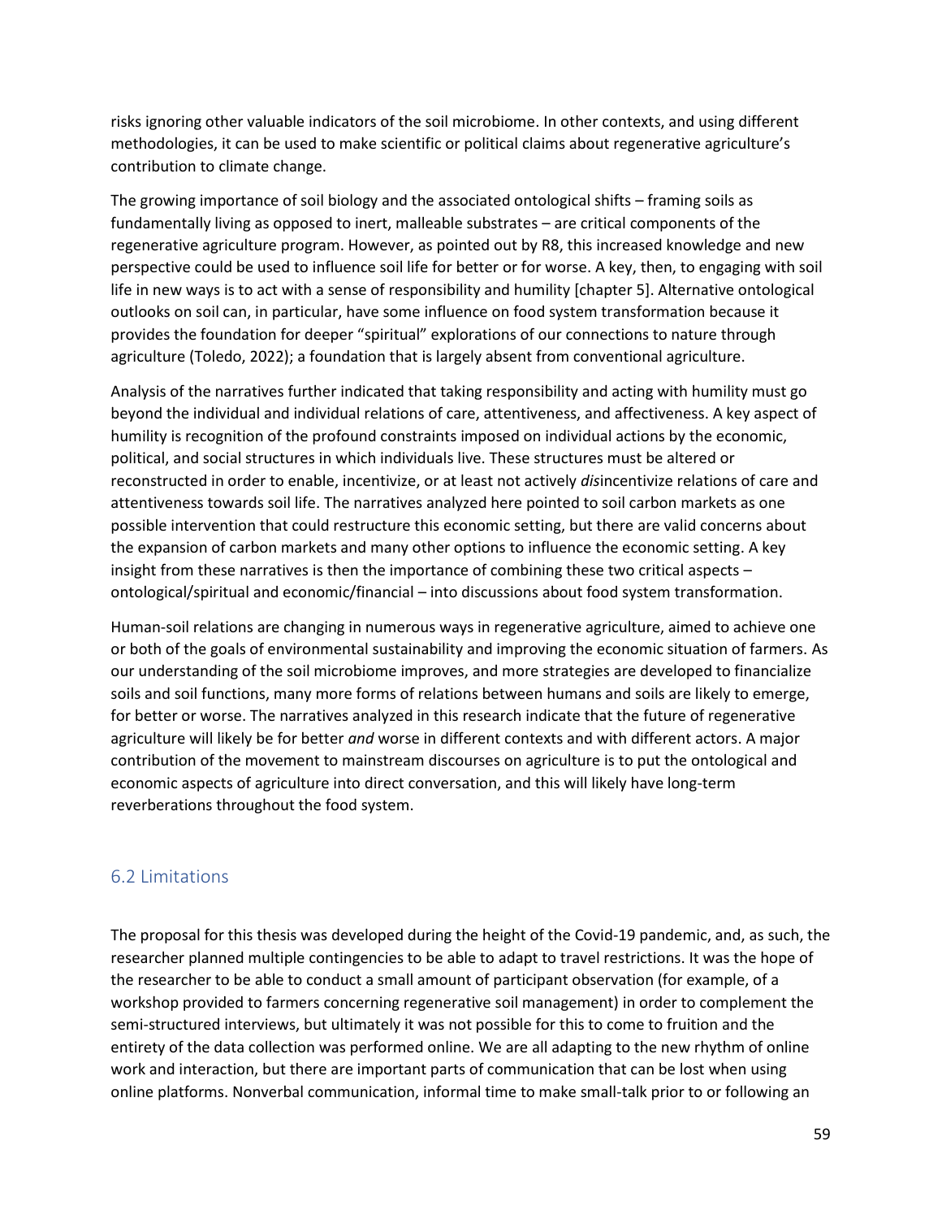risks ignoring other valuable indicators of the soil microbiome. In other contexts, and using different methodologies, it can be used to make scientific or political claims about regenerative agriculture's contribution to climate change.

The growing importance of soil biology and the associated ontological shifts – framing soils as fundamentally living as opposed to inert, malleable substrates – are critical components of the regenerative agriculture program. However, as pointed out by R8, this increased knowledge and new perspective could be used to influence soil life for better or for worse. A key, then, to engaging with soil life in new ways is to act with a sense of responsibility and humility [chapter 5]. Alternative ontological outlooks on soil can, in particular, have some influence on food system transformation because it provides the foundation for deeper "spiritual" explorations of our connections to nature through agriculture (Toledo, 2022); a foundation that is largely absent from conventional agriculture.

Analysis of the narratives further indicated that taking responsibility and acting with humility must go beyond the individual and individual relations of care, attentiveness, and affectiveness. A key aspect of humility is recognition of the profound constraints imposed on individual actions by the economic, political, and social structures in which individuals live. These structures must be altered or reconstructed in order to enable, incentivize, or at least not actively *dis*incentivize relations of care and attentiveness towards soil life. The narratives analyzed here pointed to soil carbon markets as one possible intervention that could restructure this economic setting, but there are valid concerns about the expansion of carbon markets and many other options to influence the economic setting. A key insight from these narratives is then the importance of combining these two critical aspects – ontological/spiritual and economic/financial – into discussions about food system transformation.

Human-soil relations are changing in numerous ways in regenerative agriculture, aimed to achieve one or both of the goals of environmental sustainability and improving the economic situation of farmers. As our understanding of the soil microbiome improves, and more strategies are developed to financialize soils and soil functions, many more forms of relations between humans and soils are likely to emerge, for better or worse. The narratives analyzed in this research indicate that the future of regenerative agriculture will likely be for better *and* worse in different contexts and with different actors. A major contribution of the movement to mainstream discourses on agriculture is to put the ontological and economic aspects of agriculture into direct conversation, and this will likely have long-term reverberations throughout the food system.

## 6.2 Limitations

The proposal for this thesis was developed during the height of the Covid-19 pandemic, and, as such, the researcher planned multiple contingencies to be able to adapt to travel restrictions. It was the hope of the researcher to be able to conduct a small amount of participant observation (for example, of a workshop provided to farmers concerning regenerative soil management) in order to complement the semi-structured interviews, but ultimately it was not possible for this to come to fruition and the entirety of the data collection was performed online. We are all adapting to the new rhythm of online work and interaction, but there are important parts of communication that can be lost when using online platforms. Nonverbal communication, informal time to make small-talk prior to or following an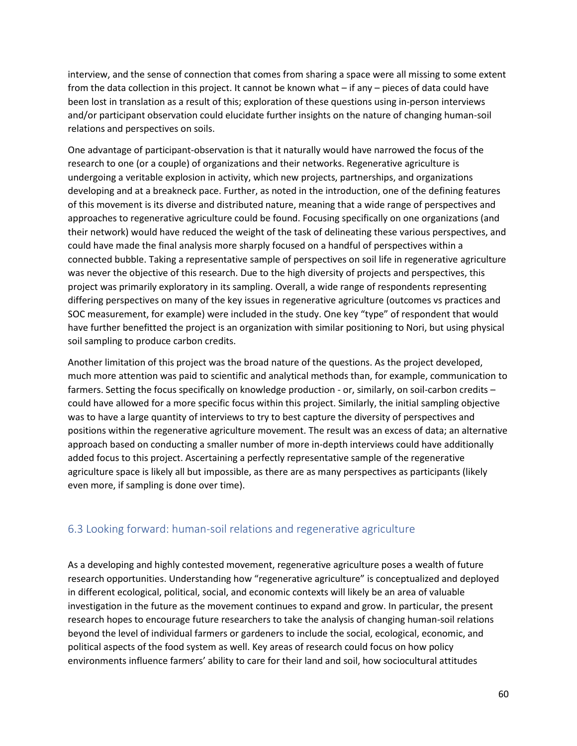interview, and the sense of connection that comes from sharing a space were all missing to some extent from the data collection in this project. It cannot be known what – if any – pieces of data could have been lost in translation as a result of this; exploration of these questions using in-person interviews and/or participant observation could elucidate further insights on the nature of changing human-soil relations and perspectives on soils.

One advantage of participant-observation is that it naturally would have narrowed the focus of the research to one (or a couple) of organizations and their networks. Regenerative agriculture is undergoing a veritable explosion in activity, which new projects, partnerships, and organizations developing and at a breakneck pace. Further, as noted in the introduction, one of the defining features of this movement is its diverse and distributed nature, meaning that a wide range of perspectives and approaches to regenerative agriculture could be found. Focusing specifically on one organizations (and their network) would have reduced the weight of the task of delineating these various perspectives, and could have made the final analysis more sharply focused on a handful of perspectives within a connected bubble. Taking a representative sample of perspectives on soil life in regenerative agriculture was never the objective of this research. Due to the high diversity of projects and perspectives, this project was primarily exploratory in its sampling. Overall, a wide range of respondents representing differing perspectives on many of the key issues in regenerative agriculture (outcomes vs practices and SOC measurement, for example) were included in the study. One key "type" of respondent that would have further benefitted the project is an organization with similar positioning to Nori, but using physical soil sampling to produce carbon credits.

Another limitation of this project was the broad nature of the questions. As the project developed, much more attention was paid to scientific and analytical methods than, for example, communication to farmers. Setting the focus specifically on knowledge production - or, similarly, on soil-carbon credits – could have allowed for a more specific focus within this project. Similarly, the initial sampling objective was to have a large quantity of interviews to try to best capture the diversity of perspectives and positions within the regenerative agriculture movement. The result was an excess of data; an alternative approach based on conducting a smaller number of more in-depth interviews could have additionally added focus to this project. Ascertaining a perfectly representative sample of the regenerative agriculture space is likely all but impossible, as there are as many perspectives as participants (likely even more, if sampling is done over time).

## 6.3 Looking forward: human-soil relations and regenerative agriculture

As a developing and highly contested movement, regenerative agriculture poses a wealth of future research opportunities. Understanding how "regenerative agriculture" is conceptualized and deployed in different ecological, political, social, and economic contexts will likely be an area of valuable investigation in the future as the movement continues to expand and grow. In particular, the present research hopes to encourage future researchers to take the analysis of changing human-soil relations beyond the level of individual farmers or gardeners to include the social, ecological, economic, and political aspects of the food system as well. Key areas of research could focus on how policy environments influence farmers' ability to care for their land and soil, how sociocultural attitudes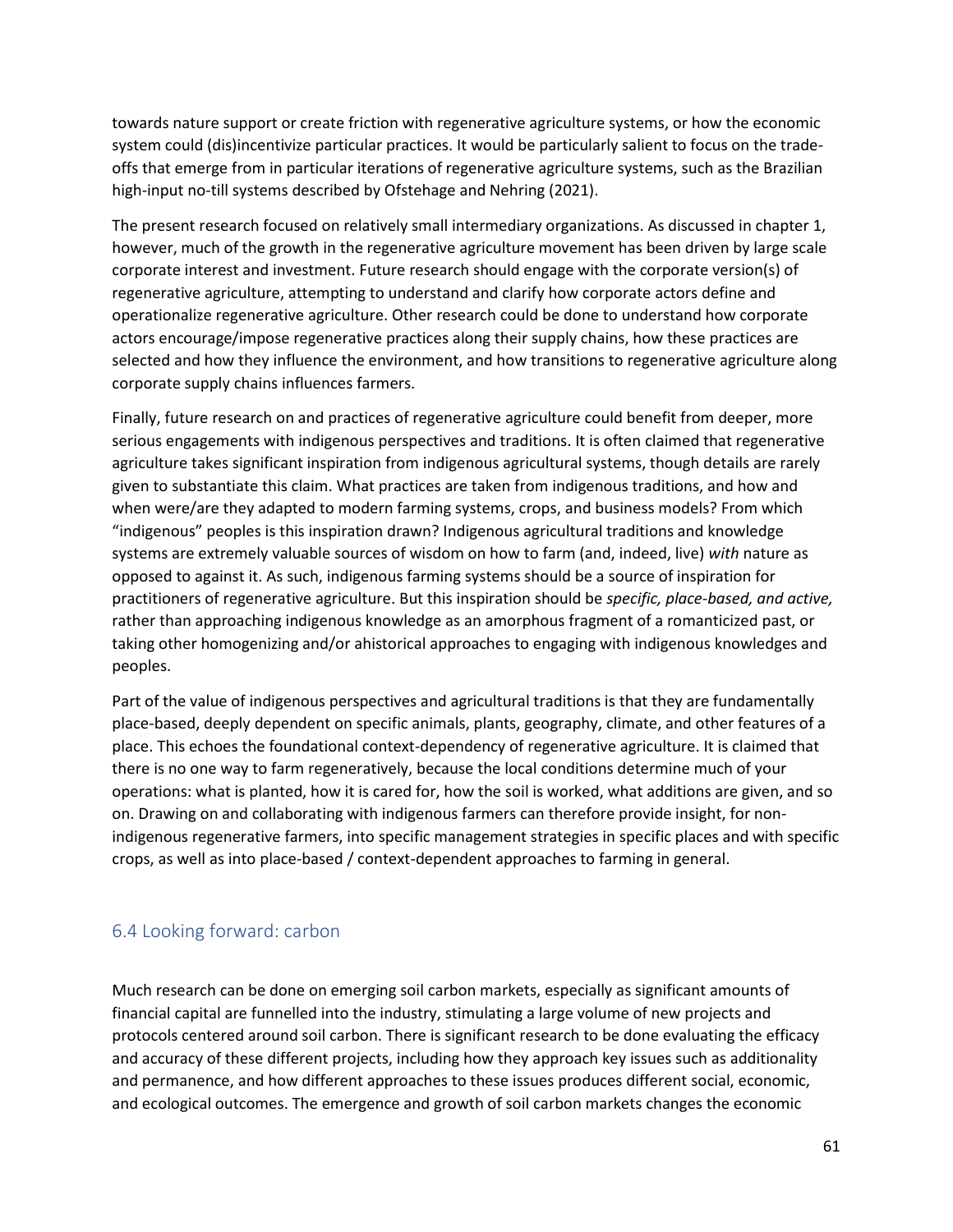towards nature support or create friction with regenerative agriculture systems, or how the economic system could (dis)incentivize particular practices. It would be particularly salient to focus on the trade-offs that emerge from in particular iterations of regenerative agriculture systems, such as the Brazilian high-input no-till systems described by Ofstehage and Nehring (2021).

The present research focused on relatively small intermediary organizations. As discussed in chapter 1, however, much of the growth in the regenerative agriculture movement has been driven by large scale corporate interest and investment. Future research should engage with the corporate version(s) of regenerative agriculture, attempting to understand and clarify how corporate actors define and operationalize regenerative agriculture. Other research could be done to understand how corporate actors encourage/impose regenerative practices along their supply chains, how these practices are selected and how they influence the environment, and how transitions to regenerative agriculture along corporate supply chains influences farmers.

Finally, future research on and practices of regenerative agriculture could benefit from deeper, more serious engagements with indigenous perspectives and traditions. It is often claimed that regenerative agriculture takes significant inspiration from indigenous agricultural systems, though details are rarely given to substantiate this claim. What practices are taken from indigenous traditions, and how and when were/are they adapted to modern farming systems, crops, and business models? From which "indigenous" peoples is this inspiration drawn? Indigenous agricultural traditions and knowledge systems are extremely valuable sources of wisdom on how to farm (and, indeed, live) *with* nature as opposed to against it. As such, indigenous farming systems should be a source of inspiration for practitioners of regenerative agriculture. But this inspiration should be *specific, place-based, and active,* rather than approaching indigenous knowledge as an amorphous fragment of a romanticized past, or taking other homogenizing and/or ahistorical approaches to engaging with indigenous knowledges and peoples.

Part of the value of indigenous perspectives and agricultural traditions is that they are fundamentally place-based, deeply dependent on specific animals, plants, geography, climate, and other features of a place. This echoes the foundational context-dependency of regenerative agriculture. It is claimed that there is no one way to farm regeneratively, because the local conditions determine much of your operations: what is planted, how it is cared for, how the soil is worked, what additions are given, and so on. Drawing on and collaborating with indigenous farmers can therefore provide insight, for non-indigenous regenerative farmers, into specific management strategies in specific places and with specific crops, as well as into place-based / context-dependent approaches to farming in general.

## 6.4 Looking forward: carbon

Much research can be done on emerging soil carbon markets, especially as significant amounts of financial capital are funnelled into the industry, stimulating a large volume of new projects and protocols centered around soil carbon. There is significant research to be done evaluating the efficacy and accuracy of these different projects, including how they approach key issues such as additionality and permanence, and how different approaches to these issues produces different social, economic, and ecological outcomes. The emergence and growth of soil carbon markets changes the economic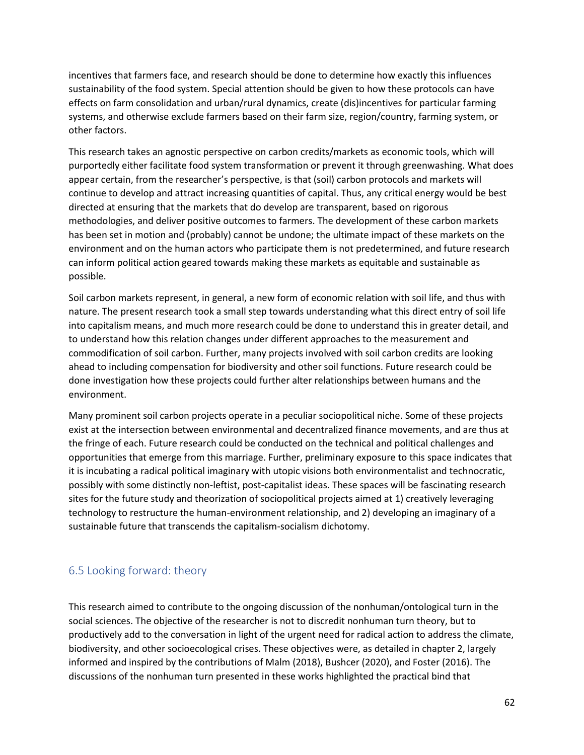incentives that farmers face, and research should be done to determine how exactly this influences sustainability of the food system. Special attention should be given to how these protocols can have effects on farm consolidation and urban/rural dynamics, create (dis)incentives for particular farming systems, and otherwise exclude farmers based on their farm size, region/country, farming system, or other factors.

This research takes an agnostic perspective on carbon credits/markets as economic tools, which will purportedly either facilitate food system transformation or prevent it through greenwashing. What does appear certain, from the researcher's perspective, is that (soil) carbon protocols and markets will continue to develop and attract increasing quantities of capital. Thus, any critical energy would be best directed at ensuring that the markets that do develop are transparent, based on rigorous methodologies, and deliver positive outcomes to farmers. The development of these carbon markets has been set in motion and (probably) cannot be undone; the ultimate impact of these markets on the environment and on the human actors who participate them is not predetermined, and future research can inform political action geared towards making these markets as equitable and sustainable as possible.

Soil carbon markets represent, in general, a new form of economic relation with soil life, and thus with nature. The present research took a small step towards understanding what this direct entry of soil life into capitalism means, and much more research could be done to understand this in greater detail, and to understand how this relation changes under different approaches to the measurement and commodification of soil carbon. Further, many projects involved with soil carbon credits are looking ahead to including compensation for biodiversity and other soil functions. Future research could be done investigation how these projects could further alter relationships between humans and the environment.

Many prominent soil carbon projects operate in a peculiar sociopolitical niche. Some of these projects exist at the intersection between environmental and decentralized finance movements, and are thus at the fringe of each. Future research could be conducted on the technical and political challenges and opportunities that emerge from this marriage. Further, preliminary exposure to this space indicates that it is incubating a radical political imaginary with utopic visions both environmentalist and technocratic, possibly with some distinctly non-leftist, post-capitalist ideas. These spaces will be fascinating research sites for the future study and theorization of sociopolitical projects aimed at 1) creatively leveraging technology to restructure the human-environment relationship, and 2) developing an imaginary of a sustainable future that transcends the capitalism-socialism dichotomy.

## 6.5 Looking forward: theory

This research aimed to contribute to the ongoing discussion of the nonhuman/ontological turn in the social sciences. The objective of the researcher is not to discredit nonhuman turn theory, but to productively add to the conversation in light of the urgent need for radical action to address the climate, biodiversity, and other socioecological crises. These objectives were, as detailed in chapter 2, largely informed and inspired by the contributions of Malm (2018), Bushcer (2020), and Foster (2016). The discussions of the nonhuman turn presented in these works highlighted the practical bind that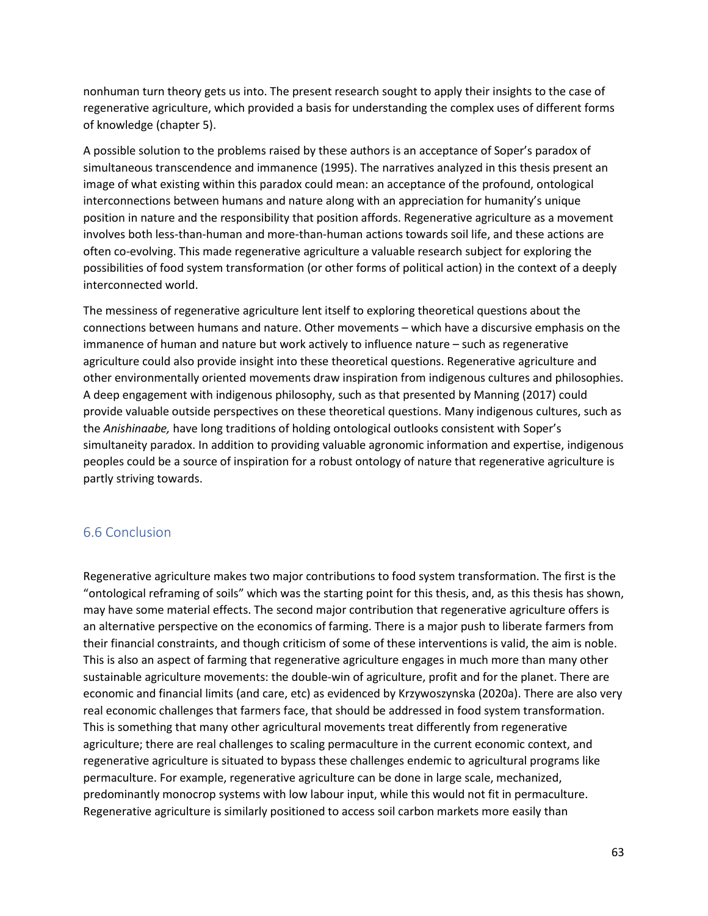nonhuman turn theory gets us into. The present research sought to apply their insights to the case of regenerative agriculture, which provided a basis for understanding the complex uses of different forms of knowledge (chapter 5).

A possible solution to the problems raised by these authors is an acceptance of Soper's paradox of simultaneous transcendence and immanence (1995). The narratives analyzed in this thesis present an image of what existing within this paradox could mean: an acceptance of the profound, ontological interconnections between humans and nature along with an appreciation for humanity's unique position in nature and the responsibility that position affords. Regenerative agriculture as a movement involves both less-than-human and more-than-human actions towards soil life, and these actions are often co-evolving. This made regenerative agriculture a valuable research subject for exploring the possibilities of food system transformation (or other forms of political action) in the context of a deeply interconnected world.

The messiness of regenerative agriculture lent itself to exploring theoretical questions about the connections between humans and nature. Other movements – which have a discursive emphasis on the immanence of human and nature but work actively to influence nature – such as regenerative agriculture could also provide insight into these theoretical questions. Regenerative agriculture and other environmentally oriented movements draw inspiration from indigenous cultures and philosophies. A deep engagement with indigenous philosophy, such as that presented by Manning (2017) could provide valuable outside perspectives on these theoretical questions. Many indigenous cultures, such as the *Anishinaabe,* have long traditions of holding ontological outlooks consistent with Soper's simultaneity paradox. In addition to providing valuable agronomic information and expertise, indigenous peoples could be a source of inspiration for a robust ontology of nature that regenerative agriculture is partly striving towards.

## 6.6 Conclusion

Regenerative agriculture makes two major contributions to food system transformation. The first is the "ontological reframing of soils" which was the starting point for this thesis, and, as this thesis has shown, may have some material effects. The second major contribution that regenerative agriculture offers is an alternative perspective on the economics of farming. There is a major push to liberate farmers from their financial constraints, and though criticism of some of these interventions is valid, the aim is noble. This is also an aspect of farming that regenerative agriculture engages in much more than many other sustainable agriculture movements: the double-win of agriculture, profit and for the planet. There are economic and financial limits (and care, etc) as evidenced by Krzywoszynska (2020a). There are also very real economic challenges that farmers face, that should be addressed in food system transformation. This is something that many other agricultural movements treat differently from regenerative agriculture; there are real challenges to scaling permaculture in the current economic context, and regenerative agriculture is situated to bypass these challenges endemic to agricultural programs like permaculture. For example, regenerative agriculture can be done in large scale, mechanized, predominantly monocrop systems with low labour input, while this would not fit in permaculture. Regenerative agriculture is similarly positioned to access soil carbon markets more easily than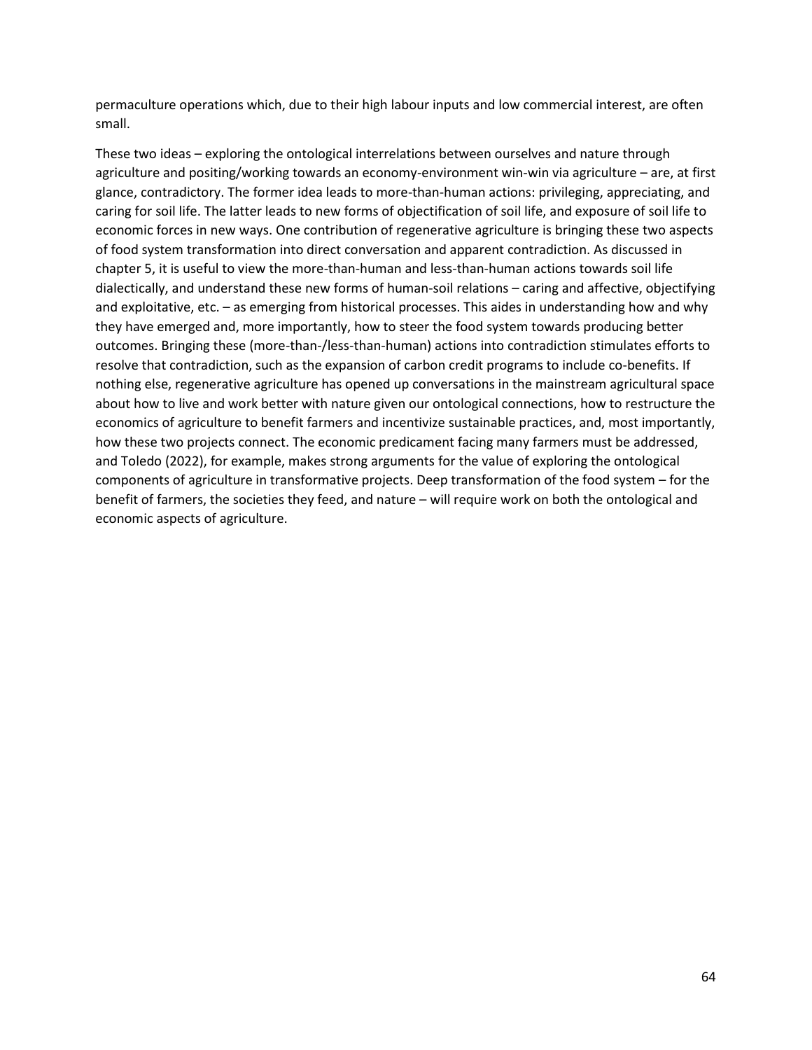permaculture operations which, due to their high labour inputs and low commercial interest, are often small.

These two ideas – exploring the ontological interrelations between ourselves and nature through agriculture and positing/working towards an economy-environment win-win via agriculture – are, at first glance, contradictory. The former idea leads to more-than-human actions: privileging, appreciating, and caring for soil life. The latter leads to new forms of objectification of soil life, and exposure of soil life to economic forces in new ways. One contribution of regenerative agriculture is bringing these two aspects of food system transformation into direct conversation and apparent contradiction. As discussed in chapter 5, it is useful to view the more-than-human and less-than-human actions towards soil life dialectically, and understand these new forms of human-soil relations – caring and affective, objectifying and exploitative, etc. – as emerging from historical processes. This aides in understanding how and why they have emerged and, more importantly, how to steer the food system towards producing better outcomes. Bringing these (more-than-/less-than-human) actions into contradiction stimulates efforts to resolve that contradiction, such as the expansion of carbon credit programs to include co-benefits. If nothing else, regenerative agriculture has opened up conversations in the mainstream agricultural space about how to live and work better with nature given our ontological connections, how to restructure the economics of agriculture to benefit farmers and incentivize sustainable practices, and, most importantly, how these two projects connect. The economic predicament facing many farmers must be addressed, and Toledo (2022), for example, makes strong arguments for the value of exploring the ontological components of agriculture in transformative projects. Deep transformation of the food system – for the benefit of farmers, the societies they feed, and nature – will require work on both the ontological and economic aspects of agriculture.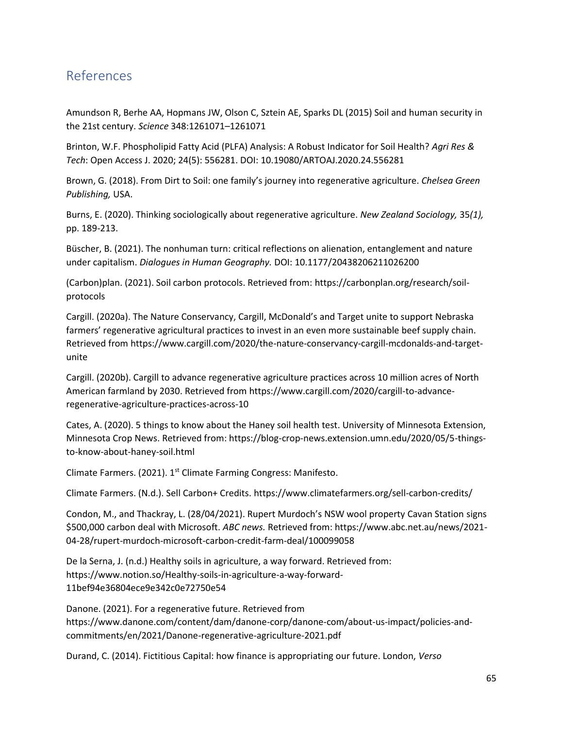## References

Amundson R, Berhe AA, Hopmans JW, Olson C, Sztein AE, Sparks DL (2015) Soil and human security in the 21st century. *Science* 348:1261071–1261071

Brinton, W.F. Phospholipid Fatty Acid (PLFA) Analysis: A Robust Indicator for Soil Health? *Agri Res & Tech*: Open Access J. 2020; 24(5): 556281. DOI: 10.19080/ARTOAJ.2020.24.556281

Brown, G. (2018). From Dirt to Soil: one family's journey into regenerative agriculture. *Chelsea Green Publishing,* USA.

Burns, E. (2020). Thinking sociologically about regenerative agriculture. *New Zealand Sociology,* 35*(1),* pp. 189-213.

Büscher, B. (2021). The nonhuman turn: critical reflections on alienation, entanglement and nature under capitalism. *Dialogues in Human Geography.* DOI: 10.1177/20438206211026200

(Carbon)plan. (2021). Soil carbon protocols. Retrieved from: https://carbonplan.org/research/soil-protocols

Cargill. (2020a). The Nature Conservancy, Cargill, McDonald's and Target unite to support Nebraska farmers' regenerative agricultural practices to invest in an even more sustainable beef supply chain. Retrieved from https://www.cargill.com/2020/the-nature-conservancy-cargill-mcdonalds-and-target-unite

Cargill. (2020b). Cargill to advance regenerative agriculture practices across 10 million acres of North American farmland by 2030. Retrieved from https://www.cargill.com/2020/cargill-to-advance-regenerative-agriculture-practices-across-10

Cates, A. (2020). 5 things to know about the Haney soil health test. University of Minnesota Extension, Minnesota Crop News. Retrieved from: https://blog-crop-news.extension.umn.edu/2020/05/5-things-to-know-about-haney-soil.html

Climate Farmers. (2021). 1st Climate Farming Congress: Manifesto.

Climate Farmers. (N.d.). Sell Carbon+ Credits. https://www.climatefarmers.org/sell-carbon-credits/

Condon, M., and Thackray, L. (28/04/2021). Rupert Murdoch's NSW wool property Cavan Station signs $500,000 carbon deal with Microsoft. *ABC news.* Retrieved from: https://www.abc.net.au/news/2021-04-28/rupert-murdoch-microsoft-carbon-credit-farm-deal/100099058

De la Serna, J. (n.d.) Healthy soils in agriculture, a way forward. Retrieved from: https://www.notion.so/Healthy-soils-in-agriculture-a-way-forward-11bef94e36804ece9e342c0e72750e54

Danone. (2021). For a regenerative future. Retrieved from https://www.danone.com/content/dam/danone-corp/danone-com/about-us-impact/policies-and-commitments/en/2021/Danone-regenerative-agriculture-2021.pdf

Durand, C. (2014). Fictitious Capital: how finance is appropriating our future. London, *Verso*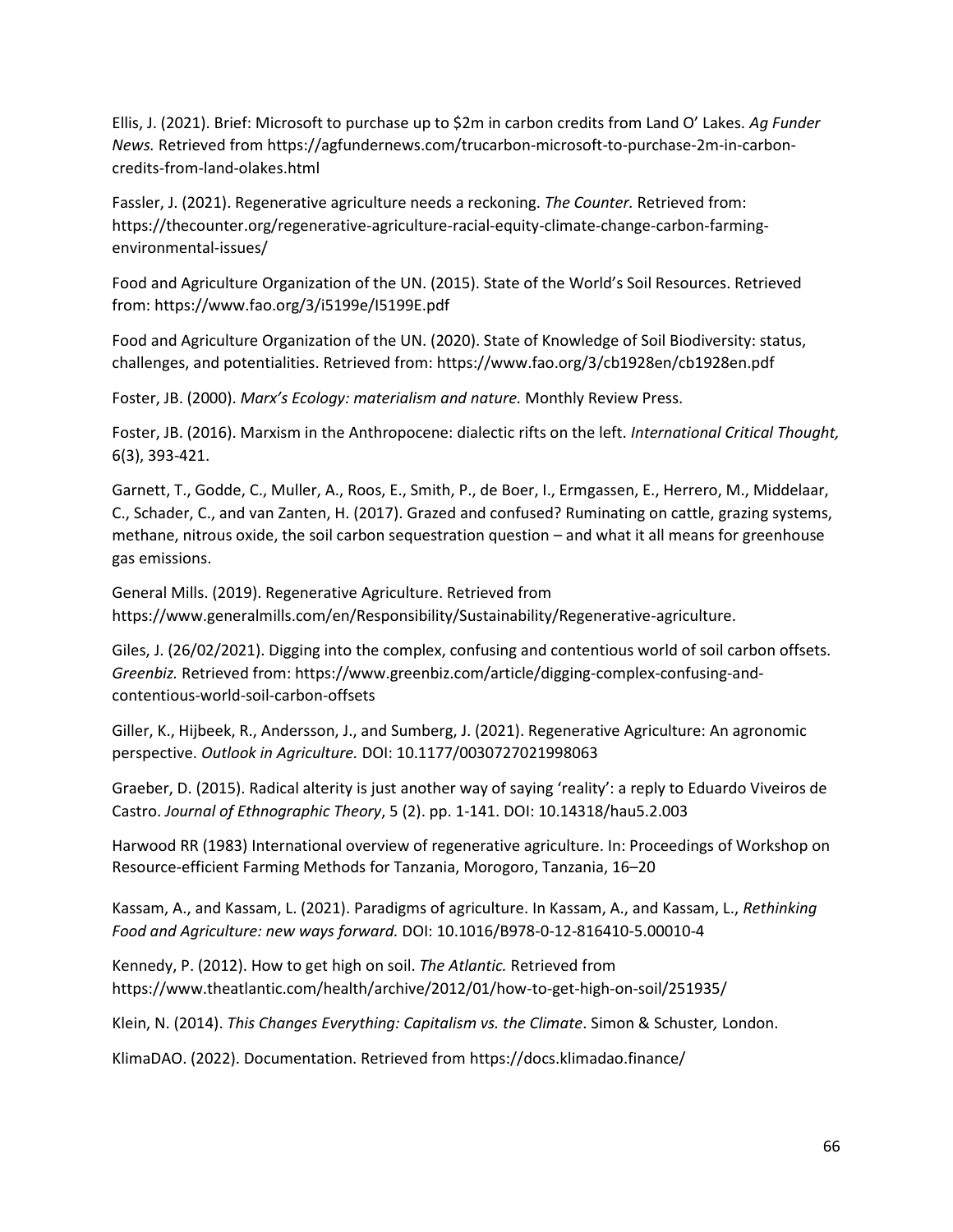Ellis, J. (2021). Brief: Microsoft to purchase up to $2m in carbon credits from Land O' Lakes. *Ag Funder News.* Retrieved from https://agfundernews.com/trucarbon-microsoft-to-purchase-2m-in-carbon-credits-from-land-olakes.html

Fassler, J. (2021). Regenerative agriculture needs a reckoning. *The Counter.* Retrieved from: https://thecounter.org/regenerative-agriculture-racial-equity-climate-change-carbon-farming-environmental-issues/

Food and Agriculture Organization of the UN. (2015). State of the World's Soil Resources. Retrieved from: https://www.fao.org/3/i5199e/I5199E.pdf

Food and Agriculture Organization of the UN. (2020). State of Knowledge of Soil Biodiversity: status, challenges, and potentialities. Retrieved from: https://www.fao.org/3/cb1928en/cb1928en.pdf

Foster, JB. (2000). *Marx's Ecology: materialism and nature.* Monthly Review Press.

Foster, JB. (2016). Marxism in the Anthropocene: dialectic rifts on the left. *International Critical Thought,* 6(3), 393-421.

Garnett, T., Godde, C., Muller, A., Roos, E., Smith, P., de Boer, I., Ermgassen, E., Herrero, M., Middelaar, C., Schader, C., and van Zanten, H. (2017). Grazed and confused? Ruminating on cattle, grazing systems, methane, nitrous oxide, the soil carbon sequestration question – and what it all means for greenhouse gas emissions.

General Mills. (2019). Regenerative Agriculture. Retrieved from https://www.generalmills.com/en/Responsibility/Sustainability/Regenerative-agriculture.

Giles, J. (26/02/2021). Digging into the complex, confusing and contentious world of soil carbon offsets. *Greenbiz.* Retrieved from: https://www.greenbiz.com/article/digging-complex-confusing-and-contentious-world-soil-carbon-offsets

Giller, K., Hijbeek, R., Andersson, J., and Sumberg, J. (2021). Regenerative Agriculture: An agronomic perspective. *Outlook in Agriculture.* DOI: 10.1177/0030727021998063

Graeber, D. (2015). Radical alterity is just another way of saying 'reality': a reply to Eduardo Viveiros de Castro. *Journal of Ethnographic Theory*, 5 (2). pp. 1-141. DOI: 10.14318/hau5.2.003

Harwood RR (1983) International overview of regenerative agriculture. In: Proceedings of Workshop on Resource-efficient Farming Methods for Tanzania, Morogoro, Tanzania, 16–20

Kassam, A., and Kassam, L. (2021). Paradigms of agriculture. In Kassam, A., and Kassam, L., *Rethinking Food and Agriculture: new ways forward.* DOI: 10.1016/B978-0-12-816410-5.00010-4

Kennedy, P. (2012). How to get high on soil. *The Atlantic.* Retrieved from https://www.theatlantic.com/health/archive/2012/01/how-to-get-high-on-soil/251935/

Klein, N. (2014). *This Changes Everything: Capitalism vs. the Climate*. Simon & Schuster*,* London.

KlimaDAO. (2022). Documentation. Retrieved from https://docs.klimadao.finance/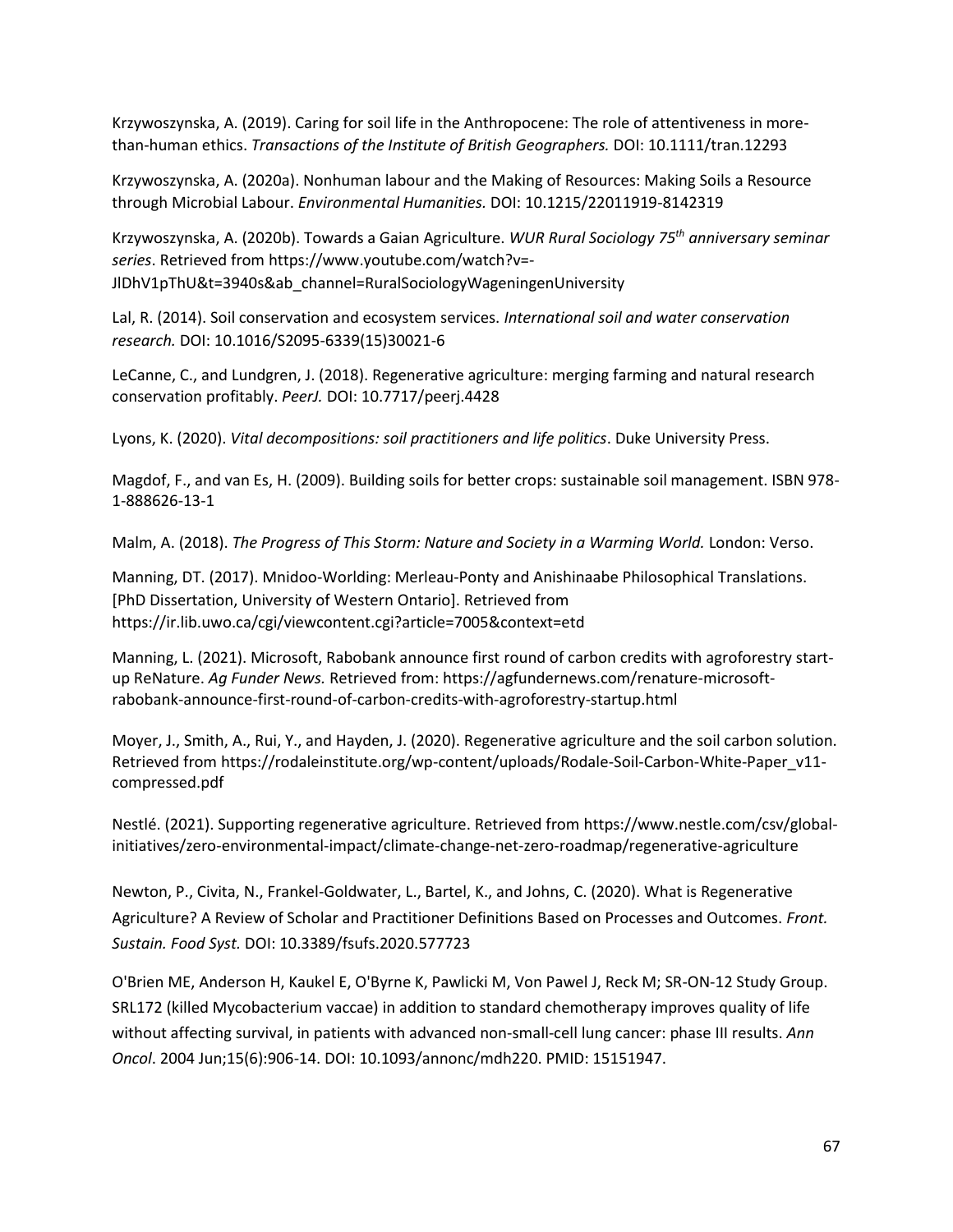Krzywoszynska, A. (2019). Caring for soil life in the Anthropocene: The role of attentiveness in more-than-human ethics. *Transactions of the Institute of British Geographers.* DOI: 10.1111/tran.12293

Krzywoszynska, A. (2020a). Nonhuman labour and the Making of Resources: Making Soils a Resource through Microbial Labour. *Environmental Humanities.* DOI: 10.1215/22011919-8142319

Krzywoszynska, A. (2020b). Towards a Gaian Agriculture. *WUR Rural Sociology 75th anniversary seminar series*. Retrieved from https://www.youtube.com/watch?v=-JlDhV1pThU&t=3940s&ab_channel=RuralSociologyWageningenUniversity

Lal, R. (2014). Soil conservation and ecosystem services. *International soil and water conservation research.* DOI: 10.1016/S2095-6339(15)30021-6

LeCanne, C., and Lundgren, J. (2018). Regenerative agriculture: merging farming and natural research conservation profitably. *PeerJ.* DOI: 10.7717/peerj.4428

Lyons, K. (2020). *Vital decompositions: soil practitioners and life politics*. Duke University Press.

Magdof, F., and van Es, H. (2009). Building soils for better crops: sustainable soil management. ISBN 978-1-888626-13-1

Malm, A. (2018). *The Progress of This Storm: Nature and Society in a Warming World.* London: Verso.

Manning, DT. (2017). Mnidoo-Worlding: Merleau-Ponty and Anishinaabe Philosophical Translations. [PhD Dissertation, University of Western Ontario]. Retrieved from https://ir.lib.uwo.ca/cgi/viewcontent.cgi?article=7005&context=etd

Manning, L. (2021). Microsoft, Rabobank announce first round of carbon credits with agroforestry start-up ReNature. *Ag Funder News.* Retrieved from: https://agfundernews.com/renature-microsoft-rabobank-announce-first-round-of-carbon-credits-with-agroforestry-startup.html

Moyer, J., Smith, A., Rui, Y., and Hayden, J. (2020). Regenerative agriculture and the soil carbon solution. Retrieved from https://rodaleinstitute.org/wp-content/uploads/Rodale-Soil-Carbon-White-Paper_v11-compressed.pdf

Nestlé. (2021). Supporting regenerative agriculture. Retrieved from https://www.nestle.com/csv/global-initiatives/zero-environmental-impact/climate-change-net-zero-roadmap/regenerative-agriculture

Newton, P., Civita, N., Frankel-Goldwater, L., Bartel, K., and Johns, C. (2020). What is Regenerative Agriculture? A Review of Scholar and Practitioner Definitions Based on Processes and Outcomes. *Front. Sustain. Food Syst.* DOI: 10.3389/fsufs.2020.577723

O'Brien ME, Anderson H, Kaukel E, O'Byrne K, Pawlicki M, Von Pawel J, Reck M; SR-ON-12 Study Group. SRL172 (killed Mycobacterium vaccae) in addition to standard chemotherapy improves quality of life without affecting survival, in patients with advanced non-small-cell lung cancer: phase III results. *Ann Oncol*. 2004 Jun;15(6):906-14. DOI: 10.1093/annonc/mdh220. PMID: 15151947.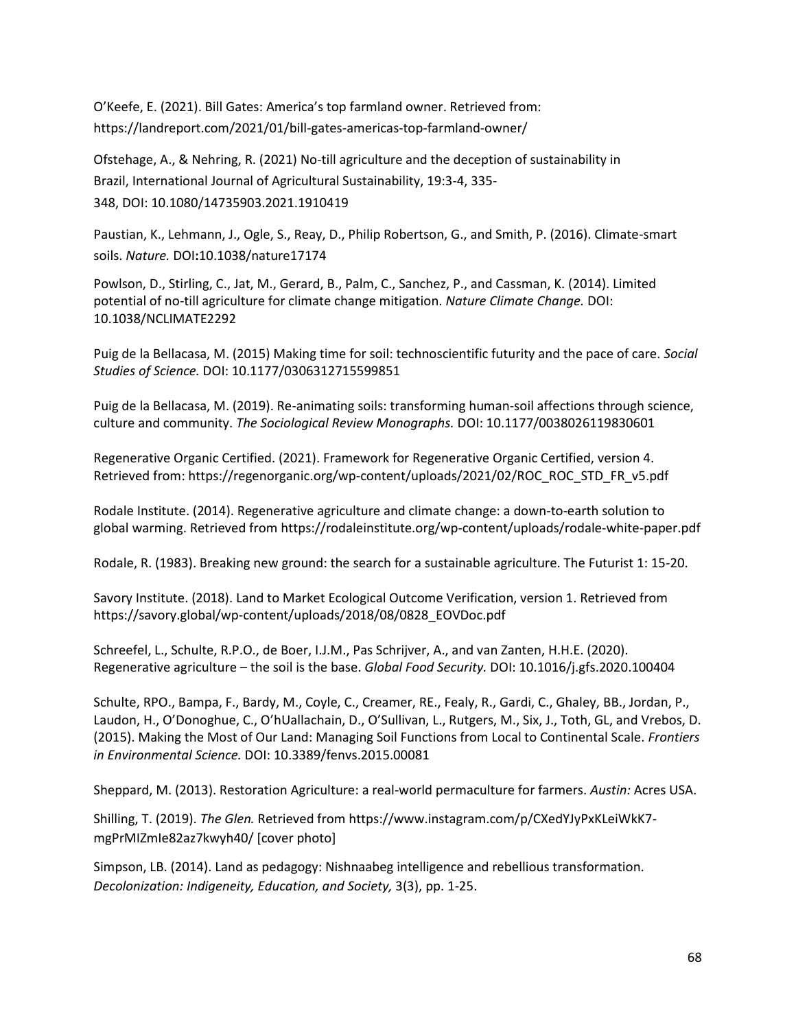O'Keefe, E. (2021). Bill Gates: America's top farmland owner. Retrieved from: https://landreport.com/2021/01/bill-gates-americas-top-farmland-owner/

Ofstehage, A., & Nehring, R. (2021) No-till agriculture and the deception of sustainability in Brazil, International Journal of Agricultural Sustainability, 19:3-4, 335-348, DOI: 10.1080/14735903.2021.1910419

Paustian, K., Lehmann, J., Ogle, S., Reay, D., Philip Robertson, G., and Smith, P. (2016). Climate-smart soils. *Nature.* DOI**:**10.1038/nature17174

Powlson, D., Stirling, C., Jat, M., Gerard, B., Palm, C., Sanchez, P., and Cassman, K. (2014). Limited potential of no-till agriculture for climate change mitigation. *Nature Climate Change.* DOI: 10.1038/NCLIMATE2292

Puig de la Bellacasa, M. (2015) Making time for soil: technoscientific futurity and the pace of care. *Social Studies of Science.* DOI: 10.1177/0306312715599851

Puig de la Bellacasa, M. (2019). Re-animating soils: transforming human-soil affections through science, culture and community. *The Sociological Review Monographs.* DOI: 10.1177/0038026119830601

Regenerative Organic Certified. (2021). Framework for Regenerative Organic Certified, version 4. Retrieved from: https://regenorganic.org/wp-content/uploads/2021/02/ROC_ROC_STD_FR_v5.pdf

Rodale Institute. (2014). Regenerative agriculture and climate change: a down-to-earth solution to global warming. Retrieved from https://rodaleinstitute.org/wp-content/uploads/rodale-white-paper.pdf

Rodale, R. (1983). Breaking new ground: the search for a sustainable agriculture. The Futurist 1: 15-20.

Savory Institute. (2018). Land to Market Ecological Outcome Verification, version 1. Retrieved from https://savory.global/wp-content/uploads/2018/08/0828_EOVDoc.pdf

Schreefel, L., Schulte, R.P.O., de Boer, I.J.M., Pas Schrijver, A., and van Zanten, H.H.E. (2020). Regenerative agriculture – the soil is the base. *Global Food Security.* DOI: 10.1016/j.gfs.2020.100404

Schulte, RPO., Bampa, F., Bardy, M., Coyle, C., Creamer, RE., Fealy, R., Gardi, C., Ghaley, BB., Jordan, P., Laudon, H., O'Donoghue, C., O'hUallachain, D., O'Sullivan, L., Rutgers, M., Six, J., Toth, GL, and Vrebos, D. (2015). Making the Most of Our Land: Managing Soil Functions from Local to Continental Scale. *Frontiers in Environmental Science.* DOI: 10.3389/fenvs.2015.00081

Sheppard, M. (2013). Restoration Agriculture: a real-world permaculture for farmers. *Austin:* Acres USA.

Shilling, T. (2019). *The Glen.* Retrieved from https://www.instagram.com/p/CXedYJyPxKLeiWkK7-mgPrMIZmIe82az7kwyh40/ [cover photo]

Simpson, LB. (2014). Land as pedagogy: Nishnaabeg intelligence and rebellious transformation. *Decolonization: Indigeneity, Education, and Society,* 3(3), pp. 1-25.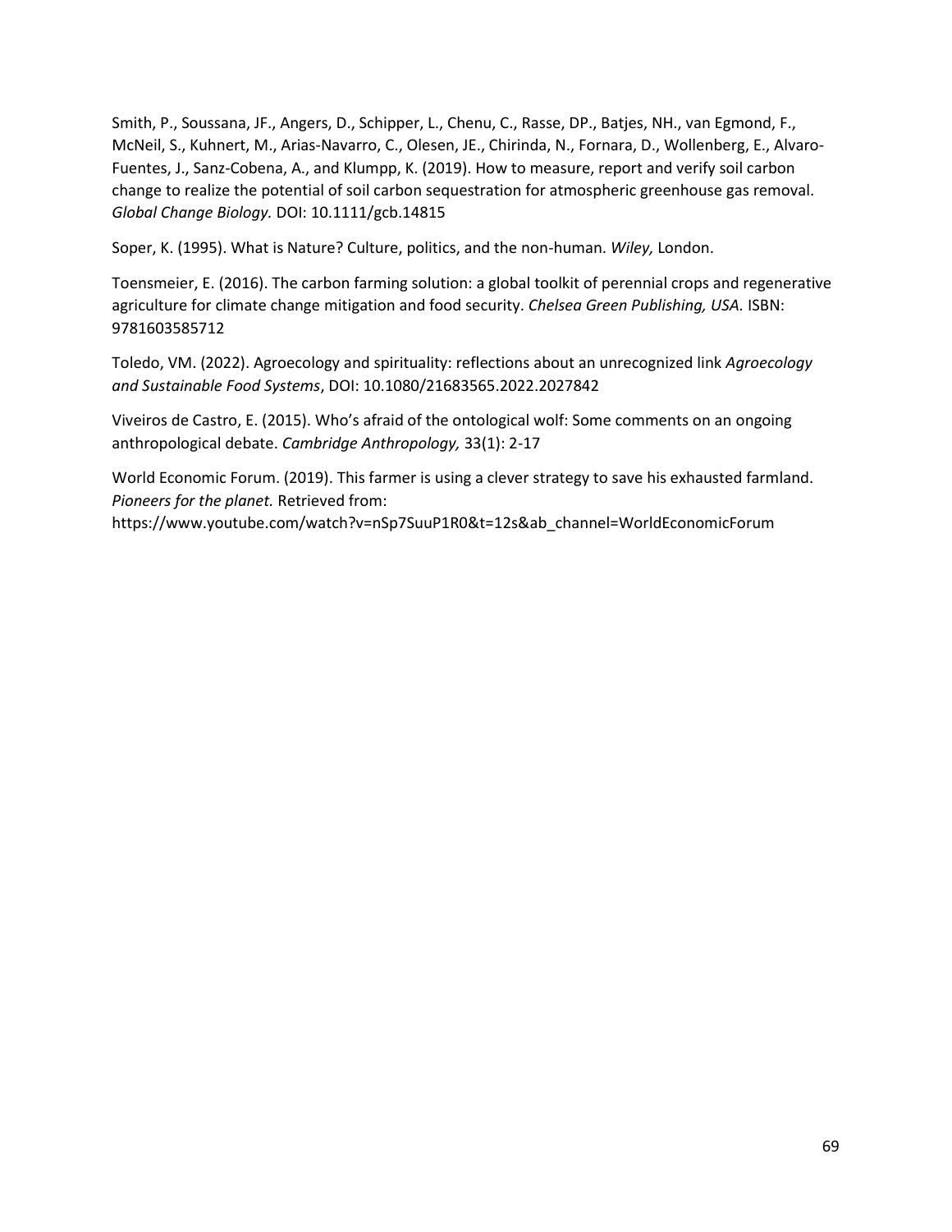Smith, P., Soussana, JF., Angers, D., Schipper, L., Chenu, C., Rasse, DP., Batjes, NH., van Egmond, F., McNeil, S., Kuhnert, M., Arias-Navarro, C., Olesen, JE., Chirinda, N., Fornara, D., Wollenberg, E., Alvaro-Fuentes, J., Sanz-Cobena, A., and Klumpp, K. (2019). How to measure, report and verify soil carbon change to realize the potential of soil carbon sequestration for atmospheric greenhouse gas removal. *Global Change Biology.* DOI: 10.1111/gcb.14815

Soper, K. (1995). What is Nature? Culture, politics, and the non-human. *Wiley,* London.

Toensmeier, E. (2016). The carbon farming solution: a global toolkit of perennial crops and regenerative agriculture for climate change mitigation and food security. *Chelsea Green Publishing, USA.* ISBN: 9781603585712

Toledo, VM. (2022). Agroecology and spirituality: reflections about an unrecognized link *Agroecology and Sustainable Food Systems*, DOI: 10.1080/21683565.2022.2027842

Viveiros de Castro, E. (2015). Who's afraid of the ontological wolf: Some comments on an ongoing anthropological debate. *Cambridge Anthropology,* 33(1): 2-17

World Economic Forum. (2019). This farmer is using a clever strategy to save his exhausted farmland. *Pioneers for the planet.* Retrieved from: https://www.youtube.com/watch?v=nSp7SuuP1R0&t=12s&ab_channel=WorldEconomicForum